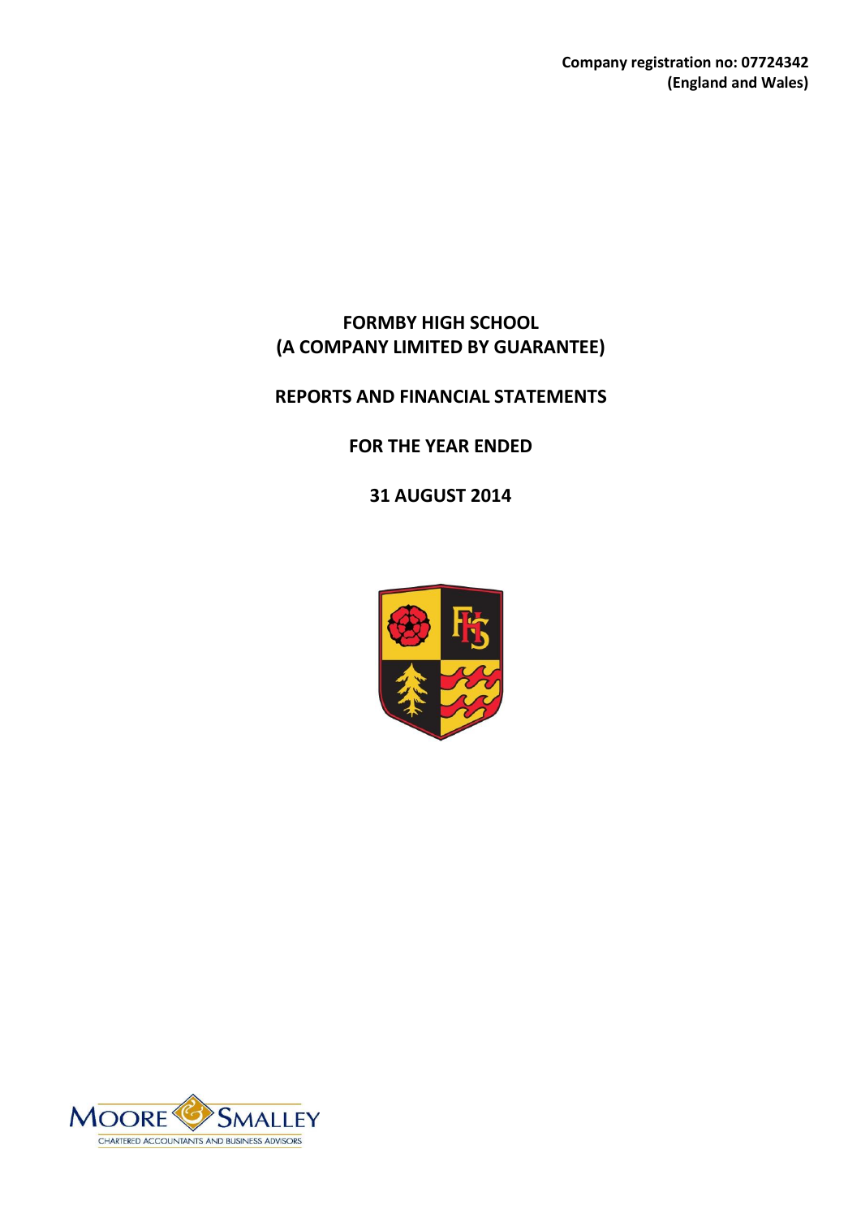**Company registration no: 07724342**
**(England and Wales)**

# FORMBY HIGH SCHOOL
# (A COMPANY LIMITED BY GUARANTEE)

## REPORTS AND FINANCIAL STATEMENTS

## FOR THE YEAR ENDED

## 31 AUGUST 2014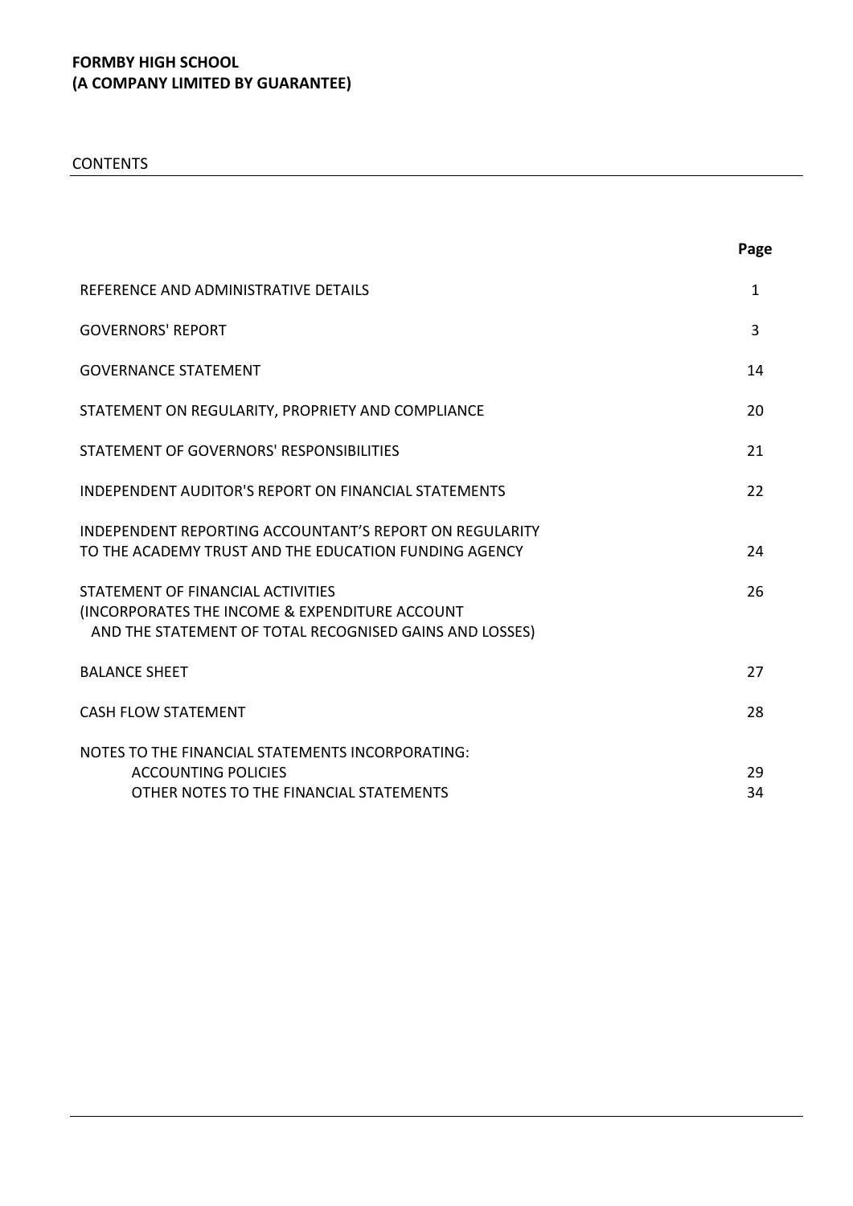**FORMBY HIGH SCHOOL**
**(A COMPANY LIMITED BY GUARANTEE)**

CONTENTS

| | Page |
|---|---|
| REFERENCE AND ADMINISTRATIVE DETAILS | 1 |
| GOVERNORS' REPORT | 3 |
| GOVERNANCE STATEMENT | 14 |
| STATEMENT ON REGULARITY, PROPRIETY AND COMPLIANCE | 20 |
| STATEMENT OF GOVERNORS' RESPONSIBILITIES | 21 |
| INDEPENDENT AUDITOR'S REPORT ON FINANCIAL STATEMENTS | 22 |
| INDEPENDENT REPORTING ACCOUNTANT'S REPORT ON REGULARITY TO THE ACADEMY TRUST AND THE EDUCATION FUNDING AGENCY | 24 |
| STATEMENT OF FINANCIAL ACTIVITIES (INCORPORATES THE INCOME & EXPENDITURE ACCOUNT AND THE STATEMENT OF TOTAL RECOGNISED GAINS AND LOSSES) | 26 |
| BALANCE SHEET | 27 |
| CASH FLOW STATEMENT | 28 |
| NOTES TO THE FINANCIAL STATEMENTS INCORPORATING: | |
| ACCOUNTING POLICIES | 29 |
| OTHER NOTES TO THE FINANCIAL STATEMENTS | 34 |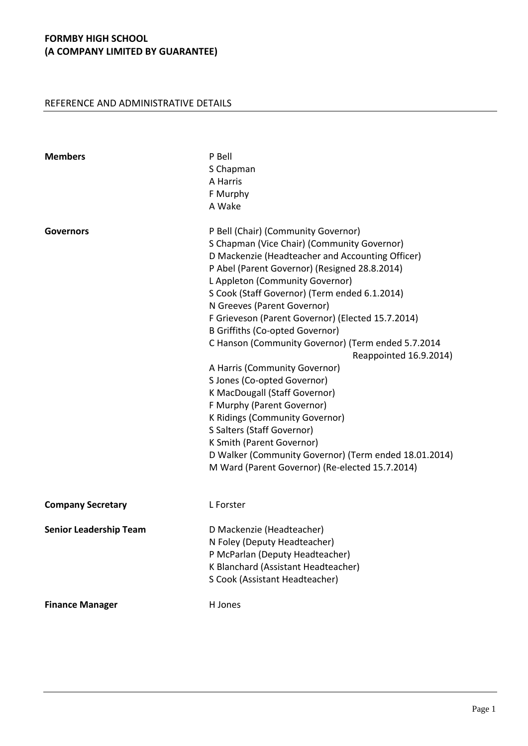**FORMBY HIGH SCHOOL**
**(A COMPANY LIMITED BY GUARANTEE)**

## REFERENCE AND ADMINISTRATIVE DETAILS

| | |
|---|---|
| **Members** | P Bell<br>S Chapman<br>A Harris<br>F Murphy<br>A Wake |
| **Governors** | P Bell (Chair) (Community Governor)<br>S Chapman (Vice Chair) (Community Governor)<br>D Mackenzie (Headteacher and Accounting Officer)<br>P Abel (Parent Governor) (Resigned 28.8.2014)<br>L Appleton (Community Governor)<br>S Cook (Staff Governor) (Term ended 6.1.2014)<br>N Greeves (Parent Governor)<br>F Grieveson (Parent Governor) (Elected 15.7.2014)<br>B Griffiths (Co-opted Governor)<br>C Hanson (Community Governor) (Term ended 5.7.2014 Reappointed 16.9.2014)<br>A Harris (Community Governor)<br>S Jones (Co-opted Governor)<br>K MacDougall (Staff Governor)<br>F Murphy (Parent Governor)<br>K Ridings (Community Governor)<br>S Salters (Staff Governor)<br>K Smith (Parent Governor)<br>D Walker (Community Governor) (Term ended 18.01.2014)<br>M Ward (Parent Governor) (Re-elected 15.7.2014) |
| **Company Secretary** | L Forster |
| **Senior Leadership Team** | D Mackenzie (Headteacher)<br>N Foley (Deputy Headteacher)<br>P McParlan (Deputy Headteacher)<br>K Blanchard (Assistant Headteacher)<br>S Cook (Assistant Headteacher) |
| **Finance Manager** | H Jones |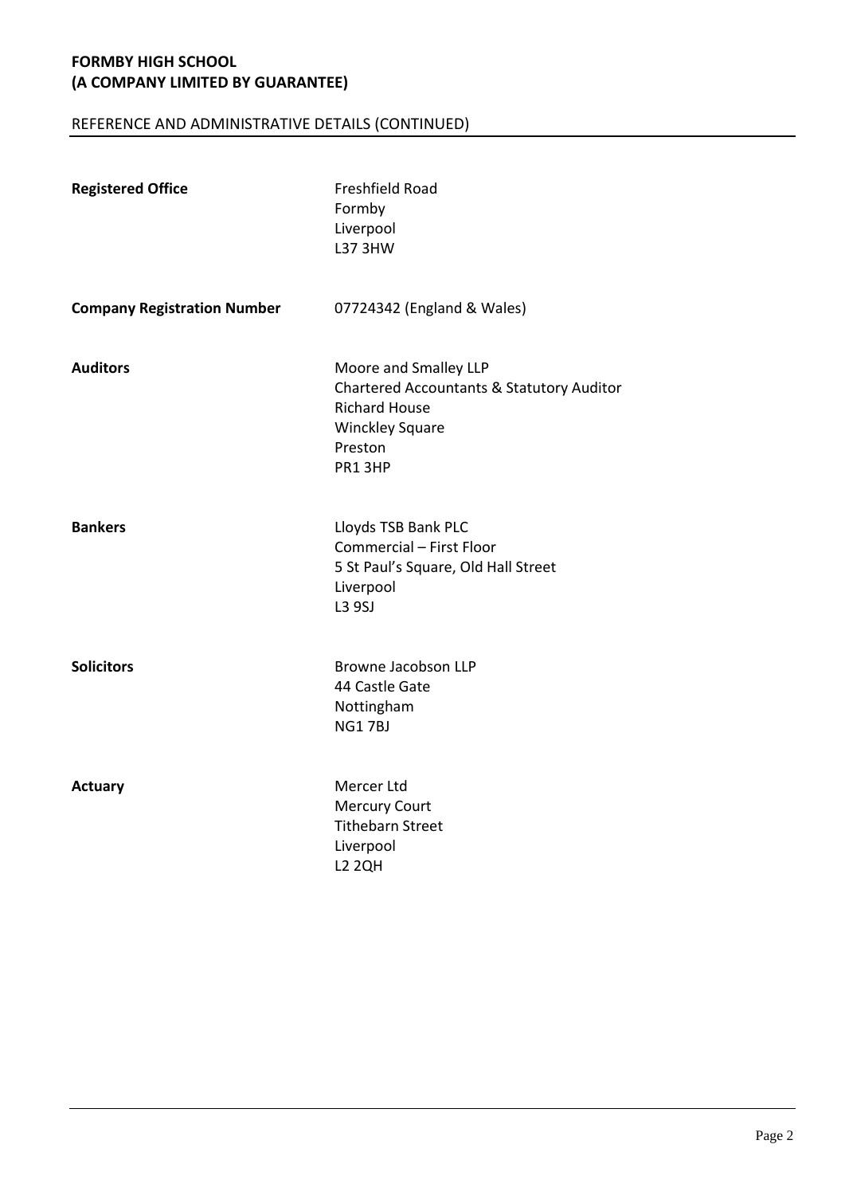## REFERENCE AND ADMINISTRATIVE DETAILS (CONTINUED)

| | |
|---|---|
| **Registered Office** | Freshfield Road<br>Formby<br>Liverpool<br>L37 3HW |
| **Company Registration Number** | 07724342 (England & Wales) |
| **Auditors** | Moore and Smalley LLP<br>Chartered Accountants & Statutory Auditor<br>Richard House<br>Winckley Square<br>Preston<br>PR1 3HP |
| **Bankers** | Lloyds TSB Bank PLC<br>Commercial – First Floor<br>5 St Paul's Square, Old Hall Street<br>Liverpool<br>L3 9SJ |
| **Solicitors** | Browne Jacobson LLP<br>44 Castle Gate<br>Nottingham<br>NG1 7BJ |
| **Actuary** | Mercer Ltd<br>Mercury Court<br>Tithebarn Street<br>Liverpool<br>L2 2QH |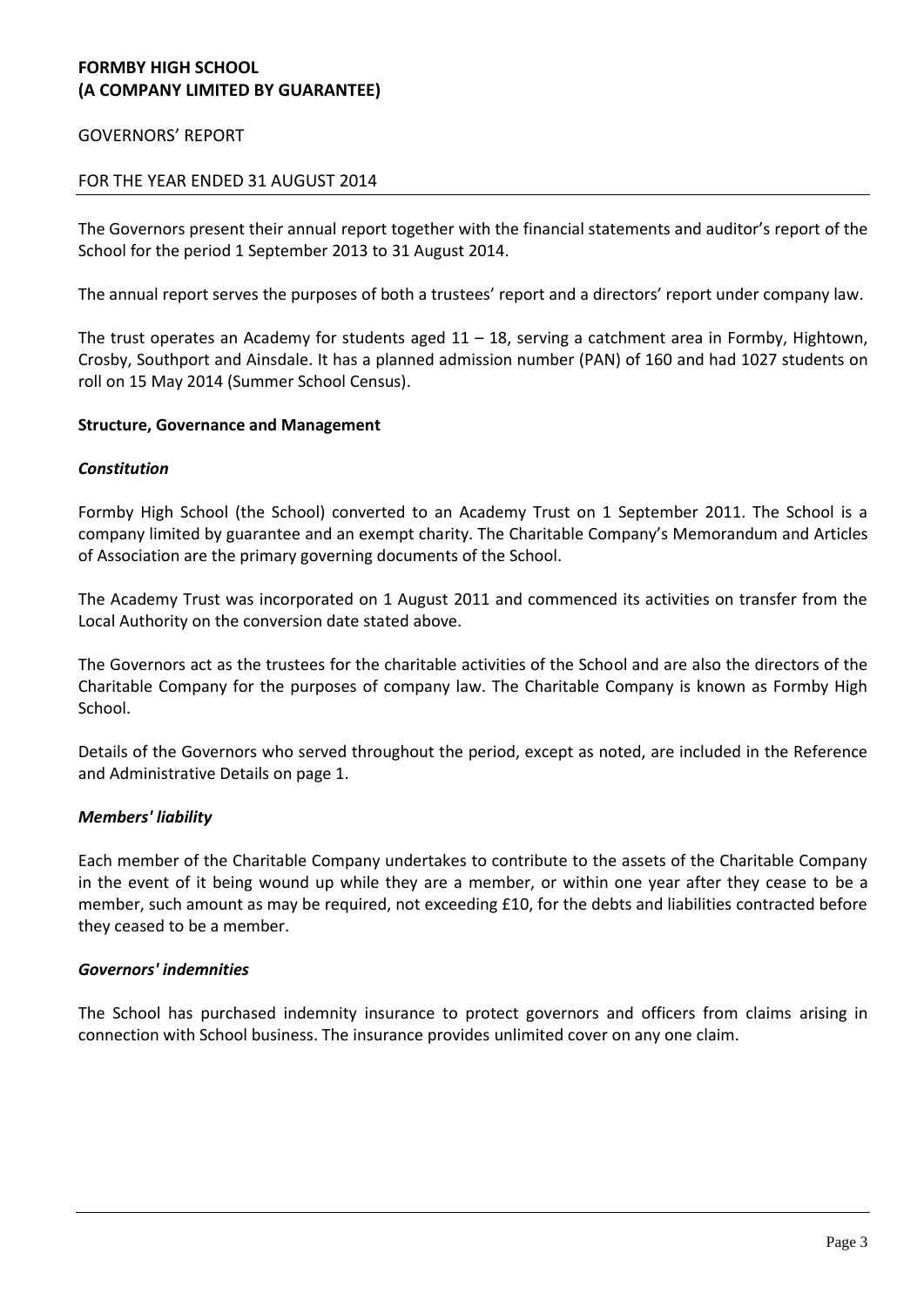# FORMBY HIGH SCHOOL
# (A COMPANY LIMITED BY GUARANTEE)

GOVERNORS' REPORT

FOR THE YEAR ENDED 31 AUGUST 2014

The Governors present their annual report together with the financial statements and auditor's report of the School for the period 1 September 2013 to 31 August 2014.

The annual report serves the purposes of both a trustees' report and a directors' report under company law.

The trust operates an Academy for students aged 11 – 18, serving a catchment area in Formby, Hightown, Crosby, Southport and Ainsdale. It has a planned admission number (PAN) of 160 and had 1027 students on roll on 15 May 2014 (Summer School Census).

**Structure, Governance and Management**

***Constitution***

Formby High School (the School) converted to an Academy Trust on 1 September 2011. The School is a company limited by guarantee and an exempt charity. The Charitable Company's Memorandum and Articles of Association are the primary governing documents of the School.

The Academy Trust was incorporated on 1 August 2011 and commenced its activities on transfer from the Local Authority on the conversion date stated above.

The Governors act as the trustees for the charitable activities of the School and are also the directors of the Charitable Company for the purposes of company law. The Charitable Company is known as Formby High School.

Details of the Governors who served throughout the period, except as noted, are included in the Reference and Administrative Details on page 1.

***Members' liability***

Each member of the Charitable Company undertakes to contribute to the assets of the Charitable Company in the event of it being wound up while they are a member, or within one year after they cease to be a member, such amount as may be required, not exceeding £10, for the debts and liabilities contracted before they ceased to be a member.

***Governors' indemnities***

The School has purchased indemnity insurance to protect governors and officers from claims arising in connection with School business. The insurance provides unlimited cover on any one claim.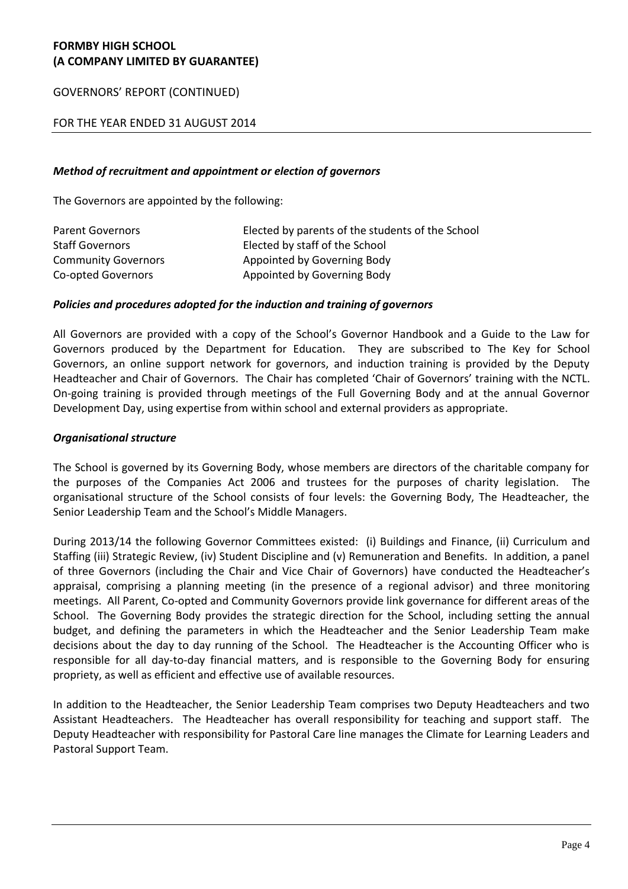### *Method of recruitment and appointment or election of governors*

The Governors are appointed by the following:

| | |
|---|---|
| Parent Governors | Elected by parents of the students of the School |
| Staff Governors | Elected by staff of the School |
| Community Governors | Appointed by Governing Body |
| Co-opted Governors | Appointed by Governing Body |

### *Policies and procedures adopted for the induction and training of governors*

All Governors are provided with a copy of the School's Governor Handbook and a Guide to the Law for Governors produced by the Department for Education. They are subscribed to The Key for School Governors, an online support network for governors, and induction training is provided by the Deputy Headteacher and Chair of Governors. The Chair has completed 'Chair of Governors' training with the NCTL. On-going training is provided through meetings of the Full Governing Body and at the annual Governor Development Day, using expertise from within school and external providers as appropriate.

### *Organisational structure*

The School is governed by its Governing Body, whose members are directors of the charitable company for the purposes of the Companies Act 2006 and trustees for the purposes of charity legislation. The organisational structure of the School consists of four levels: the Governing Body, The Headteacher, the Senior Leadership Team and the School's Middle Managers.

During 2013/14 the following Governor Committees existed: (i) Buildings and Finance, (ii) Curriculum and Staffing (iii) Strategic Review, (iv) Student Discipline and (v) Remuneration and Benefits. In addition, a panel of three Governors (including the Chair and Vice Chair of Governors) have conducted the Headteacher's appraisal, comprising a planning meeting (in the presence of a regional advisor) and three monitoring meetings. All Parent, Co-opted and Community Governors provide link governance for different areas of the School. The Governing Body provides the strategic direction for the School, including setting the annual budget, and defining the parameters in which the Headteacher and the Senior Leadership Team make decisions about the day to day running of the School. The Headteacher is the Accounting Officer who is responsible for all day-to-day financial matters, and is responsible to the Governing Body for ensuring propriety, as well as efficient and effective use of available resources.

In addition to the Headteacher, the Senior Leadership Team comprises two Deputy Headteachers and two Assistant Headteachers. The Headteacher has overall responsibility for teaching and support staff. The Deputy Headteacher with responsibility for Pastoral Care line manages the Climate for Learning Leaders and Pastoral Support Team.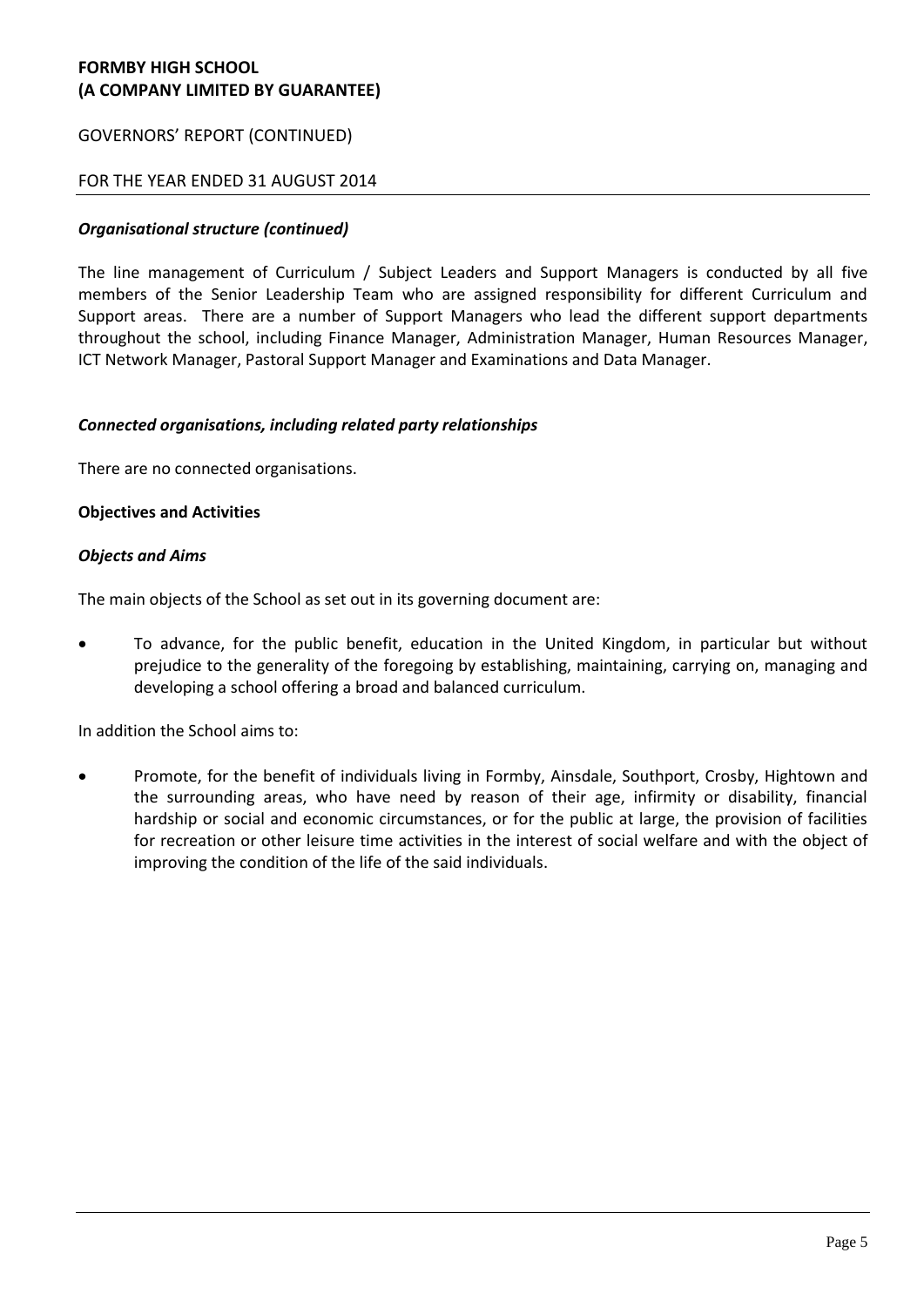### *Organisational structure (continued)*

The line management of Curriculum / Subject Leaders and Support Managers is conducted by all five members of the Senior Leadership Team who are assigned responsibility for different Curriculum and Support areas. There are a number of Support Managers who lead the different support departments throughout the school, including Finance Manager, Administration Manager, Human Resources Manager, ICT Network Manager, Pastoral Support Manager and Examinations and Data Manager.

### *Connected organisations, including related party relationships*

There are no connected organisations.

## Objectives and Activities

### *Objects and Aims*

The main objects of the School as set out in its governing document are:

- To advance, for the public benefit, education in the United Kingdom, in particular but without prejudice to the generality of the foregoing by establishing, maintaining, carrying on, managing and developing a school offering a broad and balanced curriculum.

In addition the School aims to:

- Promote, for the benefit of individuals living in Formby, Ainsdale, Southport, Crosby, Hightown and the surrounding areas, who have need by reason of their age, infirmity or disability, financial hardship or social and economic circumstances, or for the public at large, the provision of facilities for recreation or other leisure time activities in the interest of social welfare and with the object of improving the condition of the life of the said individuals.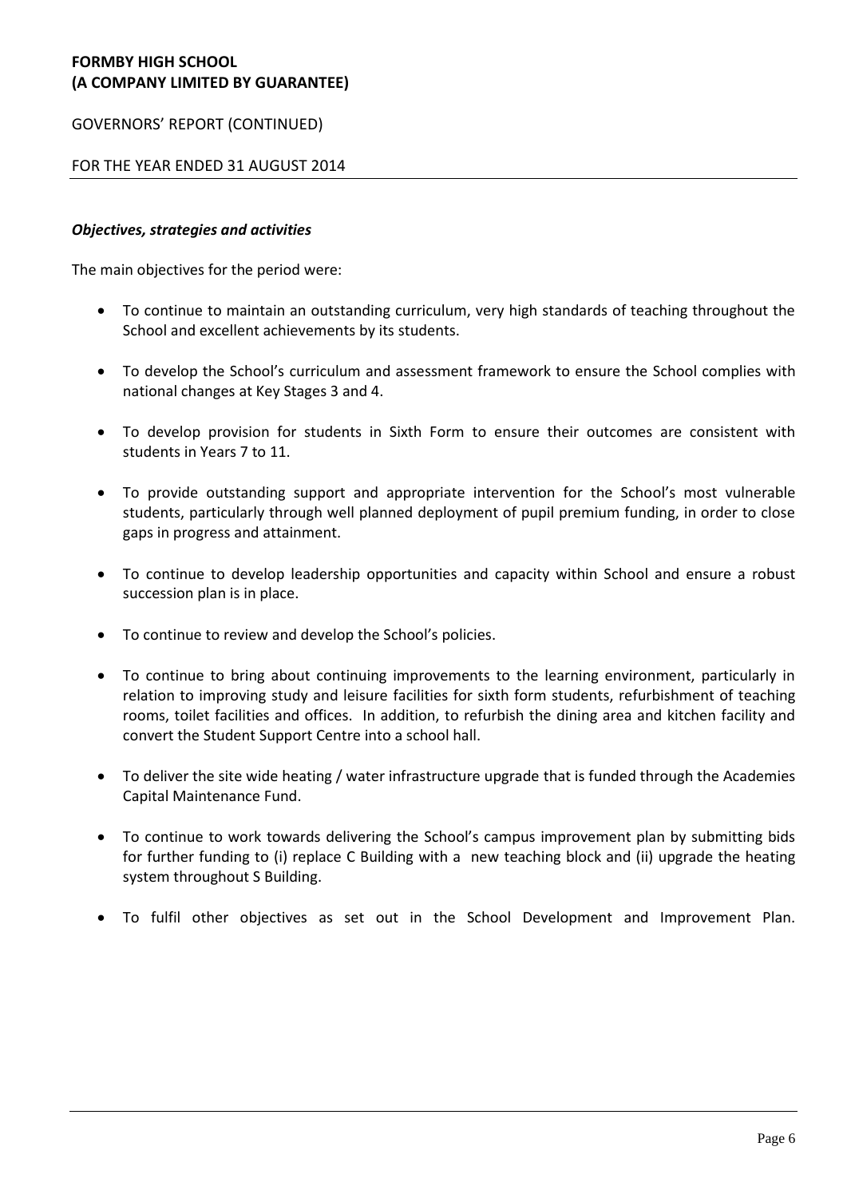### *Objectives, strategies and activities*

The main objectives for the period were:

- To continue to maintain an outstanding curriculum, very high standards of teaching throughout the School and excellent achievements by its students.
- To develop the School's curriculum and assessment framework to ensure the School complies with national changes at Key Stages 3 and 4.
- To develop provision for students in Sixth Form to ensure their outcomes are consistent with students in Years 7 to 11.
- To provide outstanding support and appropriate intervention for the School's most vulnerable students, particularly through well planned deployment of pupil premium funding, in order to close gaps in progress and attainment.
- To continue to develop leadership opportunities and capacity within School and ensure a robust succession plan is in place.
- To continue to review and develop the School's policies.
- To continue to bring about continuing improvements to the learning environment, particularly in relation to improving study and leisure facilities for sixth form students, refurbishment of teaching rooms, toilet facilities and offices. In addition, to refurbish the dining area and kitchen facility and convert the Student Support Centre into a school hall.
- To deliver the site wide heating / water infrastructure upgrade that is funded through the Academies Capital Maintenance Fund.
- To continue to work towards delivering the School's campus improvement plan by submitting bids for further funding to (i) replace C Building with a new teaching block and (ii) upgrade the heating system throughout S Building.
- To fulfil other objectives as set out in the School Development and Improvement Plan.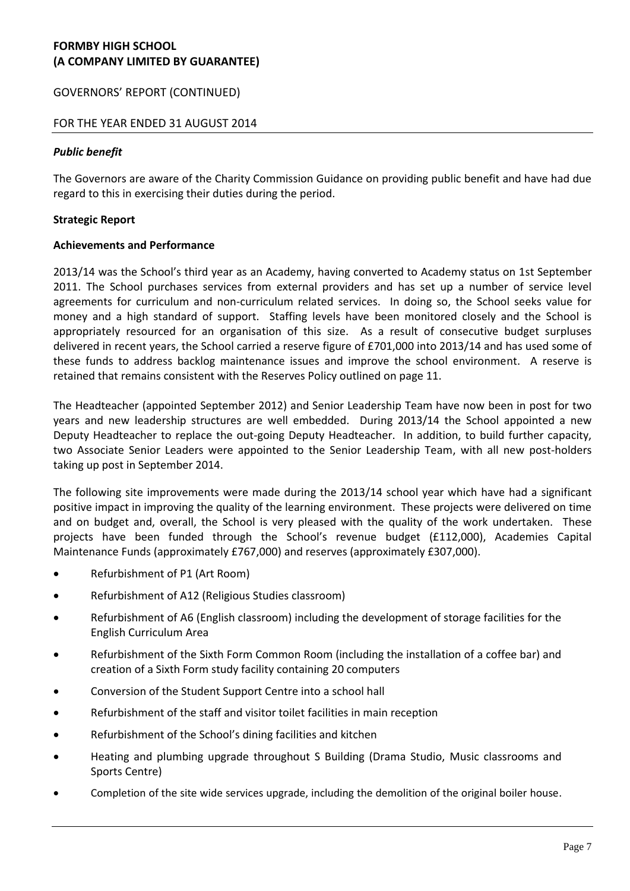### *Public benefit*

The Governors are aware of the Charity Commission Guidance on providing public benefit and have had due regard to this in exercising their duties during the period.

**Strategic Report**

**Achievements and Performance**

2013/14 was the School's third year as an Academy, having converted to Academy status on 1st September 2011. The School purchases services from external providers and has set up a number of service level agreements for curriculum and non-curriculum related services. In doing so, the School seeks value for money and a high standard of support. Staffing levels have been monitored closely and the School is appropriately resourced for an organisation of this size. As a result of consecutive budget surpluses delivered in recent years, the School carried a reserve figure of £701,000 into 2013/14 and has used some of these funds to address backlog maintenance issues and improve the school environment. A reserve is retained that remains consistent with the Reserves Policy outlined on page 11.

The Headteacher (appointed September 2012) and Senior Leadership Team have now been in post for two years and new leadership structures are well embedded. During 2013/14 the School appointed a new Deputy Headteacher to replace the out-going Deputy Headteacher. In addition, to build further capacity, two Associate Senior Leaders were appointed to the Senior Leadership Team, with all new post-holders taking up post in September 2014.

The following site improvements were made during the 2013/14 school year which have had a significant positive impact in improving the quality of the learning environment. These projects were delivered on time and on budget and, overall, the School is very pleased with the quality of the work undertaken. These projects have been funded through the School's revenue budget (£112,000), Academies Capital Maintenance Funds (approximately £767,000) and reserves (approximately £307,000).

- Refurbishment of P1 (Art Room)
- Refurbishment of A12 (Religious Studies classroom)
- Refurbishment of A6 (English classroom) including the development of storage facilities for the English Curriculum Area
- Refurbishment of the Sixth Form Common Room (including the installation of a coffee bar) and creation of a Sixth Form study facility containing 20 computers
- Conversion of the Student Support Centre into a school hall
- Refurbishment of the staff and visitor toilet facilities in main reception
- Refurbishment of the School's dining facilities and kitchen
- Heating and plumbing upgrade throughout S Building (Drama Studio, Music classrooms and Sports Centre)
- Completion of the site wide services upgrade, including the demolition of the original boiler house.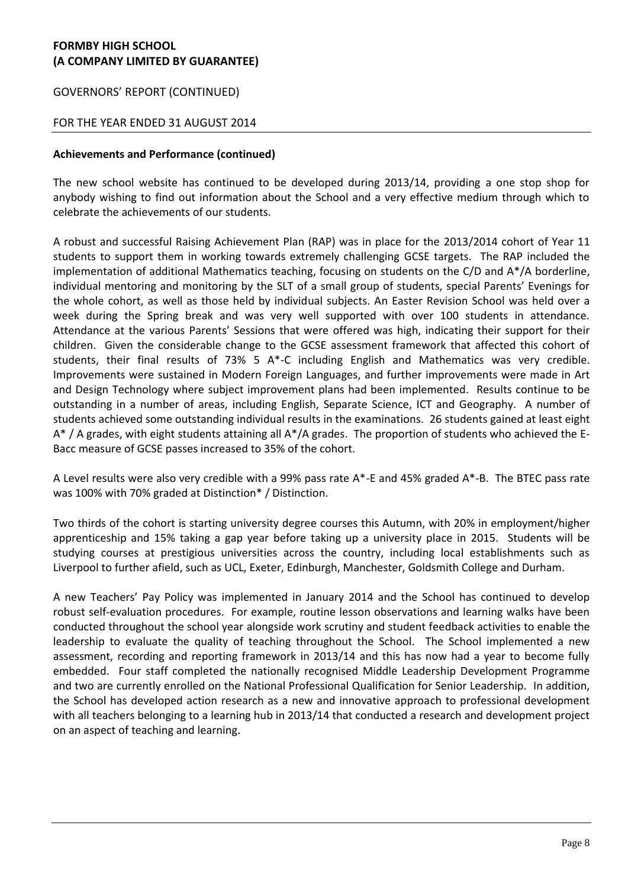**Achievements and Performance (continued)**

The new school website has continued to be developed during 2013/14, providing a one stop shop for anybody wishing to find out information about the School and a very effective medium through which to celebrate the achievements of our students.

A robust and successful Raising Achievement Plan (RAP) was in place for the 2013/2014 cohort of Year 11 students to support them in working towards extremely challenging GCSE targets. The RAP included the implementation of additional Mathematics teaching, focusing on students on the C/D and A*/A borderline, individual mentoring and monitoring by the SLT of a small group of students, special Parents' Evenings for the whole cohort, as well as those held by individual subjects. An Easter Revision School was held over a week during the Spring break and was very well supported with over 100 students in attendance. Attendance at the various Parents' Sessions that were offered was high, indicating their support for their children. Given the considerable change to the GCSE assessment framework that affected this cohort of students, their final results of 73% 5 A*-C including English and Mathematics was very credible. Improvements were sustained in Modern Foreign Languages, and further improvements were made in Art and Design Technology where subject improvement plans had been implemented. Results continue to be outstanding in a number of areas, including English, Separate Science, ICT and Geography. A number of students achieved some outstanding individual results in the examinations. 26 students gained at least eight A* / A grades, with eight students attaining all A*/A grades. The proportion of students who achieved the E-Bacc measure of GCSE passes increased to 35% of the cohort.

A Level results were also very credible with a 99% pass rate A*-E and 45% graded A*-B. The BTEC pass rate was 100% with 70% graded at Distinction* / Distinction.

Two thirds of the cohort is starting university degree courses this Autumn, with 20% in employment/higher apprenticeship and 15% taking a gap year before taking up a university place in 2015. Students will be studying courses at prestigious universities across the country, including local establishments such as Liverpool to further afield, such as UCL, Exeter, Edinburgh, Manchester, Goldsmith College and Durham.

A new Teachers' Pay Policy was implemented in January 2014 and the School has continued to develop robust self-evaluation procedures. For example, routine lesson observations and learning walks have been conducted throughout the school year alongside work scrutiny and student feedback activities to enable the leadership to evaluate the quality of teaching throughout the School. The School implemented a new assessment, recording and reporting framework in 2013/14 and this has now had a year to become fully embedded. Four staff completed the nationally recognised Middle Leadership Development Programme and two are currently enrolled on the National Professional Qualification for Senior Leadership. In addition, the School has developed action research as a new and innovative approach to professional development with all teachers belonging to a learning hub in 2013/14 that conducted a research and development project on an aspect of teaching and learning.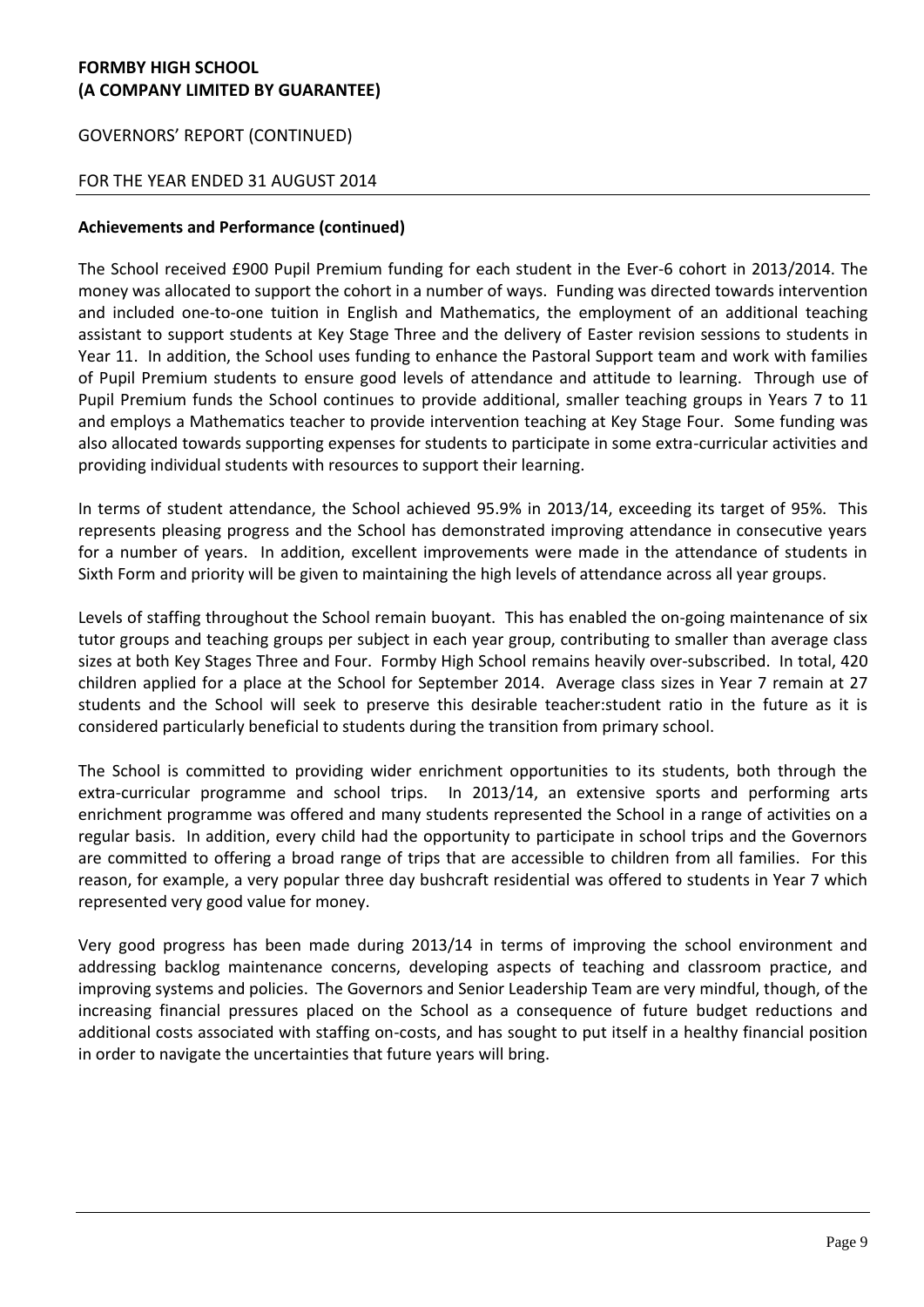**Achievements and Performance (continued)**

The School received £900 Pupil Premium funding for each student in the Ever-6 cohort in 2013/2014. The money was allocated to support the cohort in a number of ways. Funding was directed towards intervention and included one-to-one tuition in English and Mathematics, the employment of an additional teaching assistant to support students at Key Stage Three and the delivery of Easter revision sessions to students in Year 11. In addition, the School uses funding to enhance the Pastoral Support team and work with families of Pupil Premium students to ensure good levels of attendance and attitude to learning. Through use of Pupil Premium funds the School continues to provide additional, smaller teaching groups in Years 7 to 11 and employs a Mathematics teacher to provide intervention teaching at Key Stage Four. Some funding was also allocated towards supporting expenses for students to participate in some extra-curricular activities and providing individual students with resources to support their learning.

In terms of student attendance, the School achieved 95.9% in 2013/14, exceeding its target of 95%. This represents pleasing progress and the School has demonstrated improving attendance in consecutive years for a number of years. In addition, excellent improvements were made in the attendance of students in Sixth Form and priority will be given to maintaining the high levels of attendance across all year groups.

Levels of staffing throughout the School remain buoyant. This has enabled the on-going maintenance of six tutor groups and teaching groups per subject in each year group, contributing to smaller than average class sizes at both Key Stages Three and Four. Formby High School remains heavily over-subscribed. In total, 420 children applied for a place at the School for September 2014. Average class sizes in Year 7 remain at 27 students and the School will seek to preserve this desirable teacher:student ratio in the future as it is considered particularly beneficial to students during the transition from primary school.

The School is committed to providing wider enrichment opportunities to its students, both through the extra-curricular programme and school trips. In 2013/14, an extensive sports and performing arts enrichment programme was offered and many students represented the School in a range of activities on a regular basis. In addition, every child had the opportunity to participate in school trips and the Governors are committed to offering a broad range of trips that are accessible to children from all families. For this reason, for example, a very popular three day bushcraft residential was offered to students in Year 7 which represented very good value for money.

Very good progress has been made during 2013/14 in terms of improving the school environment and addressing backlog maintenance concerns, developing aspects of teaching and classroom practice, and improving systems and policies. The Governors and Senior Leadership Team are very mindful, though, of the increasing financial pressures placed on the School as a consequence of future budget reductions and additional costs associated with staffing on-costs, and has sought to put itself in a healthy financial position in order to navigate the uncertainties that future years will bring.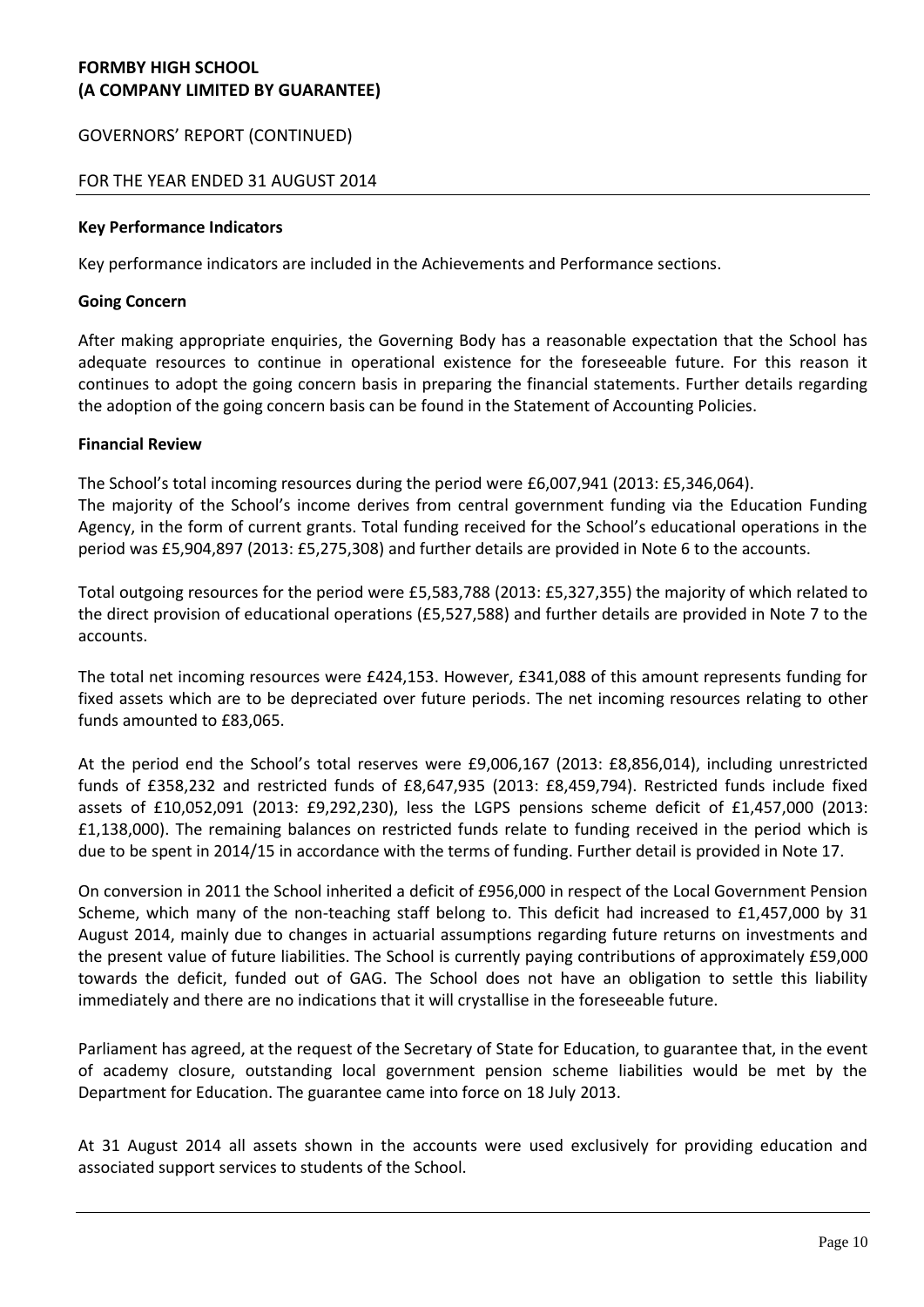**FORMBY HIGH SCHOOL**
**(A COMPANY LIMITED BY GUARANTEE)**

GOVERNORS' REPORT (CONTINUED)

FOR THE YEAR ENDED 31 AUGUST 2014

**Key Performance Indicators**

Key performance indicators are included in the Achievements and Performance sections.

**Going Concern**

After making appropriate enquiries, the Governing Body has a reasonable expectation that the School has adequate resources to continue in operational existence for the foreseeable future. For this reason it continues to adopt the going concern basis in preparing the financial statements. Further details regarding the adoption of the going concern basis can be found in the Statement of Accounting Policies.

**Financial Review**

The School's total incoming resources during the period were £6,007,941 (2013: £5,346,064).
The majority of the School's income derives from central government funding via the Education Funding Agency, in the form of current grants. Total funding received for the School's educational operations in the period was £5,904,897 (2013: £5,275,308) and further details are provided in Note 6 to the accounts.

Total outgoing resources for the period were £5,583,788 (2013: £5,327,355) the majority of which related to the direct provision of educational operations (£5,527,588) and further details are provided in Note 7 to the accounts.

The total net incoming resources were £424,153. However, £341,088 of this amount represents funding for fixed assets which are to be depreciated over future periods. The net incoming resources relating to other funds amounted to £83,065.

At the period end the School's total reserves were £9,006,167 (2013: £8,856,014), including unrestricted funds of £358,232 and restricted funds of £8,647,935 (2013: £8,459,794). Restricted funds include fixed assets of £10,052,091 (2013: £9,292,230), less the LGPS pensions scheme deficit of £1,457,000 (2013: £1,138,000). The remaining balances on restricted funds relate to funding received in the period which is due to be spent in 2014/15 in accordance with the terms of funding. Further detail is provided in Note 17.

On conversion in 2011 the School inherited a deficit of £956,000 in respect of the Local Government Pension Scheme, which many of the non-teaching staff belong to. This deficit had increased to £1,457,000 by 31 August 2014, mainly due to changes in actuarial assumptions regarding future returns on investments and the present value of future liabilities. The School is currently paying contributions of approximately £59,000 towards the deficit, funded out of GAG. The School does not have an obligation to settle this liability immediately and there are no indications that it will crystallise in the foreseeable future.

Parliament has agreed, at the request of the Secretary of State for Education, to guarantee that, in the event of academy closure, outstanding local government pension scheme liabilities would be met by the Department for Education. The guarantee came into force on 18 July 2013.

At 31 August 2014 all assets shown in the accounts were used exclusively for providing education and associated support services to students of the School.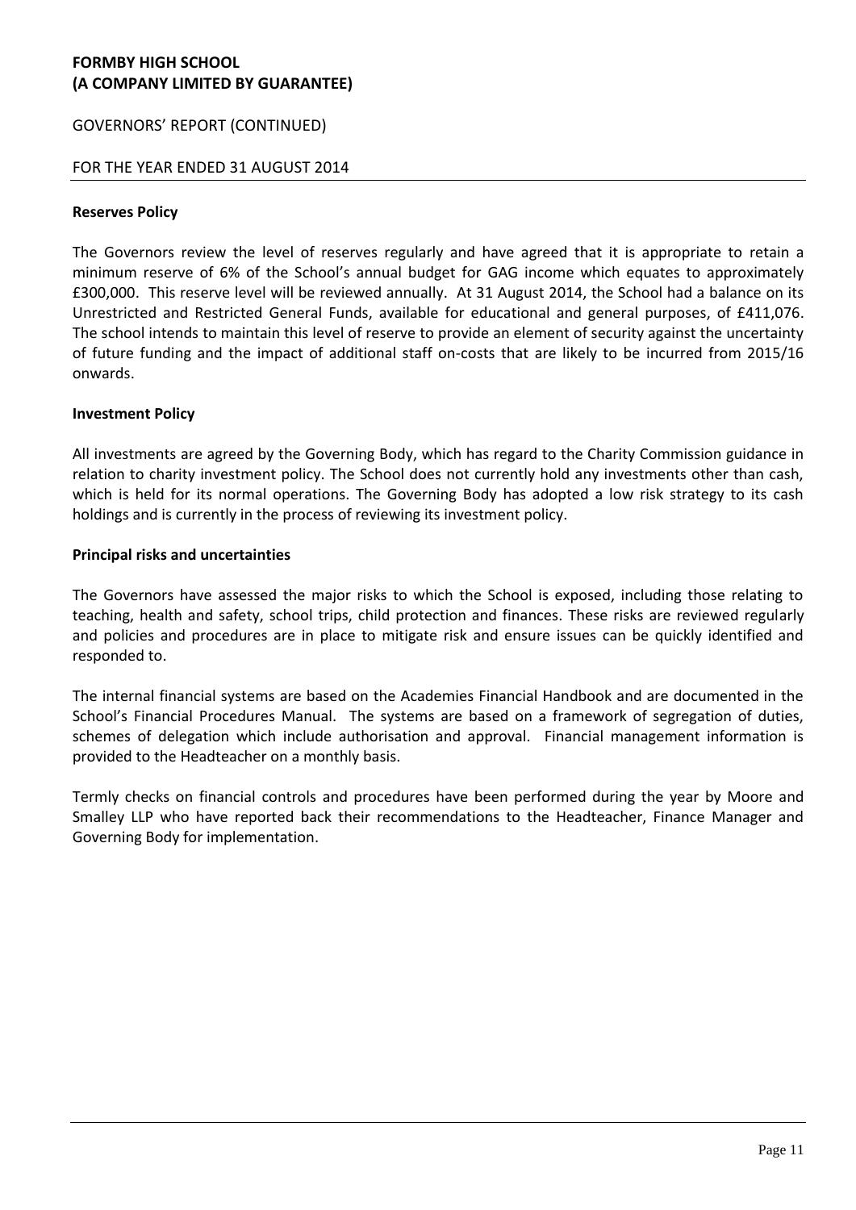**Reserves Policy**

The Governors review the level of reserves regularly and have agreed that it is appropriate to retain a minimum reserve of 6% of the School's annual budget for GAG income which equates to approximately £300,000. This reserve level will be reviewed annually. At 31 August 2014, the School had a balance on its Unrestricted and Restricted General Funds, available for educational and general purposes, of £411,076. The school intends to maintain this level of reserve to provide an element of security against the uncertainty of future funding and the impact of additional staff on-costs that are likely to be incurred from 2015/16 onwards.

**Investment Policy**

All investments are agreed by the Governing Body, which has regard to the Charity Commission guidance in relation to charity investment policy. The School does not currently hold any investments other than cash, which is held for its normal operations. The Governing Body has adopted a low risk strategy to its cash holdings and is currently in the process of reviewing its investment policy.

**Principal risks and uncertainties**

The Governors have assessed the major risks to which the School is exposed, including those relating to teaching, health and safety, school trips, child protection and finances. These risks are reviewed regularly and policies and procedures are in place to mitigate risk and ensure issues can be quickly identified and responded to.

The internal financial systems are based on the Academies Financial Handbook and are documented in the School's Financial Procedures Manual. The systems are based on a framework of segregation of duties, schemes of delegation which include authorisation and approval. Financial management information is provided to the Headteacher on a monthly basis.

Termly checks on financial controls and procedures have been performed during the year by Moore and Smalley LLP who have reported back their recommendations to the Headteacher, Finance Manager and Governing Body for implementation.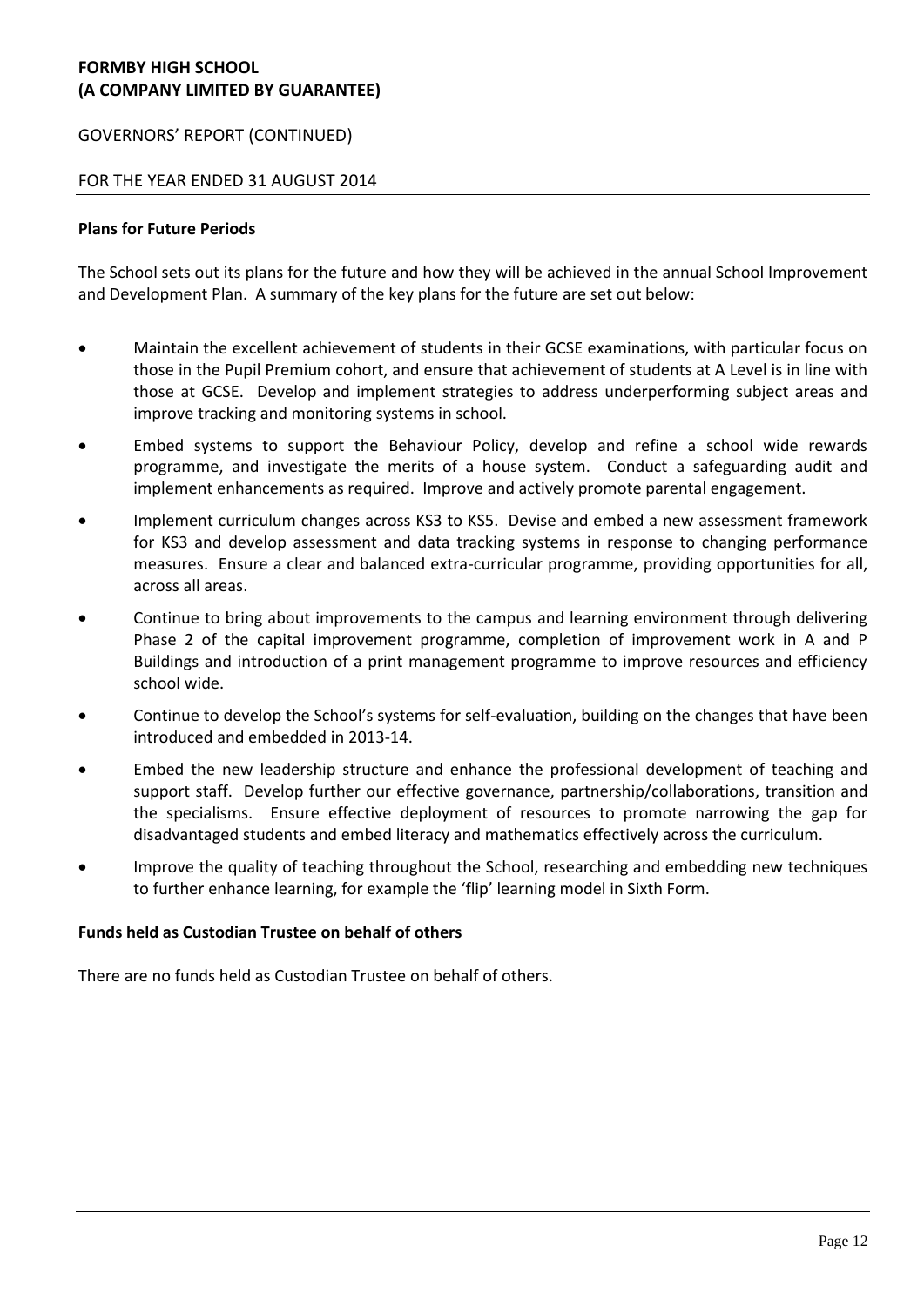**Plans for Future Periods**

The School sets out its plans for the future and how they will be achieved in the annual School Improvement and Development Plan. A summary of the key plans for the future are set out below:

- Maintain the excellent achievement of students in their GCSE examinations, with particular focus on those in the Pupil Premium cohort, and ensure that achievement of students at A Level is in line with those at GCSE. Develop and implement strategies to address underperforming subject areas and improve tracking and monitoring systems in school.
- Embed systems to support the Behaviour Policy, develop and refine a school wide rewards programme, and investigate the merits of a house system. Conduct a safeguarding audit and implement enhancements as required. Improve and actively promote parental engagement.
- Implement curriculum changes across KS3 to KS5. Devise and embed a new assessment framework for KS3 and develop assessment and data tracking systems in response to changing performance measures. Ensure a clear and balanced extra-curricular programme, providing opportunities for all, across all areas.
- Continue to bring about improvements to the campus and learning environment through delivering Phase 2 of the capital improvement programme, completion of improvement work in A and P Buildings and introduction of a print management programme to improve resources and efficiency school wide.
- Continue to develop the School's systems for self-evaluation, building on the changes that have been introduced and embedded in 2013-14.
- Embed the new leadership structure and enhance the professional development of teaching and support staff. Develop further our effective governance, partnership/collaborations, transition and the specialisms. Ensure effective deployment of resources to promote narrowing the gap for disadvantaged students and embed literacy and mathematics effectively across the curriculum.
- Improve the quality of teaching throughout the School, researching and embedding new techniques to further enhance learning, for example the 'flip' learning model in Sixth Form.

**Funds held as Custodian Trustee on behalf of others**

There are no funds held as Custodian Trustee on behalf of others.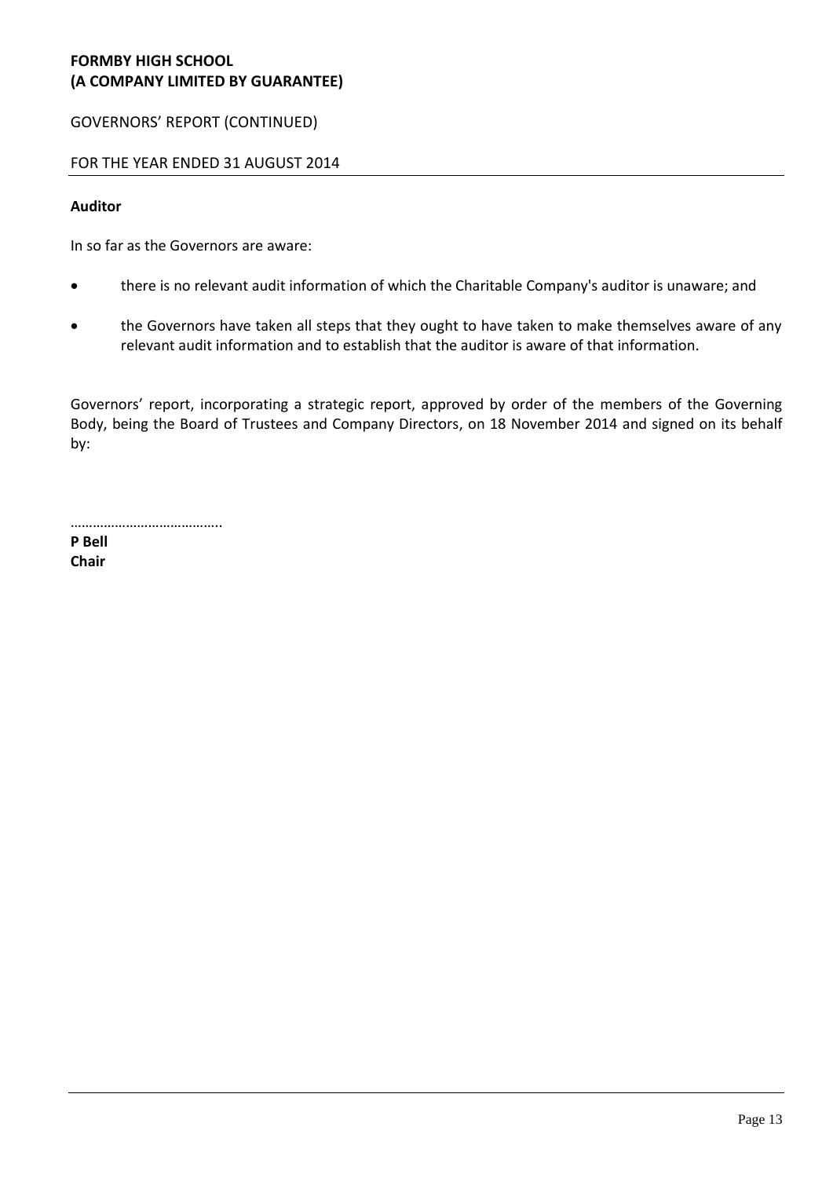**Auditor**

In so far as the Governors are aware:

- there is no relevant audit information of which the Charitable Company's auditor is unaware; and
- the Governors have taken all steps that they ought to have taken to make themselves aware of any relevant audit information and to establish that the auditor is aware of that information.

Governors' report, incorporating a strategic report, approved by order of the members of the Governing Body, being the Board of Trustees and Company Directors, on 18 November 2014 and signed on its behalf by:

…………………………………..

**P Bell**
**Chair**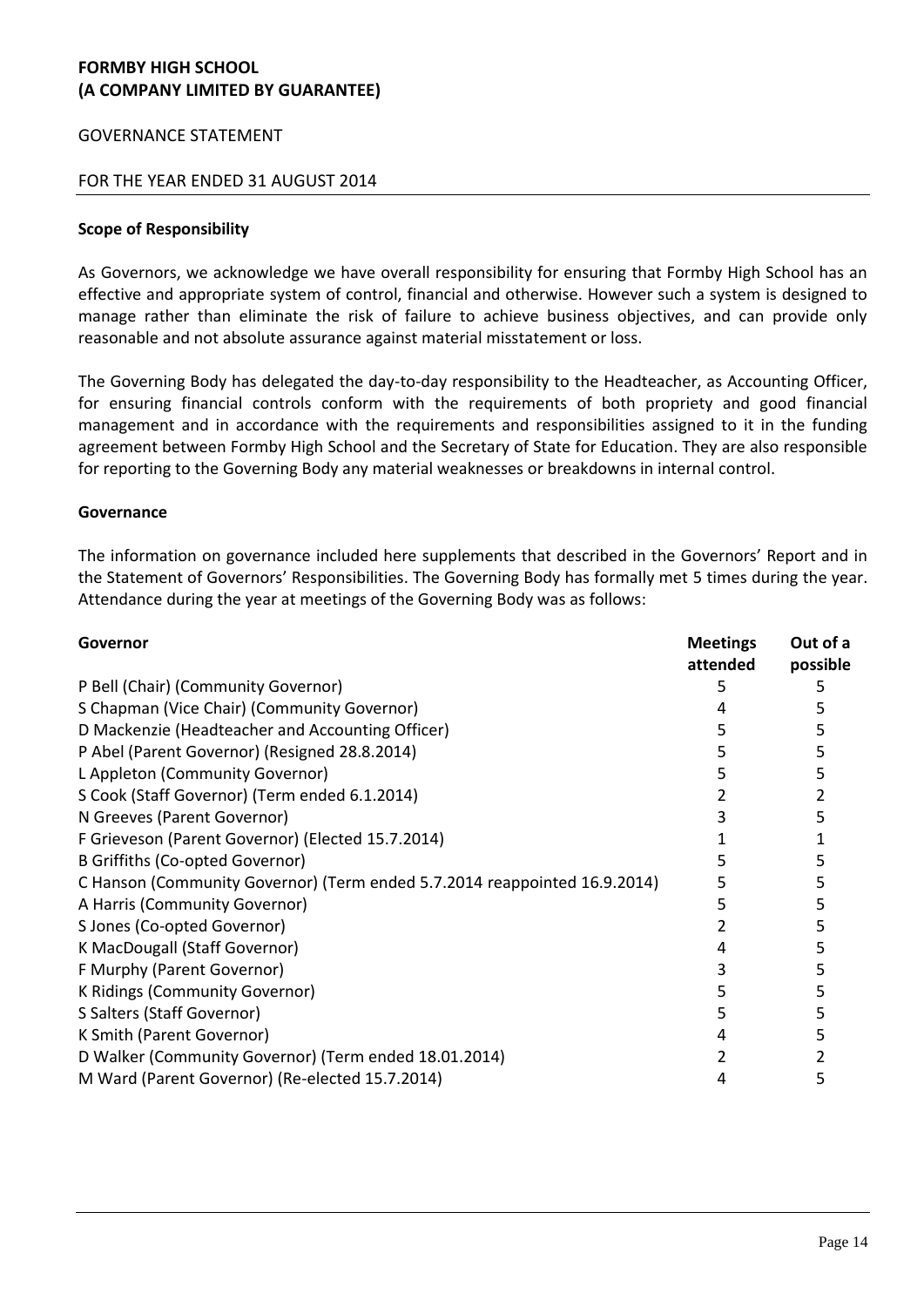**FORMBY HIGH SCHOOL**
**(A COMPANY LIMITED BY GUARANTEE)**

GOVERNANCE STATEMENT

FOR THE YEAR ENDED 31 AUGUST 2014

**Scope of Responsibility**

As Governors, we acknowledge we have overall responsibility for ensuring that Formby High School has an effective and appropriate system of control, financial and otherwise. However such a system is designed to manage rather than eliminate the risk of failure to achieve business objectives, and can provide only reasonable and not absolute assurance against material misstatement or loss.

The Governing Body has delegated the day-to-day responsibility to the Headteacher, as Accounting Officer, for ensuring financial controls conform with the requirements of both propriety and good financial management and in accordance with the requirements and responsibilities assigned to it in the funding agreement between Formby High School and the Secretary of State for Education. They are also responsible for reporting to the Governing Body any material weaknesses or breakdowns in internal control.

**Governance**

The information on governance included here supplements that described in the Governors' Report and in the Statement of Governors' Responsibilities. The Governing Body has formally met 5 times during the year. Attendance during the year at meetings of the Governing Body was as follows:

| Governor | Meetings attended | Out of a possible |
|---|---|---|
| P Bell (Chair) (Community Governor) | 5 | 5 |
| S Chapman (Vice Chair) (Community Governor) | 4 | 5 |
| D Mackenzie (Headteacher and Accounting Officer) | 5 | 5 |
| P Abel (Parent Governor) (Resigned 28.8.2014) | 5 | 5 |
| L Appleton (Community Governor) | 5 | 5 |
| S Cook (Staff Governor) (Term ended 6.1.2014) | 2 | 2 |
| N Greeves (Parent Governor) | 3 | 5 |
| F Grieveson (Parent Governor) (Elected 15.7.2014) | 1 | 1 |
| B Griffiths (Co-opted Governor) | 5 | 5 |
| C Hanson (Community Governor) (Term ended 5.7.2014 reappointed 16.9.2014) | 5 | 5 |
| A Harris (Community Governor) | 5 | 5 |
| S Jones (Co-opted Governor) | 2 | 5 |
| K MacDougall (Staff Governor) | 4 | 5 |
| F Murphy (Parent Governor) | 3 | 5 |
| K Ridings (Community Governor) | 5 | 5 |
| S Salters (Staff Governor) | 5 | 5 |
| K Smith (Parent Governor) | 4 | 5 |
| D Walker (Community Governor) (Term ended 18.01.2014) | 2 | 2 |
| M Ward (Parent Governor) (Re-elected 15.7.2014) | 4 | 5 |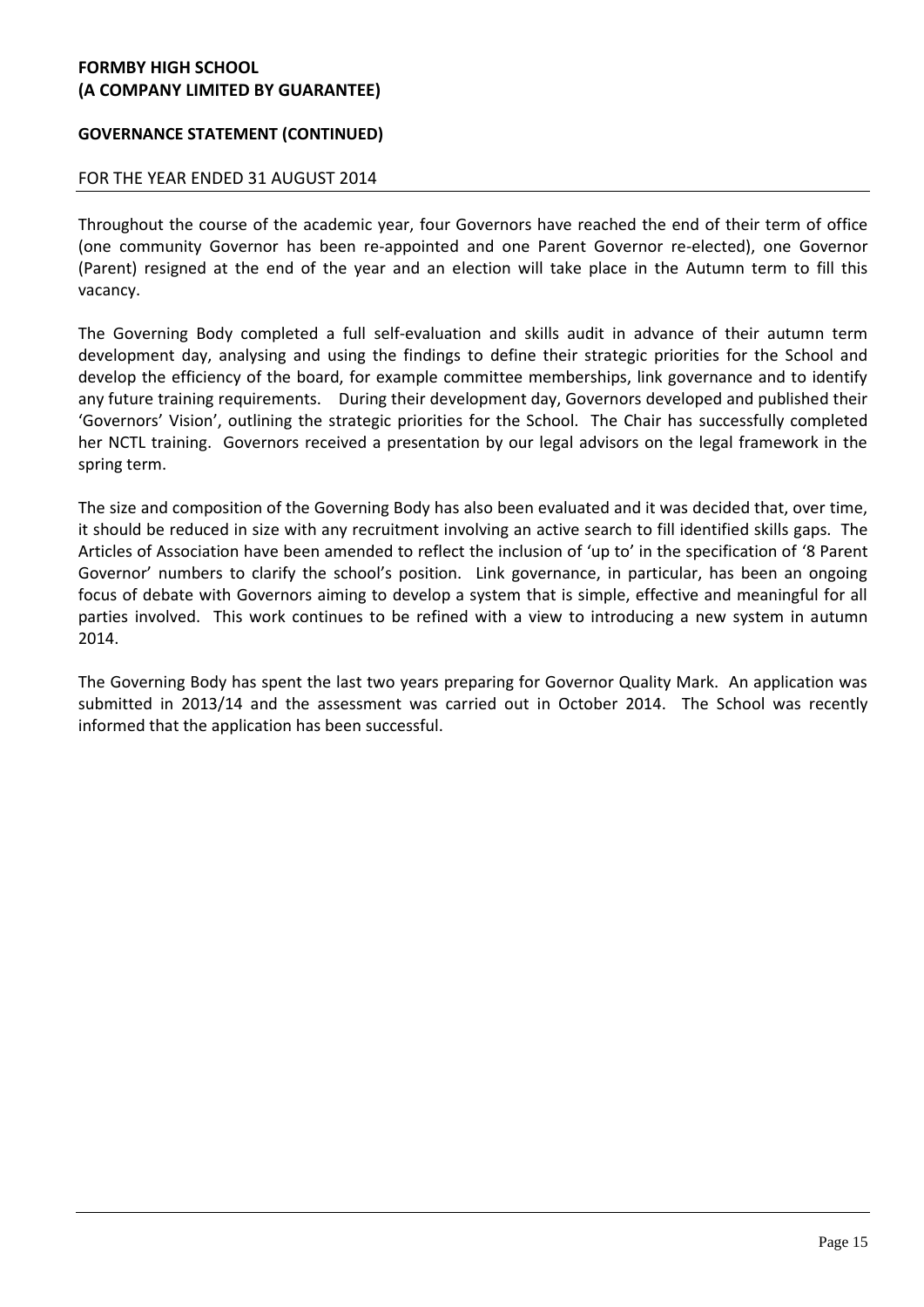Throughout the course of the academic year, four Governors have reached the end of their term of office (one community Governor has been re-appointed and one Parent Governor re-elected), one Governor (Parent) resigned at the end of the year and an election will take place in the Autumn term to fill this vacancy.

The Governing Body completed a full self-evaluation and skills audit in advance of their autumn term development day, analysing and using the findings to define their strategic priorities for the School and develop the efficiency of the board, for example committee memberships, link governance and to identify any future training requirements. During their development day, Governors developed and published their 'Governors' Vision', outlining the strategic priorities for the School. The Chair has successfully completed her NCTL training. Governors received a presentation by our legal advisors on the legal framework in the spring term.

The size and composition of the Governing Body has also been evaluated and it was decided that, over time, it should be reduced in size with any recruitment involving an active search to fill identified skills gaps. The Articles of Association have been amended to reflect the inclusion of 'up to' in the specification of '8 Parent Governor' numbers to clarify the school's position. Link governance, in particular, has been an ongoing focus of debate with Governors aiming to develop a system that is simple, effective and meaningful for all parties involved. This work continues to be refined with a view to introducing a new system in autumn 2014.

The Governing Body has spent the last two years preparing for Governor Quality Mark. An application was submitted in 2013/14 and the assessment was carried out in October 2014. The School was recently informed that the application has been successful.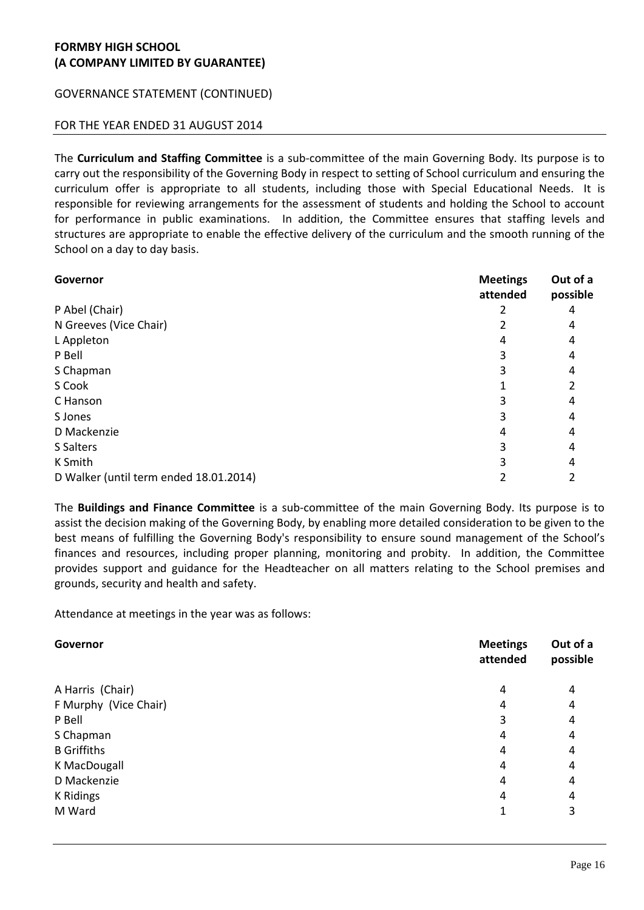The **Curriculum and Staffing Committee** is a sub-committee of the main Governing Body. Its purpose is to carry out the responsibility of the Governing Body in respect to setting of School curriculum and ensuring the curriculum offer is appropriate to all students, including those with Special Educational Needs. It is responsible for reviewing arrangements for the assessment of students and holding the School to account for performance in public examinations. In addition, the Committee ensures that staffing levels and structures are appropriate to enable the effective delivery of the curriculum and the smooth running of the School on a day to day basis.

| Governor | Meetings attended | Out of a possible |
|---|---|---|
| P Abel (Chair) | 2 | 4 |
| N Greeves (Vice Chair) | 2 | 4 |
| L Appleton | 4 | 4 |
| P Bell | 3 | 4 |
| S Chapman | 3 | 4 |
| S Cook | 1 | 2 |
| C Hanson | 3 | 4 |
| S Jones | 3 | 4 |
| D Mackenzie | 4 | 4 |
| S Salters | 3 | 4 |
| K Smith | 3 | 4 |
| D Walker (until term ended 18.01.2014) | 2 | 2 |

The **Buildings and Finance Committee** is a sub-committee of the main Governing Body. Its purpose is to assist the decision making of the Governing Body, by enabling more detailed consideration to be given to the best means of fulfilling the Governing Body's responsibility to ensure sound management of the School's finances and resources, including proper planning, monitoring and probity. In addition, the Committee provides support and guidance for the Headteacher on all matters relating to the School premises and grounds, security and health and safety.

Attendance at meetings in the year was as follows:

| Governor | Meetings attended | Out of a possible |
|---|---|---|
| A Harris (Chair) | 4 | 4 |
| F Murphy (Vice Chair) | 4 | 4 |
| P Bell | 3 | 4 |
| S Chapman | 4 | 4 |
| B Griffiths | 4 | 4 |
| K MacDougall | 4 | 4 |
| D Mackenzie | 4 | 4 |
| K Ridings | 4 | 4 |
| M Ward | 1 | 3 |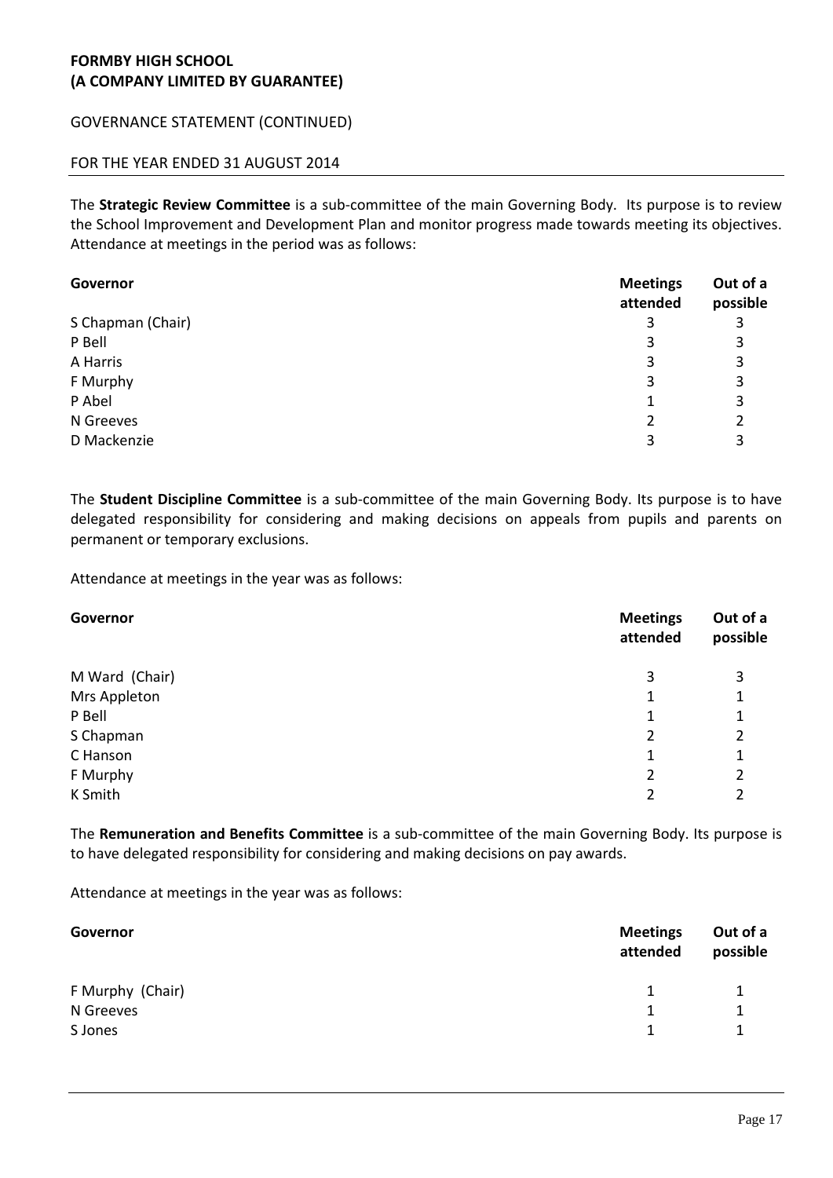The **Strategic Review Committee** is a sub-committee of the main Governing Body. Its purpose is to review the School Improvement and Development Plan and monitor progress made towards meeting its objectives. Attendance at meetings in the period was as follows:

| Governor | Meetings attended | Out of a possible |
|---|---|---|
| S Chapman (Chair) | 3 | 3 |
| P Bell | 3 | 3 |
| A Harris | 3 | 3 |
| F Murphy | 3 | 3 |
| P Abel | 1 | 3 |
| N Greeves | 2 | 2 |
| D Mackenzie | 3 | 3 |

The **Student Discipline Committee** is a sub-committee of the main Governing Body. Its purpose is to have delegated responsibility for considering and making decisions on appeals from pupils and parents on permanent or temporary exclusions.

Attendance at meetings in the year was as follows:

| Governor | Meetings attended | Out of a possible |
|---|---|---|
| M Ward (Chair) | 3 | 3 |
| Mrs Appleton | 1 | 1 |
| P Bell | 1 | 1 |
| S Chapman | 2 | 2 |
| C Hanson | 1 | 1 |
| F Murphy | 2 | 2 |
| K Smith | 2 | 2 |

The **Remuneration and Benefits Committee** is a sub-committee of the main Governing Body. Its purpose is to have delegated responsibility for considering and making decisions on pay awards.

Attendance at meetings in the year was as follows:

| Governor | Meetings attended | Out of a possible |
|---|---|---|
| F Murphy (Chair) | 1 | 1 |
| N Greeves | 1 | 1 |
| S Jones | 1 | 1 |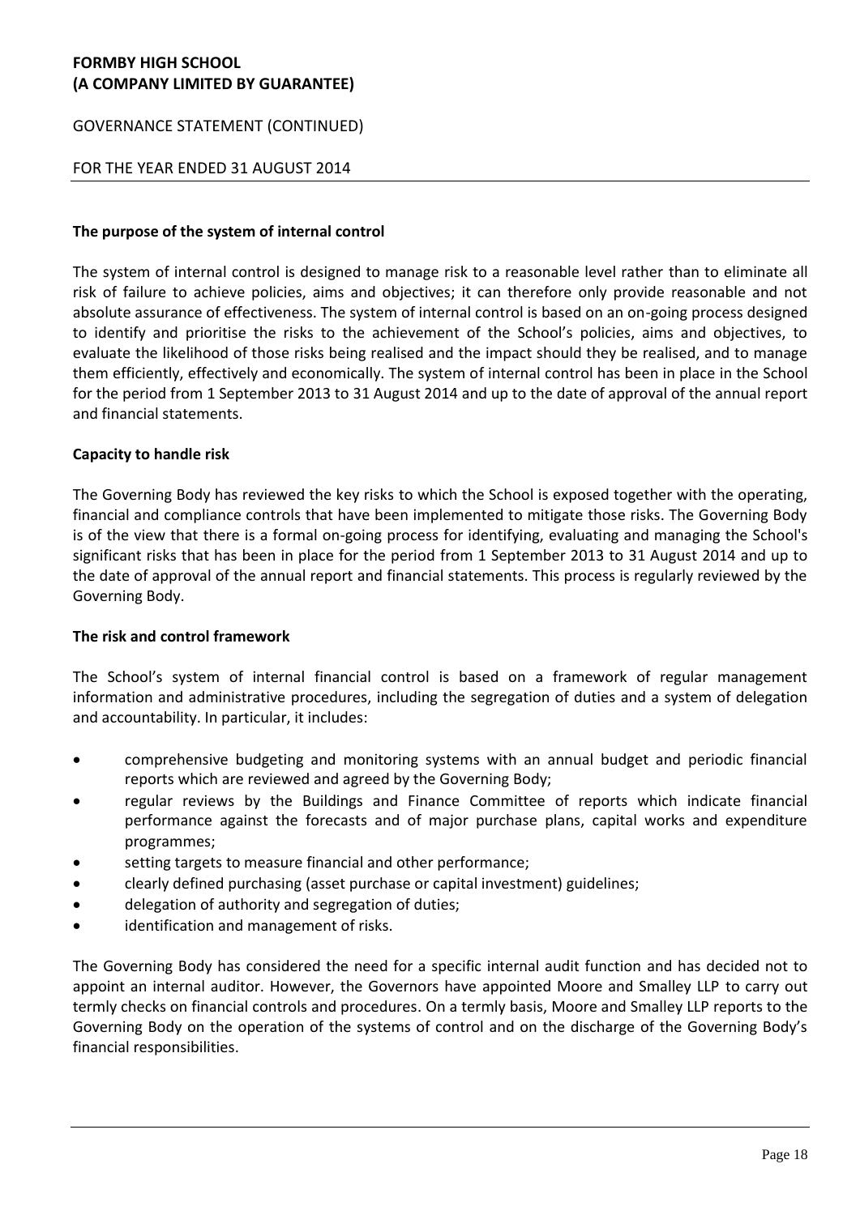### The purpose of the system of internal control

The system of internal control is designed to manage risk to a reasonable level rather than to eliminate all risk of failure to achieve policies, aims and objectives; it can therefore only provide reasonable and not absolute assurance of effectiveness. The system of internal control is based on an on-going process designed to identify and prioritise the risks to the achievement of the School's policies, aims and objectives, to evaluate the likelihood of those risks being realised and the impact should they be realised, and to manage them efficiently, effectively and economically. The system of internal control has been in place in the School for the period from 1 September 2013 to 31 August 2014 and up to the date of approval of the annual report and financial statements.

### Capacity to handle risk

The Governing Body has reviewed the key risks to which the School is exposed together with the operating, financial and compliance controls that have been implemented to mitigate those risks. The Governing Body is of the view that there is a formal on-going process for identifying, evaluating and managing the School's significant risks that has been in place for the period from 1 September 2013 to 31 August 2014 and up to the date of approval of the annual report and financial statements. This process is regularly reviewed by the Governing Body.

### The risk and control framework

The School's system of internal financial control is based on a framework of regular management information and administrative procedures, including the segregation of duties and a system of delegation and accountability. In particular, it includes:

- comprehensive budgeting and monitoring systems with an annual budget and periodic financial reports which are reviewed and agreed by the Governing Body;
- regular reviews by the Buildings and Finance Committee of reports which indicate financial performance against the forecasts and of major purchase plans, capital works and expenditure programmes;
- setting targets to measure financial and other performance;
- clearly defined purchasing (asset purchase or capital investment) guidelines;
- delegation of authority and segregation of duties;
- identification and management of risks.

The Governing Body has considered the need for a specific internal audit function and has decided not to appoint an internal auditor. However, the Governors have appointed Moore and Smalley LLP to carry out termly checks on financial controls and procedures. On a termly basis, Moore and Smalley LLP reports to the Governing Body on the operation of the systems of control and on the discharge of the Governing Body's financial responsibilities.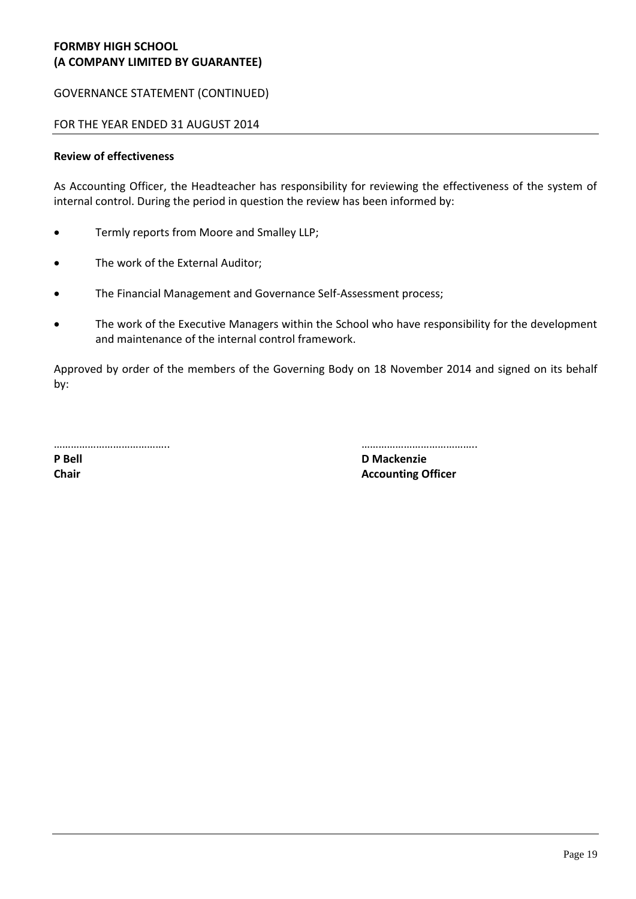**FORMBY HIGH SCHOOL**
**(A COMPANY LIMITED BY GUARANTEE)**

GOVERNANCE STATEMENT (CONTINUED)

FOR THE YEAR ENDED 31 AUGUST 2014

**Review of effectiveness**

As Accounting Officer, the Headteacher has responsibility for reviewing the effectiveness of the system of internal control. During the period in question the review has been informed by:

- Termly reports from Moore and Smalley LLP;
- The work of the External Auditor;
- The Financial Management and Governance Self-Assessment process;
- The work of the Executive Managers within the School who have responsibility for the development and maintenance of the internal control framework.

Approved by order of the members of the Governing Body on 18 November 2014 and signed on its behalf by:

……………………………….. ………………………………..
**P Bell** **D Mackenzie**
**Chair** **Accounting Officer**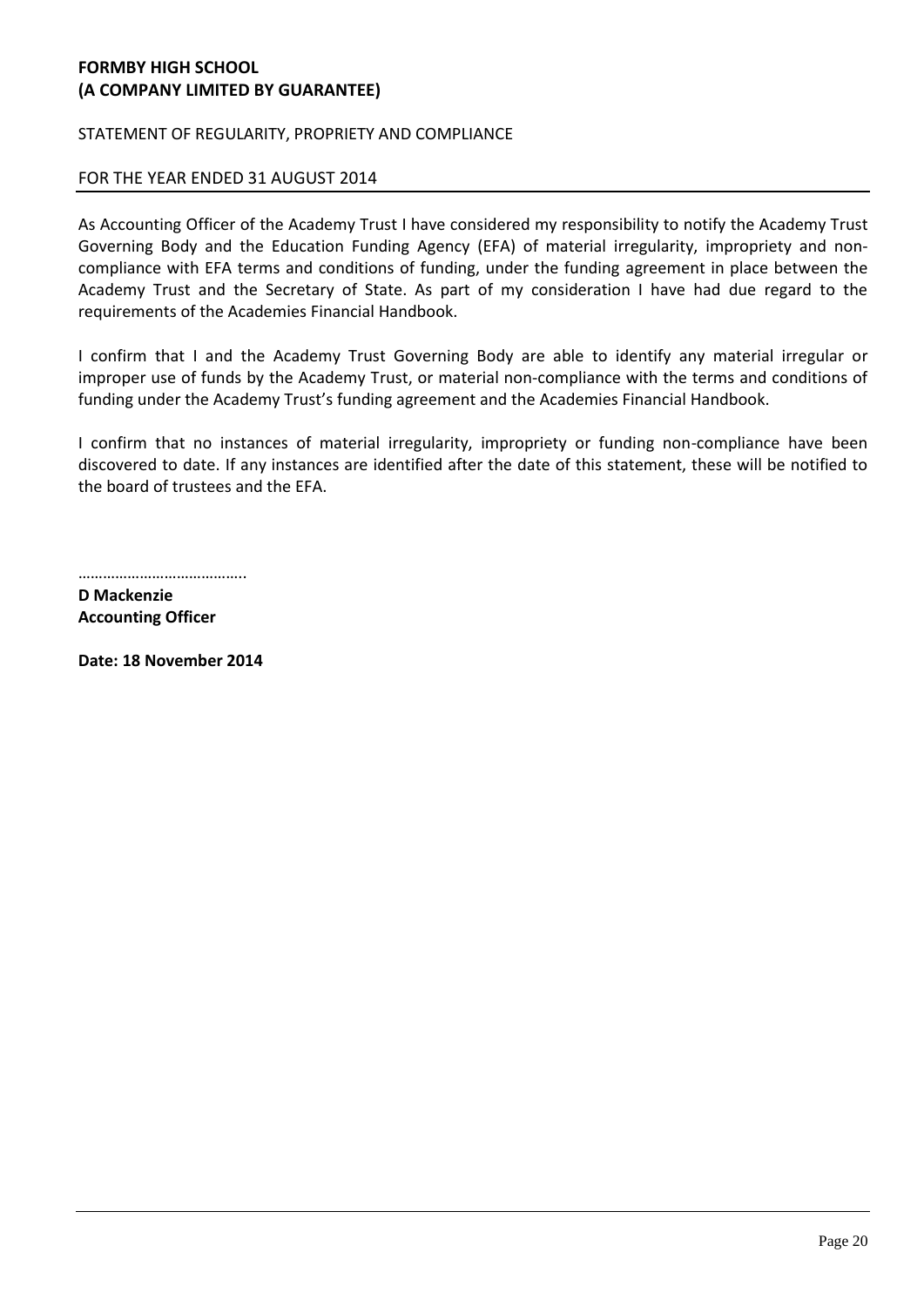**FORMBY HIGH SCHOOL**
**(A COMPANY LIMITED BY GUARANTEE)**

STATEMENT OF REGULARITY, PROPRIETY AND COMPLIANCE

FOR THE YEAR ENDED 31 AUGUST 2014

As Accounting Officer of the Academy Trust I have considered my responsibility to notify the Academy Trust Governing Body and the Education Funding Agency (EFA) of material irregularity, impropriety and non-compliance with EFA terms and conditions of funding, under the funding agreement in place between the Academy Trust and the Secretary of State. As part of my consideration I have had due regard to the requirements of the Academies Financial Handbook.

I confirm that I and the Academy Trust Governing Body are able to identify any material irregular or improper use of funds by the Academy Trust, or material non-compliance with the terms and conditions of funding under the Academy Trust's funding agreement and the Academies Financial Handbook.

I confirm that no instances of material irregularity, impropriety or funding non-compliance have been discovered to date. If any instances are identified after the date of this statement, these will be notified to the board of trustees and the EFA.

…………………………………..

**D Mackenzie**
**Accounting Officer**

**Date: 18 November 2014**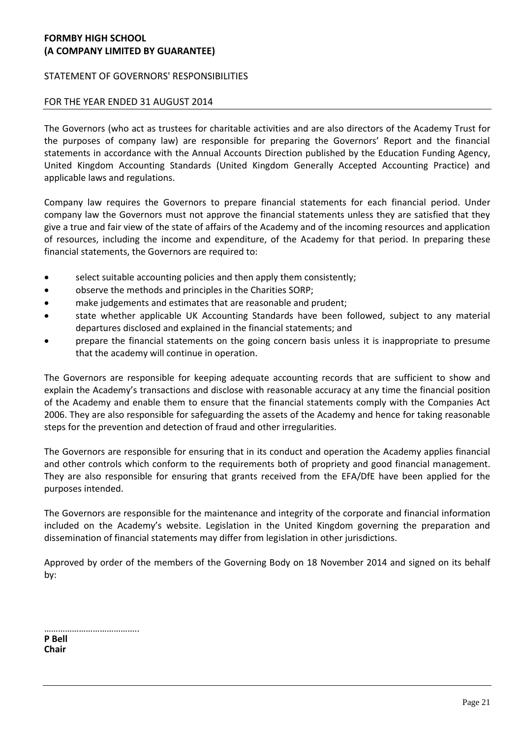**FORMBY HIGH SCHOOL**
**(A COMPANY LIMITED BY GUARANTEE)**

STATEMENT OF GOVERNORS' RESPONSIBILITIES

FOR THE YEAR ENDED 31 AUGUST 2014

The Governors (who act as trustees for charitable activities and are also directors of the Academy Trust for the purposes of company law) are responsible for preparing the Governors' Report and the financial statements in accordance with the Annual Accounts Direction published by the Education Funding Agency, United Kingdom Accounting Standards (United Kingdom Generally Accepted Accounting Practice) and applicable laws and regulations.

Company law requires the Governors to prepare financial statements for each financial period. Under company law the Governors must not approve the financial statements unless they are satisfied that they give a true and fair view of the state of affairs of the Academy and of the incoming resources and application of resources, including the income and expenditure, of the Academy for that period. In preparing these financial statements, the Governors are required to:

- select suitable accounting policies and then apply them consistently;
- observe the methods and principles in the Charities SORP;
- make judgements and estimates that are reasonable and prudent;
- state whether applicable UK Accounting Standards have been followed, subject to any material departures disclosed and explained in the financial statements; and
- prepare the financial statements on the going concern basis unless it is inappropriate to presume that the academy will continue in operation.

The Governors are responsible for keeping adequate accounting records that are sufficient to show and explain the Academy's transactions and disclose with reasonable accuracy at any time the financial position of the Academy and enable them to ensure that the financial statements comply with the Companies Act 2006. They are also responsible for safeguarding the assets of the Academy and hence for taking reasonable steps for the prevention and detection of fraud and other irregularities.

The Governors are responsible for ensuring that in its conduct and operation the Academy applies financial and other controls which conform to the requirements both of propriety and good financial management. They are also responsible for ensuring that grants received from the EFA/DfE have been applied for the purposes intended.

The Governors are responsible for the maintenance and integrity of the corporate and financial information included on the Academy's website. Legislation in the United Kingdom governing the preparation and dissemination of financial statements may differ from legislation in other jurisdictions.

Approved by order of the members of the Governing Body on 18 November 2014 and signed on its behalf by:

…………………………………..
**P Bell**
**Chair**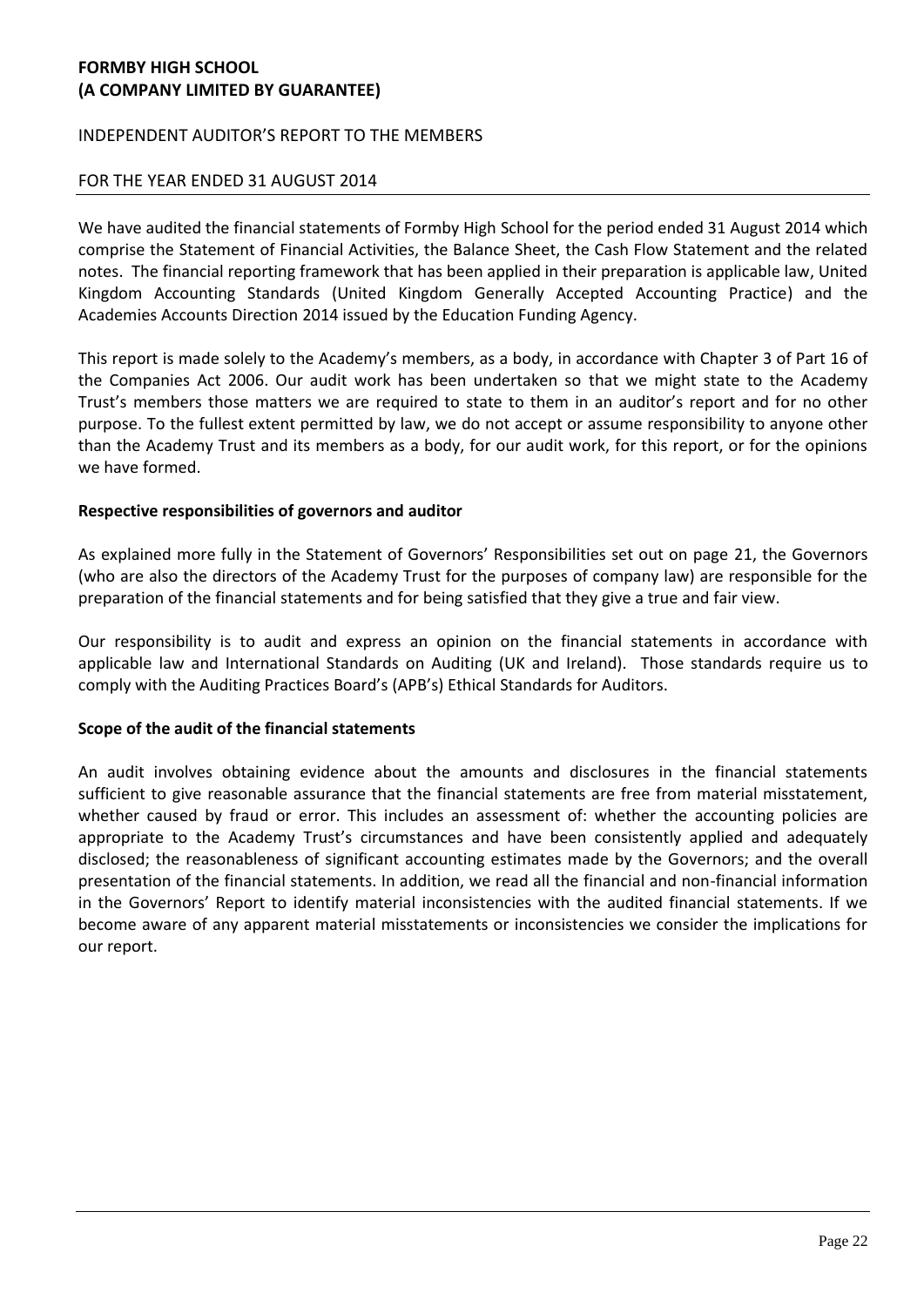**FORMBY HIGH SCHOOL**
**(A COMPANY LIMITED BY GUARANTEE)**

INDEPENDENT AUDITOR'S REPORT TO THE MEMBERS

FOR THE YEAR ENDED 31 AUGUST 2014

We have audited the financial statements of Formby High School for the period ended 31 August 2014 which comprise the Statement of Financial Activities, the Balance Sheet, the Cash Flow Statement and the related notes. The financial reporting framework that has been applied in their preparation is applicable law, United Kingdom Accounting Standards (United Kingdom Generally Accepted Accounting Practice) and the Academies Accounts Direction 2014 issued by the Education Funding Agency.

This report is made solely to the Academy's members, as a body, in accordance with Chapter 3 of Part 16 of the Companies Act 2006. Our audit work has been undertaken so that we might state to the Academy Trust's members those matters we are required to state to them in an auditor's report and for no other purpose. To the fullest extent permitted by law, we do not accept or assume responsibility to anyone other than the Academy Trust and its members as a body, for our audit work, for this report, or for the opinions we have formed.

**Respective responsibilities of governors and auditor**

As explained more fully in the Statement of Governors' Responsibilities set out on page 21, the Governors (who are also the directors of the Academy Trust for the purposes of company law) are responsible for the preparation of the financial statements and for being satisfied that they give a true and fair view.

Our responsibility is to audit and express an opinion on the financial statements in accordance with applicable law and International Standards on Auditing (UK and Ireland). Those standards require us to comply with the Auditing Practices Board's (APB's) Ethical Standards for Auditors.

**Scope of the audit of the financial statements**

An audit involves obtaining evidence about the amounts and disclosures in the financial statements sufficient to give reasonable assurance that the financial statements are free from material misstatement, whether caused by fraud or error. This includes an assessment of: whether the accounting policies are appropriate to the Academy Trust's circumstances and have been consistently applied and adequately disclosed; the reasonableness of significant accounting estimates made by the Governors; and the overall presentation of the financial statements. In addition, we read all the financial and non-financial information in the Governors' Report to identify material inconsistencies with the audited financial statements. If we become aware of any apparent material misstatements or inconsistencies we consider the implications for our report.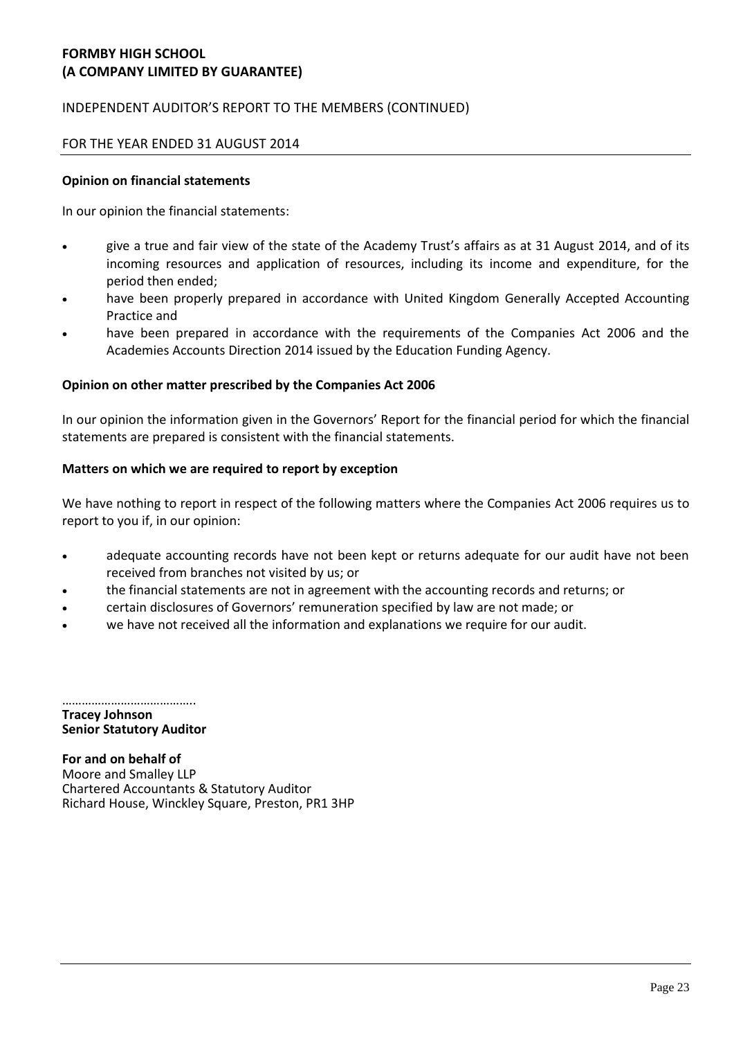**FORMBY HIGH SCHOOL**
**(A COMPANY LIMITED BY GUARANTEE)**

INDEPENDENT AUDITOR'S REPORT TO THE MEMBERS (CONTINUED)

FOR THE YEAR ENDED 31 AUGUST 2014

**Opinion on financial statements**

In our opinion the financial statements:

- give a true and fair view of the state of the Academy Trust's affairs as at 31 August 2014, and of its incoming resources and application of resources, including its income and expenditure, for the period then ended;
- have been properly prepared in accordance with United Kingdom Generally Accepted Accounting Practice and
- have been prepared in accordance with the requirements of the Companies Act 2006 and the Academies Accounts Direction 2014 issued by the Education Funding Agency.

**Opinion on other matter prescribed by the Companies Act 2006**

In our opinion the information given in the Governors' Report for the financial period for which the financial statements are prepared is consistent with the financial statements.

**Matters on which we are required to report by exception**

We have nothing to report in respect of the following matters where the Companies Act 2006 requires us to report to you if, in our opinion:

- adequate accounting records have not been kept or returns adequate for our audit have not been received from branches not visited by us; or
- the financial statements are not in agreement with the accounting records and returns; or
- certain disclosures of Governors' remuneration specified by law are not made; or
- we have not received all the information and explanations we require for our audit.

……………………………….
**Tracey Johnson**
**Senior Statutory Auditor**

**For and on behalf of**
Moore and Smalley LLP
Chartered Accountants & Statutory Auditor
Richard House, Winckley Square, Preston, PR1 3HP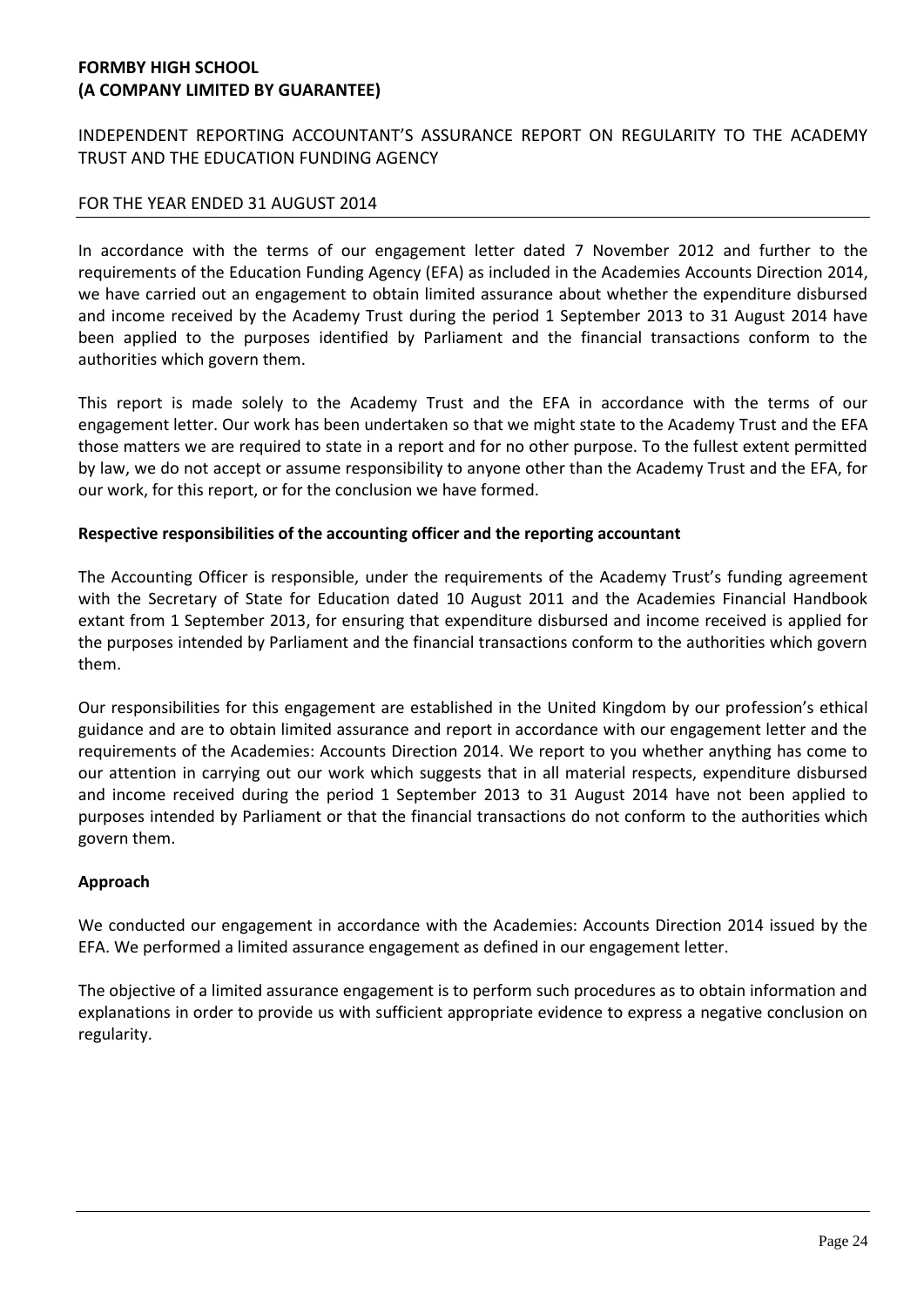**FORMBY HIGH SCHOOL**
**(A COMPANY LIMITED BY GUARANTEE)**

INDEPENDENT REPORTING ACCOUNTANT'S ASSURANCE REPORT ON REGULARITY TO THE ACADEMY TRUST AND THE EDUCATION FUNDING AGENCY

FOR THE YEAR ENDED 31 AUGUST 2014

In accordance with the terms of our engagement letter dated 7 November 2012 and further to the requirements of the Education Funding Agency (EFA) as included in the Academies Accounts Direction 2014, we have carried out an engagement to obtain limited assurance about whether the expenditure disbursed and income received by the Academy Trust during the period 1 September 2013 to 31 August 2014 have been applied to the purposes identified by Parliament and the financial transactions conform to the authorities which govern them.

This report is made solely to the Academy Trust and the EFA in accordance with the terms of our engagement letter. Our work has been undertaken so that we might state to the Academy Trust and the EFA those matters we are required to state in a report and for no other purpose. To the fullest extent permitted by law, we do not accept or assume responsibility to anyone other than the Academy Trust and the EFA, for our work, for this report, or for the conclusion we have formed.

**Respective responsibilities of the accounting officer and the reporting accountant**

The Accounting Officer is responsible, under the requirements of the Academy Trust's funding agreement with the Secretary of State for Education dated 10 August 2011 and the Academies Financial Handbook extant from 1 September 2013, for ensuring that expenditure disbursed and income received is applied for the purposes intended by Parliament and the financial transactions conform to the authorities which govern them.

Our responsibilities for this engagement are established in the United Kingdom by our profession's ethical guidance and are to obtain limited assurance and report in accordance with our engagement letter and the requirements of the Academies: Accounts Direction 2014. We report to you whether anything has come to our attention in carrying out our work which suggests that in all material respects, expenditure disbursed and income received during the period 1 September 2013 to 31 August 2014 have not been applied to purposes intended by Parliament or that the financial transactions do not conform to the authorities which govern them.

**Approach**

We conducted our engagement in accordance with the Academies: Accounts Direction 2014 issued by the EFA. We performed a limited assurance engagement as defined in our engagement letter.

The objective of a limited assurance engagement is to perform such procedures as to obtain information and explanations in order to provide us with sufficient appropriate evidence to express a negative conclusion on regularity.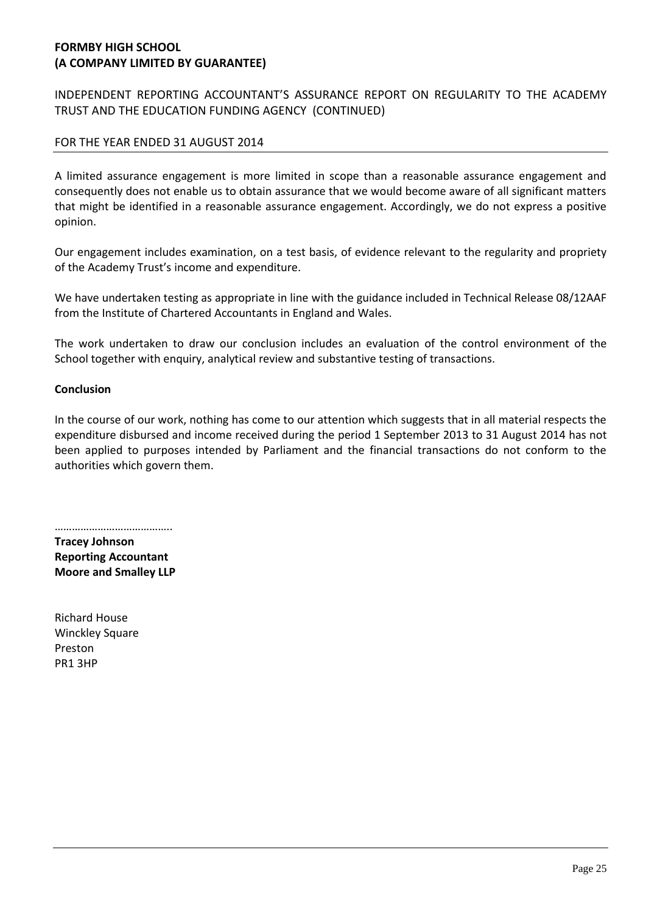**FORMBY HIGH SCHOOL**
**(A COMPANY LIMITED BY GUARANTEE)**

INDEPENDENT REPORTING ACCOUNTANT'S ASSURANCE REPORT ON REGULARITY TO THE ACADEMY TRUST AND THE EDUCATION FUNDING AGENCY (CONTINUED)

FOR THE YEAR ENDED 31 AUGUST 2014

A limited assurance engagement is more limited in scope than a reasonable assurance engagement and consequently does not enable us to obtain assurance that we would become aware of all significant matters that might be identified in a reasonable assurance engagement. Accordingly, we do not express a positive opinion.

Our engagement includes examination, on a test basis, of evidence relevant to the regularity and propriety of the Academy Trust's income and expenditure.

We have undertaken testing as appropriate in line with the guidance included in Technical Release 08/12AAF from the Institute of Chartered Accountants in England and Wales.

The work undertaken to draw our conclusion includes an evaluation of the control environment of the School together with enquiry, analytical review and substantive testing of transactions.

**Conclusion**

In the course of our work, nothing has come to our attention which suggests that in all material respects the expenditure disbursed and income received during the period 1 September 2013 to 31 August 2014 has not been applied to purposes intended by Parliament and the financial transactions do not conform to the authorities which govern them.

…………………………………..
**Tracey Johnson**
**Reporting Accountant**
**Moore and Smalley LLP**

Richard House
Winckley Square
Preston
PR1 3HP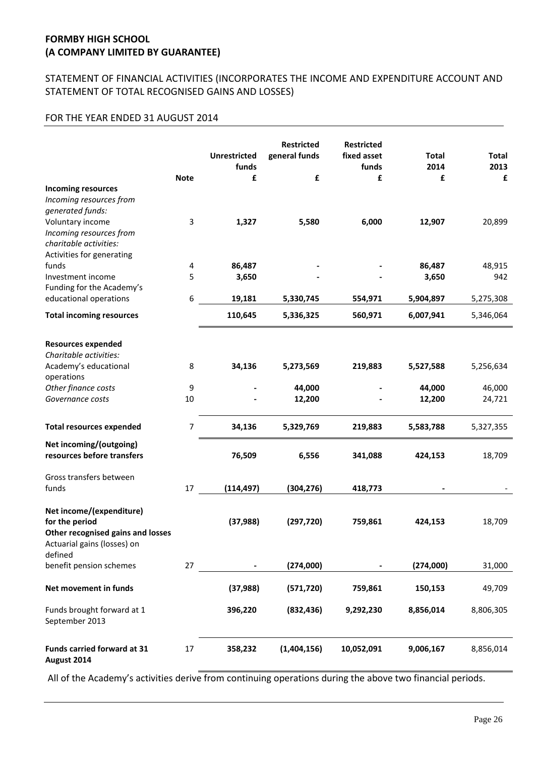**FORMBY HIGH SCHOOL**
**(A COMPANY LIMITED BY GUARANTEE)**

STATEMENT OF FINANCIAL ACTIVITIES (INCORPORATES THE INCOME AND EXPENDITURE ACCOUNT AND STATEMENT OF TOTAL RECOGNISED GAINS AND LOSSES)

FOR THE YEAR ENDED 31 AUGUST 2014

| | Note | Unrestricted funds £ | Restricted general funds £ | Restricted fixed asset funds £ | Total 2014 £ | Total 2013 £ |
|---|---|---|---|---|---|---|
| **Incoming resources** | | | | | | |
| *Incoming resources from generated funds:* | | | | | | |
| Voluntary income | 3 | **1,327** | **5,580** | **6,000** | **12,907** | 20,899 |
| *Incoming resources from charitable activities:* | | | | | | |
| Activities for generating funds | 4 | **86,487** | **-** | **-** | **86,487** | 48,915 |
| Investment income | 5 | **3,650** | **-** | **-** | **3,650** | 942 |
| Funding for the Academy's educational operations | 6 | **19,181** | **5,330,745** | **554,971** | **5,904,897** | 5,275,308 |
| **Total incoming resources** | | **110,645** | **5,336,325** | **560,971** | **6,007,941** | 5,346,064 |
| | | | | | | |
| **Resources expended** | | | | | | |
| *Charitable activities:* | | | | | | |
| Academy's educational operations | 8 | **34,136** | **5,273,569** | **219,883** | **5,527,588** | 5,256,634 |
| *Other finance costs* | 9 | **-** | **44,000** | **-** | **44,000** | 46,000 |
| *Governance costs* | 10 | **-** | **12,200** | **-** | **12,200** | 24,721 |
| **Total resources expended** | 7 | **34,136** | **5,329,769** | **219,883** | **5,583,788** | 5,327,355 |
| **Net incoming/(outgoing) resources before transfers** | | **76,509** | **6,556** | **341,088** | **424,153** | 18,709 |
| Gross transfers between funds | 17 | **(114,497)** | **(304,276)** | **418,773** | **-** | - |
| **Net income/(expenditure) for the period** | | **(37,988)** | **(297,720)** | **759,861** | **424,153** | 18,709 |
| **Other recognised gains and losses** | | | | | | |
| Actuarial gains (losses) on defined benefit pension schemes | 27 | **-** | **(274,000)** | **-** | **(274,000)** | 31,000 |
| **Net movement in funds** | | **(37,988)** | **(571,720)** | **759,861** | **150,153** | 49,709 |
| Funds brought forward at 1 September 2013 | | **396,220** | **(832,436)** | **9,292,230** | **8,856,014** | 8,806,305 |
| **Funds carried forward at 31 August 2014** | 17 | **358,232** | **(1,404,156)** | **10,052,091** | **9,006,167** | 8,856,014 |

All of the Academy's activities derive from continuing operations during the above two financial periods.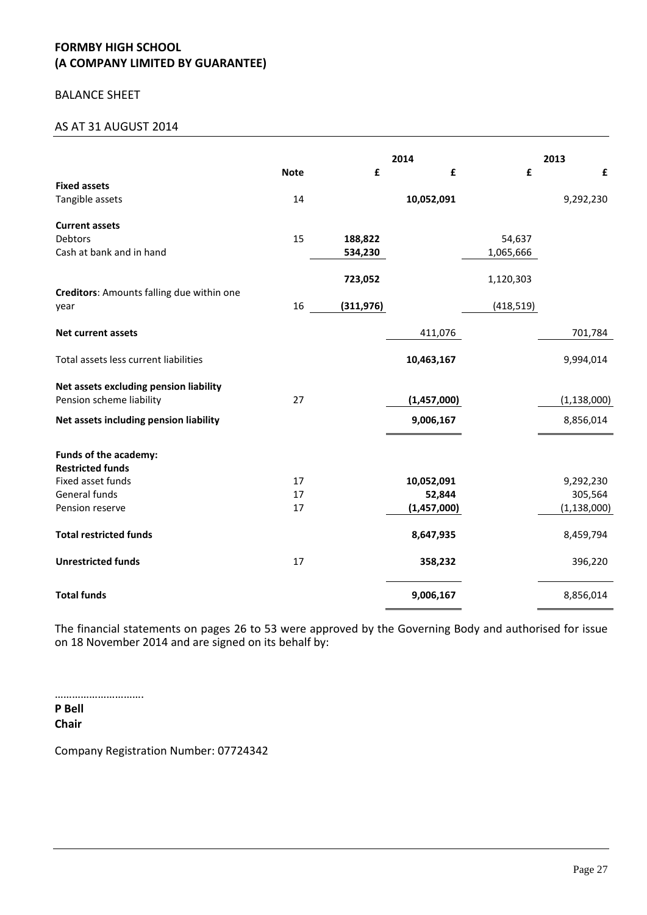**FORMBY HIGH SCHOOL**
**(A COMPANY LIMITED BY GUARANTEE)**

BALANCE SHEET

AS AT 31 AUGUST 2014

| | | 2014 | | 2013 | |
|---|---|---|---|---|---|
| | **Note** | **£** | **£** | **£** | **£** |
| **Fixed assets** | | | | | |
| Tangible assets | 14 | | **10,052,091** | | 9,292,230 |
| **Current assets** | | | | | |
| Debtors | 15 | **188,822** | | 54,637 | |
| Cash at bank and in hand | | **534,230** | | 1,065,666 | |
| | | **723,052** | | 1,120,303 | |
| **Creditors**: Amounts falling due within one year | 16 | **(311,976)** | | (418,519) | |
| **Net current assets** | | | 411,076 | | 701,784 |
| Total assets less current liabilities | | | **10,463,167** | | 9,994,014 |
| **Net assets excluding pension liability** | | | | | |
| Pension scheme liability | 27 | | **(1,457,000)** | | (1,138,000) |
| **Net assets including pension liability** | | | **9,006,167** | | 8,856,014 |
| **Funds of the academy:** | | | | | |
| **Restricted funds** | | | | | |
| Fixed asset funds | 17 | | **10,052,091** | | 9,292,230 |
| General funds | 17 | | **52,844** | | 305,564 |
| Pension reserve | 17 | | **(1,457,000)** | | (1,138,000) |
| **Total restricted funds** | | | **8,647,935** | | 8,459,794 |
| **Unrestricted funds** | 17 | | **358,232** | | 396,220 |
| **Total funds** | | | **9,006,167** | | 8,856,014 |

The financial statements on pages 26 to 53 were approved by the Governing Body and authorised for issue on 18 November 2014 and are signed on its behalf by:

…………………………
**P Bell**
**Chair**

Company Registration Number: 07724342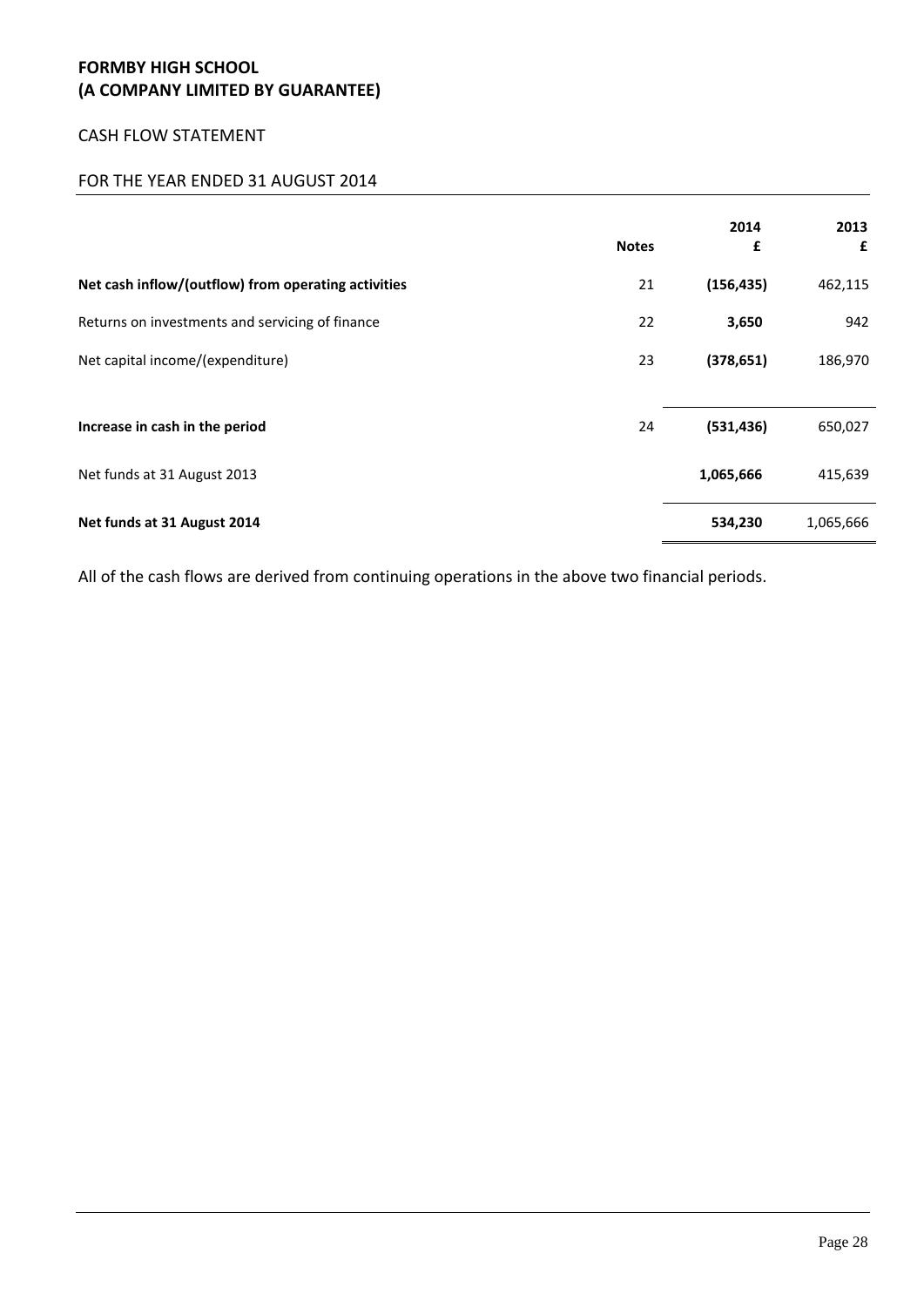**FORMBY HIGH SCHOOL**
**(A COMPANY LIMITED BY GUARANTEE)**

CASH FLOW STATEMENT

FOR THE YEAR ENDED 31 AUGUST 2014

| | Notes | 2014 £ | 2013 £ |
|---|---|---|---|
| **Net cash inflow/(outflow) from operating activities** | 21 | **(156,435)** | 462,115 |
| Returns on investments and servicing of finance | 22 | **3,650** | 942 |
| Net capital income/(expenditure) | 23 | **(378,651)** | 186,970 |
| **Increase in cash in the period** | 24 | **(531,436)** | 650,027 |
| Net funds at 31 August 2013 | | **1,065,666** | 415,639 |
| **Net funds at 31 August 2014** | | **534,230** | 1,065,666 |

All of the cash flows are derived from continuing operations in the above two financial periods.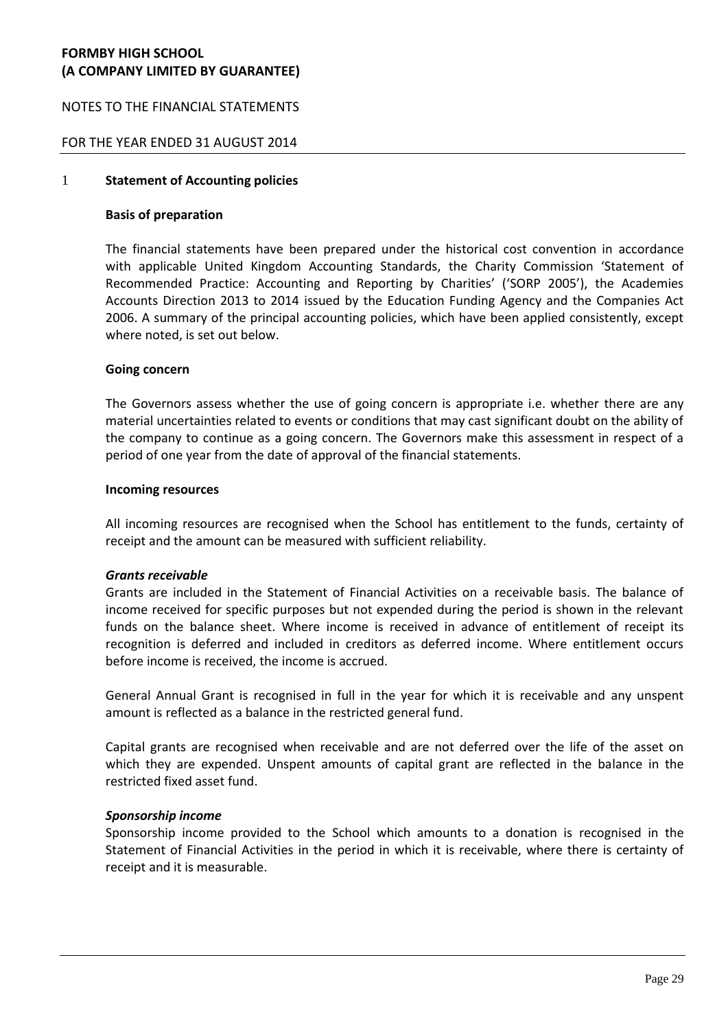# FORMBY HIGH SCHOOL
# (A COMPANY LIMITED BY GUARANTEE)

NOTES TO THE FINANCIAL STATEMENTS

FOR THE YEAR ENDED 31 AUGUST 2014

## 1 Statement of Accounting policies

### Basis of preparation

The financial statements have been prepared under the historical cost convention in accordance with applicable United Kingdom Accounting Standards, the Charity Commission 'Statement of Recommended Practice: Accounting and Reporting by Charities' ('SORP 2005'), the Academies Accounts Direction 2013 to 2014 issued by the Education Funding Agency and the Companies Act 2006. A summary of the principal accounting policies, which have been applied consistently, except where noted, is set out below.

### Going concern

The Governors assess whether the use of going concern is appropriate i.e. whether there are any material uncertainties related to events or conditions that may cast significant doubt on the ability of the company to continue as a going concern. The Governors make this assessment in respect of a period of one year from the date of approval of the financial statements.

### Incoming resources

All incoming resources are recognised when the School has entitlement to the funds, certainty of receipt and the amount can be measured with sufficient reliability.

***Grants receivable***

Grants are included in the Statement of Financial Activities on a receivable basis. The balance of income received for specific purposes but not expended during the period is shown in the relevant funds on the balance sheet. Where income is received in advance of entitlement of receipt its recognition is deferred and included in creditors as deferred income. Where entitlement occurs before income is received, the income is accrued.

General Annual Grant is recognised in full in the year for which it is receivable and any unspent amount is reflected as a balance in the restricted general fund.

Capital grants are recognised when receivable and are not deferred over the life of the asset on which they are expended. Unspent amounts of capital grant are reflected in the balance in the restricted fixed asset fund.

***Sponsorship income***

Sponsorship income provided to the School which amounts to a donation is recognised in the Statement of Financial Activities in the period in which it is receivable, where there is certainty of receipt and it is measurable.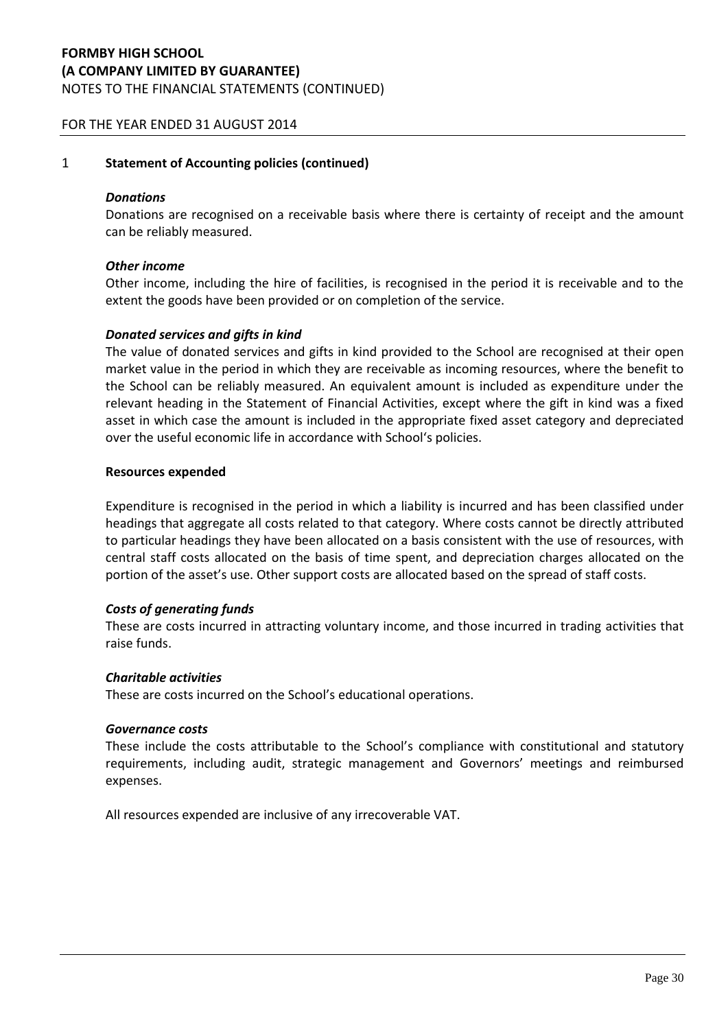FOR THE YEAR ENDED 31 AUGUST 2014

## 1 Statement of Accounting policies (continued)

***Donations***

Donations are recognised on a receivable basis where there is certainty of receipt and the amount can be reliably measured.

***Other income***

Other income, including the hire of facilities, is recognised in the period it is receivable and to the extent the goods have been provided or on completion of the service.

***Donated services and gifts in kind***

The value of donated services and gifts in kind provided to the School are recognised at their open market value in the period in which they are receivable as incoming resources, where the benefit to the School can be reliably measured. An equivalent amount is included as expenditure under the relevant heading in the Statement of Financial Activities, except where the gift in kind was a fixed asset in which case the amount is included in the appropriate fixed asset category and depreciated over the useful economic life in accordance with School's policies.

**Resources expended**

Expenditure is recognised in the period in which a liability is incurred and has been classified under headings that aggregate all costs related to that category. Where costs cannot be directly attributed to particular headings they have been allocated on a basis consistent with the use of resources, with central staff costs allocated on the basis of time spent, and depreciation charges allocated on the portion of the asset's use. Other support costs are allocated based on the spread of staff costs.

***Costs of generating funds***

These are costs incurred in attracting voluntary income, and those incurred in trading activities that raise funds.

***Charitable activities***

These are costs incurred on the School's educational operations.

***Governance costs***

These include the costs attributable to the School's compliance with constitutional and statutory requirements, including audit, strategic management and Governors' meetings and reimbursed expenses.

All resources expended are inclusive of any irrecoverable VAT.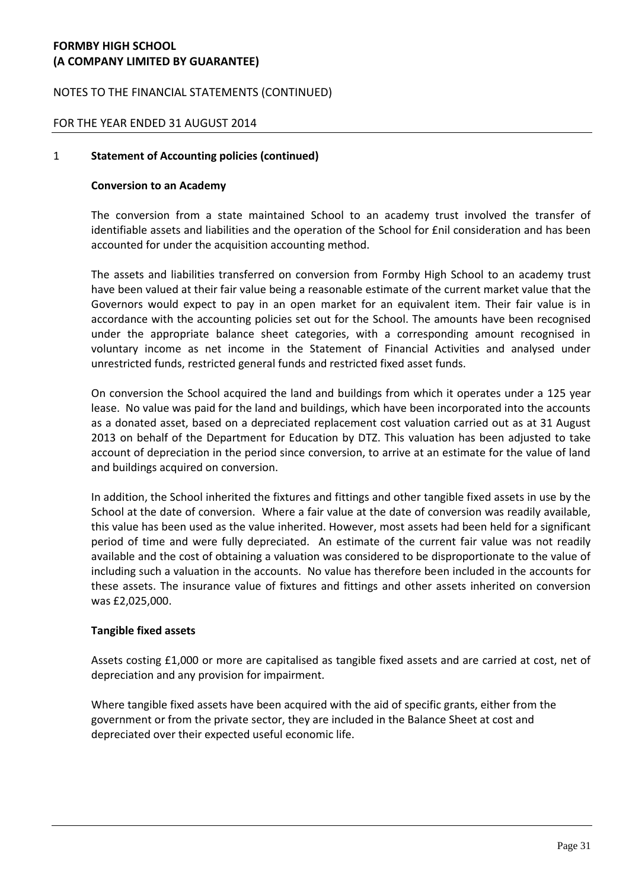**FORMBY HIGH SCHOOL**
**(A COMPANY LIMITED BY GUARANTEE)**

NOTES TO THE FINANCIAL STATEMENTS (CONTINUED)

FOR THE YEAR ENDED 31 AUGUST 2014

## 1 Statement of Accounting policies (continued)

### Conversion to an Academy

The conversion from a state maintained School to an academy trust involved the transfer of identifiable assets and liabilities and the operation of the School for £nil consideration and has been accounted for under the acquisition accounting method.

The assets and liabilities transferred on conversion from Formby High School to an academy trust have been valued at their fair value being a reasonable estimate of the current market value that the Governors would expect to pay in an open market for an equivalent item. Their fair value is in accordance with the accounting policies set out for the School. The amounts have been recognised under the appropriate balance sheet categories, with a corresponding amount recognised in voluntary income as net income in the Statement of Financial Activities and analysed under unrestricted funds, restricted general funds and restricted fixed asset funds.

On conversion the School acquired the land and buildings from which it operates under a 125 year lease. No value was paid for the land and buildings, which have been incorporated into the accounts as a donated asset, based on a depreciated replacement cost valuation carried out as at 31 August 2013 on behalf of the Department for Education by DTZ. This valuation has been adjusted to take account of depreciation in the period since conversion, to arrive at an estimate for the value of land and buildings acquired on conversion.

In addition, the School inherited the fixtures and fittings and other tangible fixed assets in use by the School at the date of conversion. Where a fair value at the date of conversion was readily available, this value has been used as the value inherited. However, most assets had been held for a significant period of time and were fully depreciated. An estimate of the current fair value was not readily available and the cost of obtaining a valuation was considered to be disproportionate to the value of including such a valuation in the accounts. No value has therefore been included in the accounts for these assets. The insurance value of fixtures and fittings and other assets inherited on conversion was £2,025,000.

### Tangible fixed assets

Assets costing £1,000 or more are capitalised as tangible fixed assets and are carried at cost, net of depreciation and any provision for impairment.

Where tangible fixed assets have been acquired with the aid of specific grants, either from the government or from the private sector, they are included in the Balance Sheet at cost and depreciated over their expected useful economic life.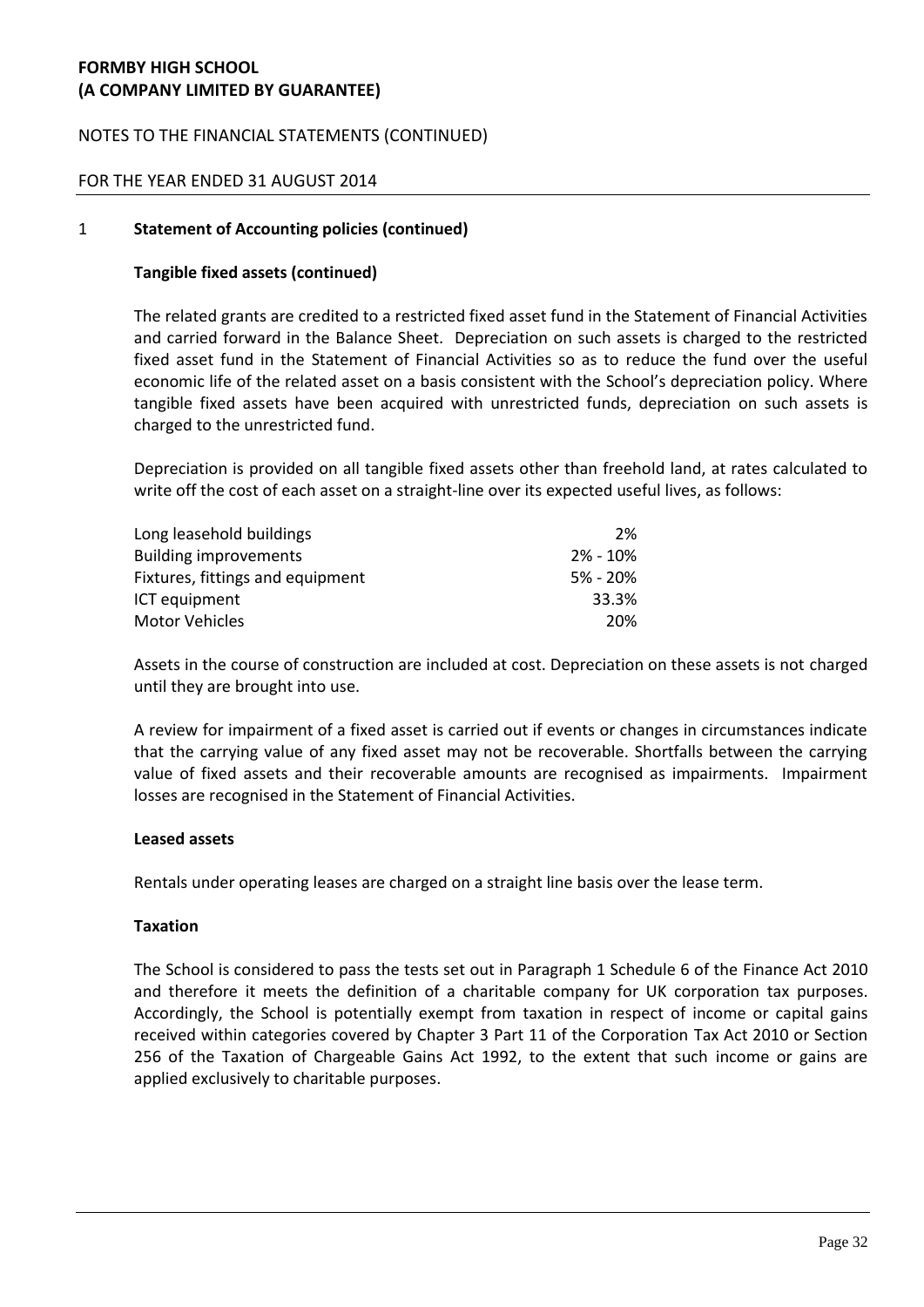## 1 Statement of Accounting policies (continued)

### Tangible fixed assets (continued)

The related grants are credited to a restricted fixed asset fund in the Statement of Financial Activities and carried forward in the Balance Sheet. Depreciation on such assets is charged to the restricted fixed asset fund in the Statement of Financial Activities so as to reduce the fund over the useful economic life of the related asset on a basis consistent with the School's depreciation policy. Where tangible fixed assets have been acquired with unrestricted funds, depreciation on such assets is charged to the unrestricted fund.

Depreciation is provided on all tangible fixed assets other than freehold land, at rates calculated to write off the cost of each asset on a straight-line over its expected useful lives, as follows:

| | |
|---|---|
| Long leasehold buildings | 2% |
| Building improvements | 2% - 10% |
| Fixtures, fittings and equipment | 5% - 20% |
| ICT equipment | 33.3% |
| Motor Vehicles | 20% |

Assets in the course of construction are included at cost. Depreciation on these assets is not charged until they are brought into use.

A review for impairment of a fixed asset is carried out if events or changes in circumstances indicate that the carrying value of any fixed asset may not be recoverable. Shortfalls between the carrying value of fixed assets and their recoverable amounts are recognised as impairments. Impairment losses are recognised in the Statement of Financial Activities.

### Leased assets

Rentals under operating leases are charged on a straight line basis over the lease term.

### Taxation

The School is considered to pass the tests set out in Paragraph 1 Schedule 6 of the Finance Act 2010 and therefore it meets the definition of a charitable company for UK corporation tax purposes. Accordingly, the School is potentially exempt from taxation in respect of income or capital gains received within categories covered by Chapter 3 Part 11 of the Corporation Tax Act 2010 or Section 256 of the Taxation of Chargeable Gains Act 1992, to the extent that such income or gains are applied exclusively to charitable purposes.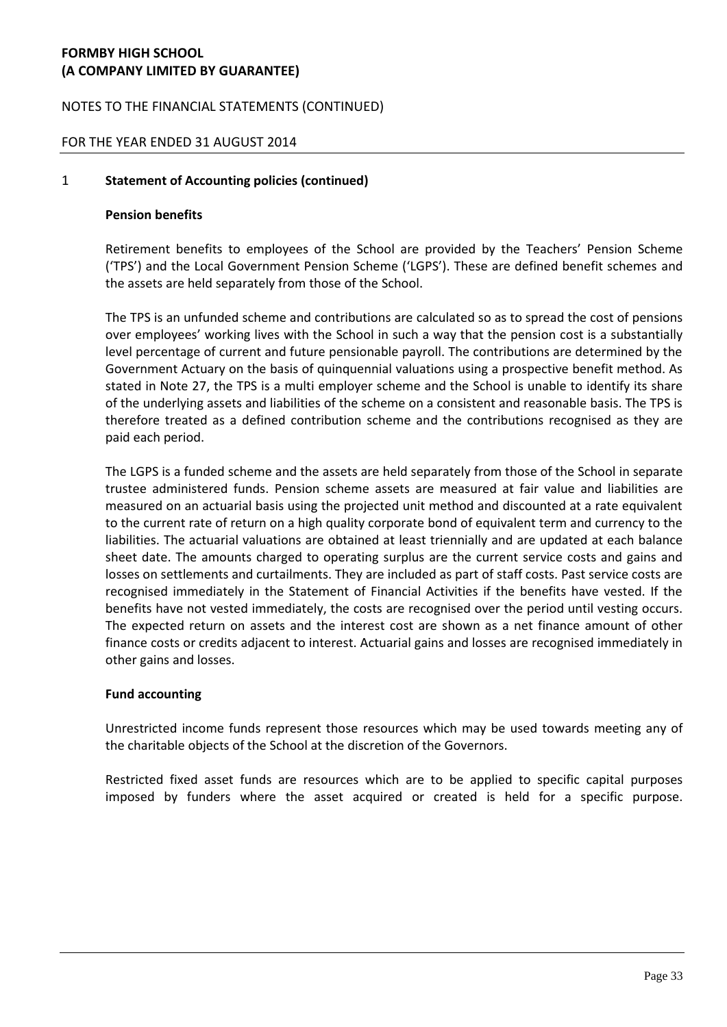## 1 Statement of Accounting policies (continued)

### Pension benefits

Retirement benefits to employees of the School are provided by the Teachers' Pension Scheme ('TPS') and the Local Government Pension Scheme ('LGPS'). These are defined benefit schemes and the assets are held separately from those of the School.

The TPS is an unfunded scheme and contributions are calculated so as to spread the cost of pensions over employees' working lives with the School in such a way that the pension cost is a substantially level percentage of current and future pensionable payroll. The contributions are determined by the Government Actuary on the basis of quinquennial valuations using a prospective benefit method. As stated in Note 27, the TPS is a multi employer scheme and the School is unable to identify its share of the underlying assets and liabilities of the scheme on a consistent and reasonable basis. The TPS is therefore treated as a defined contribution scheme and the contributions recognised as they are paid each period.

The LGPS is a funded scheme and the assets are held separately from those of the School in separate trustee administered funds. Pension scheme assets are measured at fair value and liabilities are measured on an actuarial basis using the projected unit method and discounted at a rate equivalent to the current rate of return on a high quality corporate bond of equivalent term and currency to the liabilities. The actuarial valuations are obtained at least triennially and are updated at each balance sheet date. The amounts charged to operating surplus are the current service costs and gains and losses on settlements and curtailments. They are included as part of staff costs. Past service costs are recognised immediately in the Statement of Financial Activities if the benefits have vested. If the benefits have not vested immediately, the costs are recognised over the period until vesting occurs. The expected return on assets and the interest cost are shown as a net finance amount of other finance costs or credits adjacent to interest. Actuarial gains and losses are recognised immediately in other gains and losses.

### Fund accounting

Unrestricted income funds represent those resources which may be used towards meeting any of the charitable objects of the School at the discretion of the Governors.

Restricted fixed asset funds are resources which are to be applied to specific capital purposes imposed by funders where the asset acquired or created is held for a specific purpose.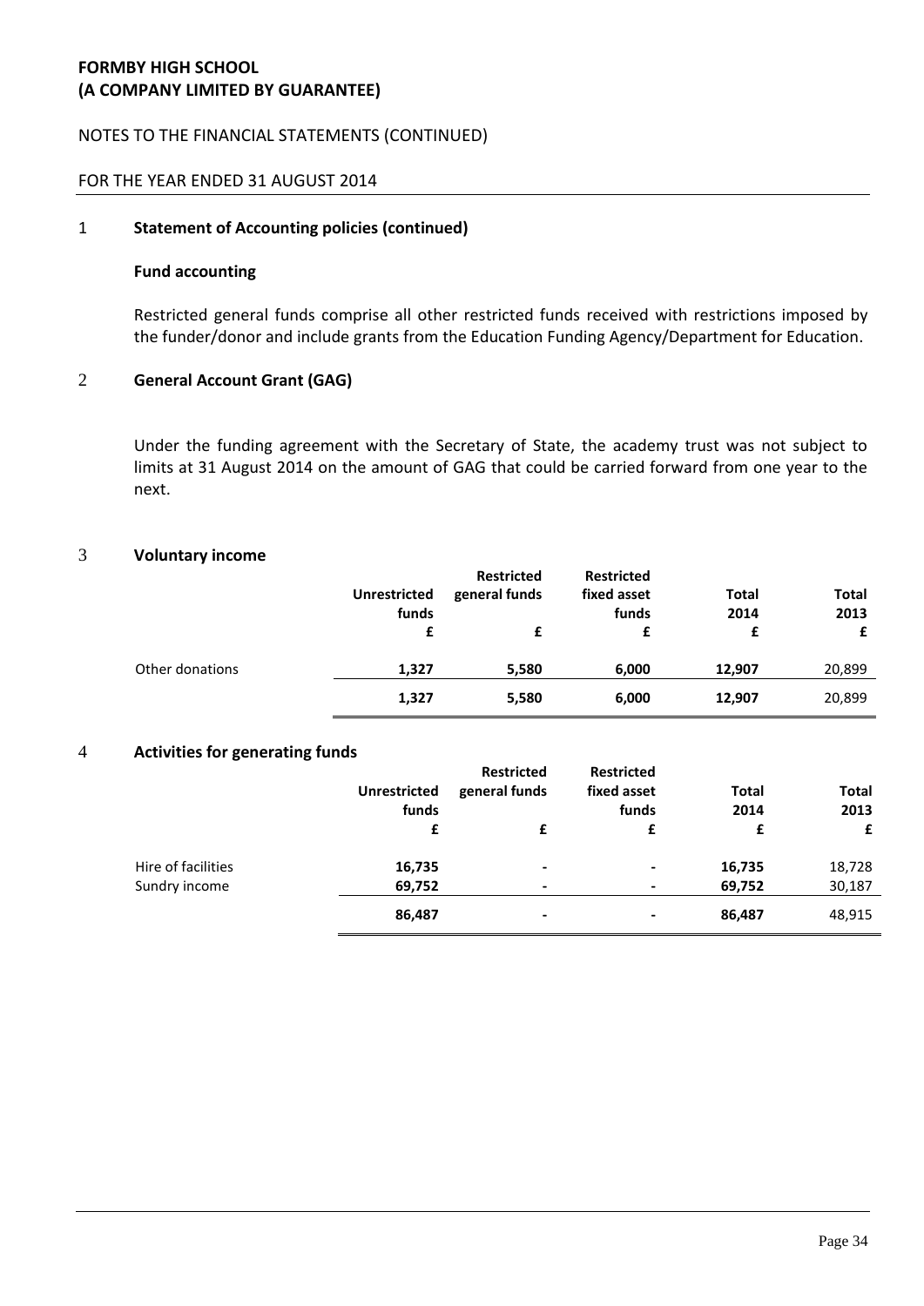**FORMBY HIGH SCHOOL**
**(A COMPANY LIMITED BY GUARANTEE)**

NOTES TO THE FINANCIAL STATEMENTS (CONTINUED)

FOR THE YEAR ENDED 31 AUGUST 2014

## 1 Statement of Accounting policies (continued)

### Fund accounting

Restricted general funds comprise all other restricted funds received with restrictions imposed by the funder/donor and include grants from the Education Funding Agency/Department for Education.

## 2 General Account Grant (GAG)

Under the funding agreement with the Secretary of State, the academy trust was not subject to limits at 31 August 2014 on the amount of GAG that could be carried forward from one year to the next.

## 3 Voluntary income

| | Unrestricted funds | Restricted general funds | Restricted fixed asset funds | Total 2014 | Total 2013 |
|---|---|---|---|---|---|
| | £ | £ | £ | £ | £ |
| Other donations | **1,327** | **5,580** | **6,000** | **12,907** | 20,899 |
| | **1,327** | **5,580** | **6,000** | **12,907** | 20,899 |

## 4 Activities for generating funds

| | Unrestricted funds | Restricted general funds | Restricted fixed asset funds | Total 2014 | Total 2013 |
|---|---|---|---|---|---|
| | £ | £ | £ | £ | £ |
| Hire of facilities | **16,735** | - | - | **16,735** | 18,728 |
| Sundry income | **69,752** | - | - | **69,752** | 30,187 |
| | **86,487** | - | - | **86,487** | 48,915 |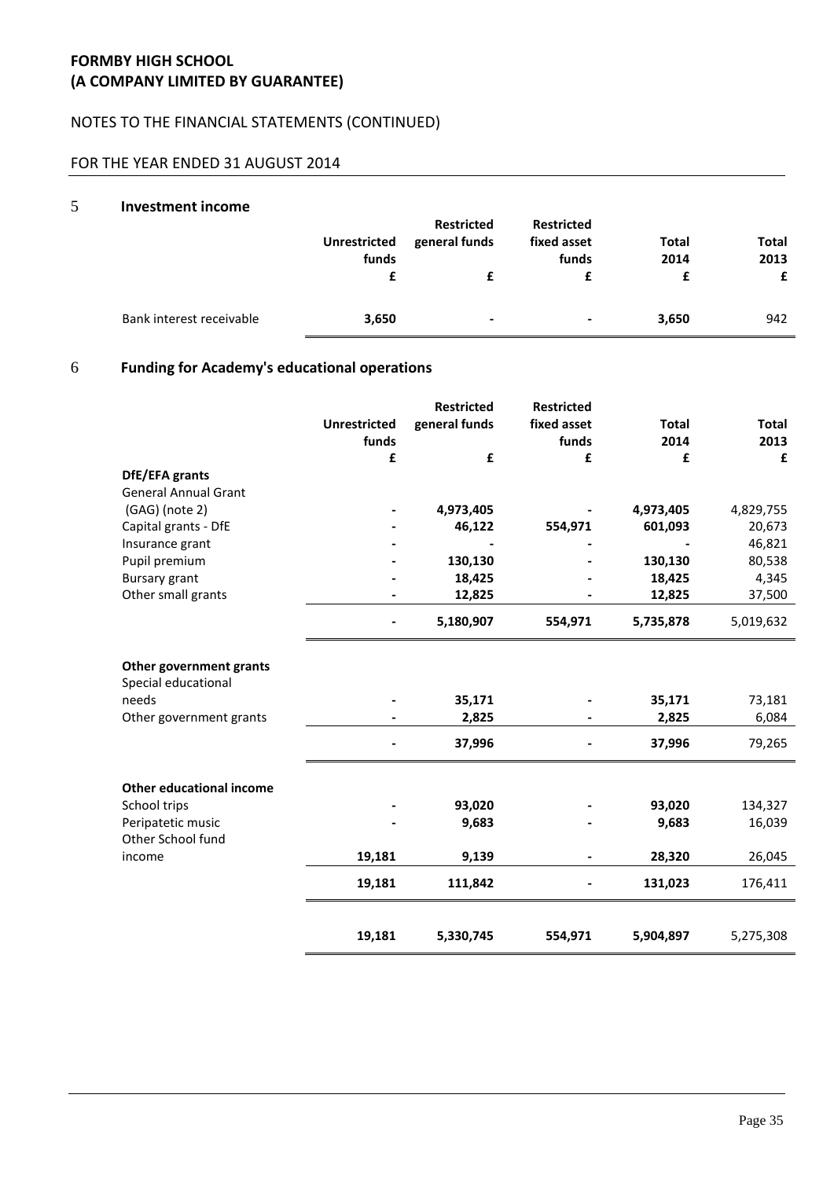# FORMBY HIGH SCHOOL
# (A COMPANY LIMITED BY GUARANTEE)

## NOTES TO THE FINANCIAL STATEMENTS (CONTINUED)

## FOR THE YEAR ENDED 31 AUGUST 2014

### 5 Investment income

| | Unrestricted funds | Restricted general funds | Restricted fixed asset funds | Total 2014 | Total 2013 |
|---|---|---|---|---|---|
| | £ | £ | £ | £ | £ |
| Bank interest receivable | **3,650** | **-** | **-** | **3,650** | 942 |

### 6 Funding for Academy's educational operations

| | Unrestricted funds | Restricted general funds | Restricted fixed asset funds | Total 2014 | Total 2013 |
|---|---|---|---|---|---|
| | £ | £ | £ | £ | £ |
| **DfE/EFA grants** | | | | | |
| General Annual Grant (GAG) (note 2) | **-** | **4,973,405** | **-** | **4,973,405** | 4,829,755 |
| Capital grants - DfE | **-** | **46,122** | **554,971** | **601,093** | 20,673 |
| Insurance grant | **-** | **-** | **-** | **-** | 46,821 |
| Pupil premium | **-** | **130,130** | **-** | **130,130** | 80,538 |
| Bursary grant | **-** | **18,425** | **-** | **18,425** | 4,345 |
| Other small grants | **-** | **12,825** | **-** | **12,825** | 37,500 |
| | **-** | **5,180,907** | **554,971** | **5,735,878** | 5,019,632 |
| **Other government grants** | | | | | |
| Special educational needs | **-** | **35,171** | **-** | **35,171** | 73,181 |
| Other government grants | **-** | **2,825** | **-** | **2,825** | 6,084 |
| | **-** | **37,996** | **-** | **37,996** | 79,265 |
| **Other educational income** | | | | | |
| School trips | **-** | **93,020** | **-** | **93,020** | 134,327 |
| Peripatetic music | **-** | **9,683** | **-** | **9,683** | 16,039 |
| Other School fund income | **19,181** | **9,139** | **-** | **28,320** | 26,045 |
| | **19,181** | **111,842** | **-** | **131,023** | 176,411 |
| | **19,181** | **5,330,745** | **554,971** | **5,904,897** | 5,275,308 |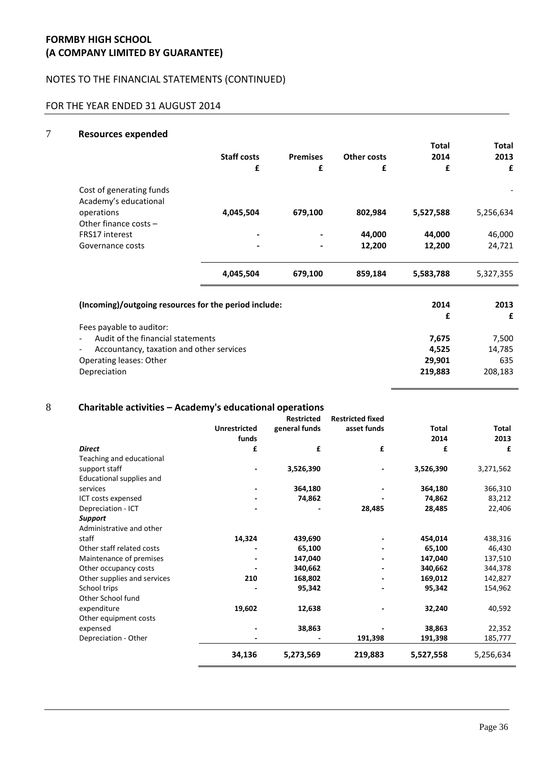**FORMBY HIGH SCHOOL**
**(A COMPANY LIMITED BY GUARANTEE)**

NOTES TO THE FINANCIAL STATEMENTS (CONTINUED)

FOR THE YEAR ENDED 31 AUGUST 2014

## 7 Resources expended

| | Staff costs | Premises | Other costs | Total 2014 | Total 2013 |
|---|---|---|---|---|---|
| | £ | £ | £ | £ | £ |
| Cost of generating funds | | | | | - |
| Academy's educational operations | **4,045,504** | **679,100** | **802,984** | **5,527,588** | 5,256,634 |
| Other finance costs – FRS17 interest | **-** | **-** | **44,000** | **44,000** | 46,000 |
| Governance costs | **-** | **-** | **12,200** | **12,200** | 24,721 |
| | **4,045,504** | **679,100** | **859,184** | **5,583,788** | 5,327,355 |

| **(Incoming)/outgoing resources for the period include:** | **2014** | **2013** |
|---|---|---|
| | **£** | **£** |
| Fees payable to auditor: | | |
| - Audit of the financial statements | **7,675** | 7,500 |
| - Accountancy, taxation and other services | **4,525** | 14,785 |
| Operating leases: Other | **29,901** | 635 |
| Depreciation | **219,883** | 208,183 |

## 8 Charitable activities – Academy's educational operations

| | Unrestricted funds | Restricted general funds | Restricted fixed asset funds | Total 2014 | Total 2013 |
|---|---|---|---|---|---|
| ***Direct*** | **£** | **£** | **£** | **£** | **£** |
| Teaching and educational support staff | **-** | **3,526,390** | **-** | **3,526,390** | 3,271,562 |
| Educational supplies and services | **-** | **364,180** | **-** | **364,180** | 366,310 |
| ICT costs expensed | **-** | **74,862** | **-** | **74,862** | 83,212 |
| Depreciation - ICT | **-** | **-** | **28,485** | **28,485** | 22,406 |
| ***Support*** | | | | | |
| Administrative and other staff | **14,324** | **439,690** | **-** | **454,014** | 438,316 |
| Other staff related costs | **-** | **65,100** | **-** | **65,100** | 46,430 |
| Maintenance of premises | **-** | **147,040** | **-** | **147,040** | 137,510 |
| Other occupancy costs | **-** | **340,662** | **-** | **340,662** | 344,378 |
| Other supplies and services | **210** | **168,802** | **-** | **169,012** | 142,827 |
| School trips | **-** | **95,342** | **-** | **95,342** | 154,962 |
| Other School fund expenditure | **19,602** | **12,638** | **-** | **32,240** | 40,592 |
| Other equipment costs expensed | **-** | **38,863** | **-** | **38,863** | 22,352 |
| Depreciation - Other | **-** | **-** | **191,398** | **191,398** | 185,777 |
| | **34,136** | **5,273,569** | **219,883** | **5,527,558** | 5,256,634 |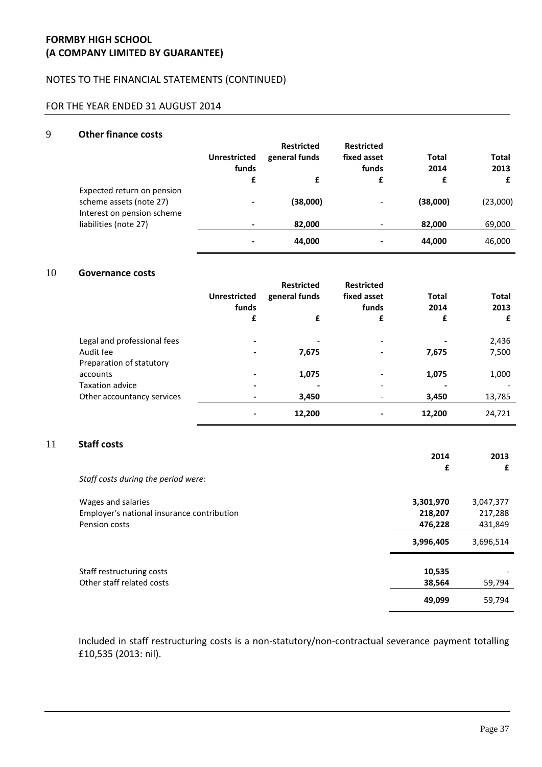**FORMBY HIGH SCHOOL**
**(A COMPANY LIMITED BY GUARANTEE)**

NOTES TO THE FINANCIAL STATEMENTS (CONTINUED)

FOR THE YEAR ENDED 31 AUGUST 2014

## 9 Other finance costs

| | Unrestricted funds | Restricted general funds | Restricted fixed asset funds | Total 2014 | Total 2013 |
|---|---|---|---|---|---|
| | £ | £ | £ | £ | £ |
| Expected return on pension scheme assets (note 27) | - | **(38,000)** | - | **(38,000)** | (23,000) |
| Interest on pension scheme liabilities (note 27) | - | **82,000** | - | **82,000** | 69,000 |
| | - | **44,000** | - | **44,000** | 46,000 |

## 10 Governance costs

| | Unrestricted funds | Restricted general funds | Restricted fixed asset funds | Total 2014 | Total 2013 |
|---|---|---|---|---|---|
| | £ | £ | £ | £ | £ |
| Legal and professional fees | - | - | - | - | 2,436 |
| Audit fee | - | **7,675** | - | **7,675** | 7,500 |
| Preparation of statutory accounts | - | **1,075** | - | **1,075** | 1,000 |
| Taxation advice | - | - | - | - | - |
| Other accountancy services | - | **3,450** | - | **3,450** | 13,785 |
| | - | **12,200** | - | **12,200** | 24,721 |

## 11 Staff costs

| | 2014 | 2013 |
|---|---|---|
| | £ | £ |
| *Staff costs during the period were:* | | |
| Wages and salaries | **3,301,970** | 3,047,377 |
| Employer's national insurance contribution | **218,207** | 217,288 |
| Pension costs | **476,228** | 431,849 |
| | **3,996,405** | 3,696,514 |
| | | |
| Staff restructuring costs | **10,535** | - |
| Other staff related costs | **38,564** | 59,794 |
| | **49,099** | 59,794 |

Included in staff restructuring costs is a non-statutory/non-contractual severance payment totalling £10,535 (2013: nil).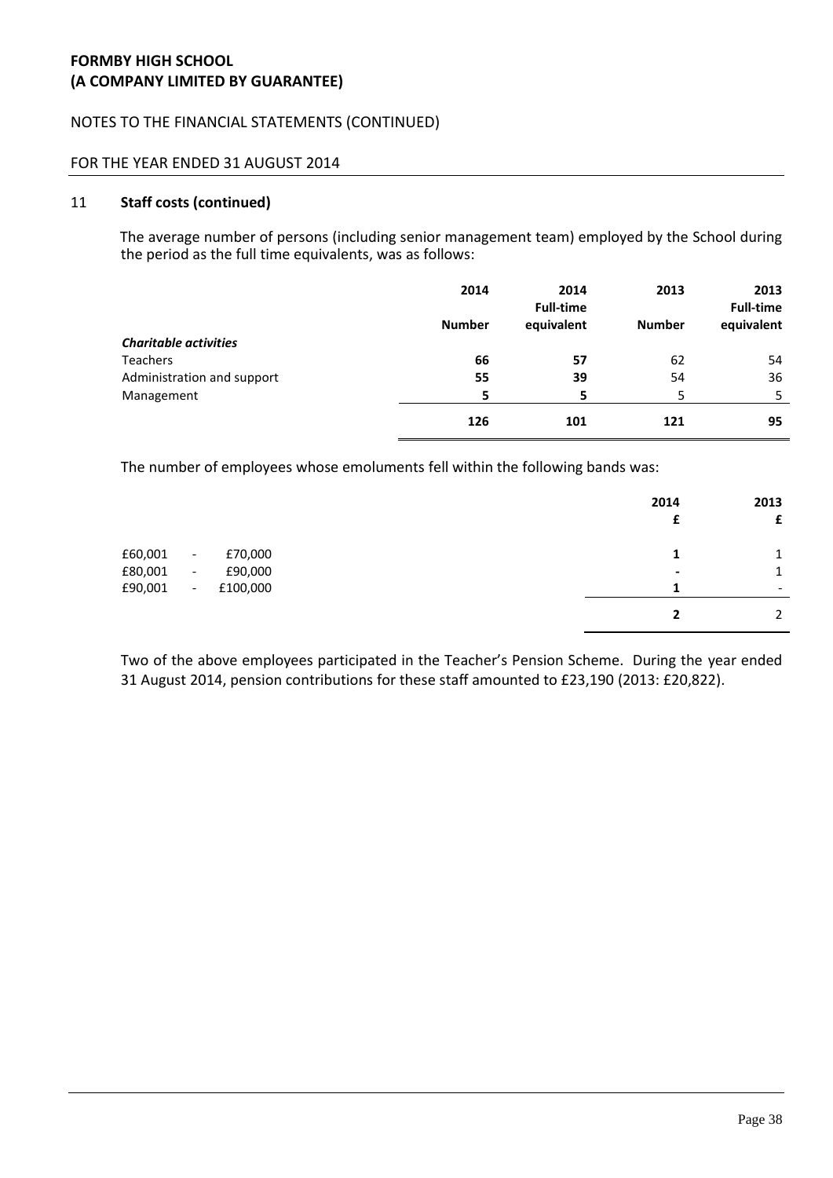**FORMBY HIGH SCHOOL**
**(A COMPANY LIMITED BY GUARANTEE)**

NOTES TO THE FINANCIAL STATEMENTS (CONTINUED)

FOR THE YEAR ENDED 31 AUGUST 2014

## 11 Staff costs (continued)

The average number of persons (including senior management team) employed by the School during the period as the full time equivalents, was as follows:

| | 2014 Number | 2014 Full-time equivalent | 2013 Number | 2013 Full-time equivalent |
|---|---|---|---|---|
| ***Charitable activities*** | | | | |
| Teachers | **66** | **57** | 62 | 54 |
| Administration and support | **55** | **39** | 54 | 36 |
| Management | **5** | **5** | 5 | 5 |
| | **126** | **101** | **121** | **95** |

The number of employees whose emoluments fell within the following bands was:

| | 2014 £ | 2013 £ |
|---|---|---|
| £60,001 - £70,000 | **1** | 1 |
| £80,001 - £90,000 | **-** | 1 |
| £90,001 - £100,000 | **1** | - |
| | **2** | 2 |

Two of the above employees participated in the Teacher's Pension Scheme. During the year ended 31 August 2014, pension contributions for these staff amounted to £23,190 (2013: £20,822).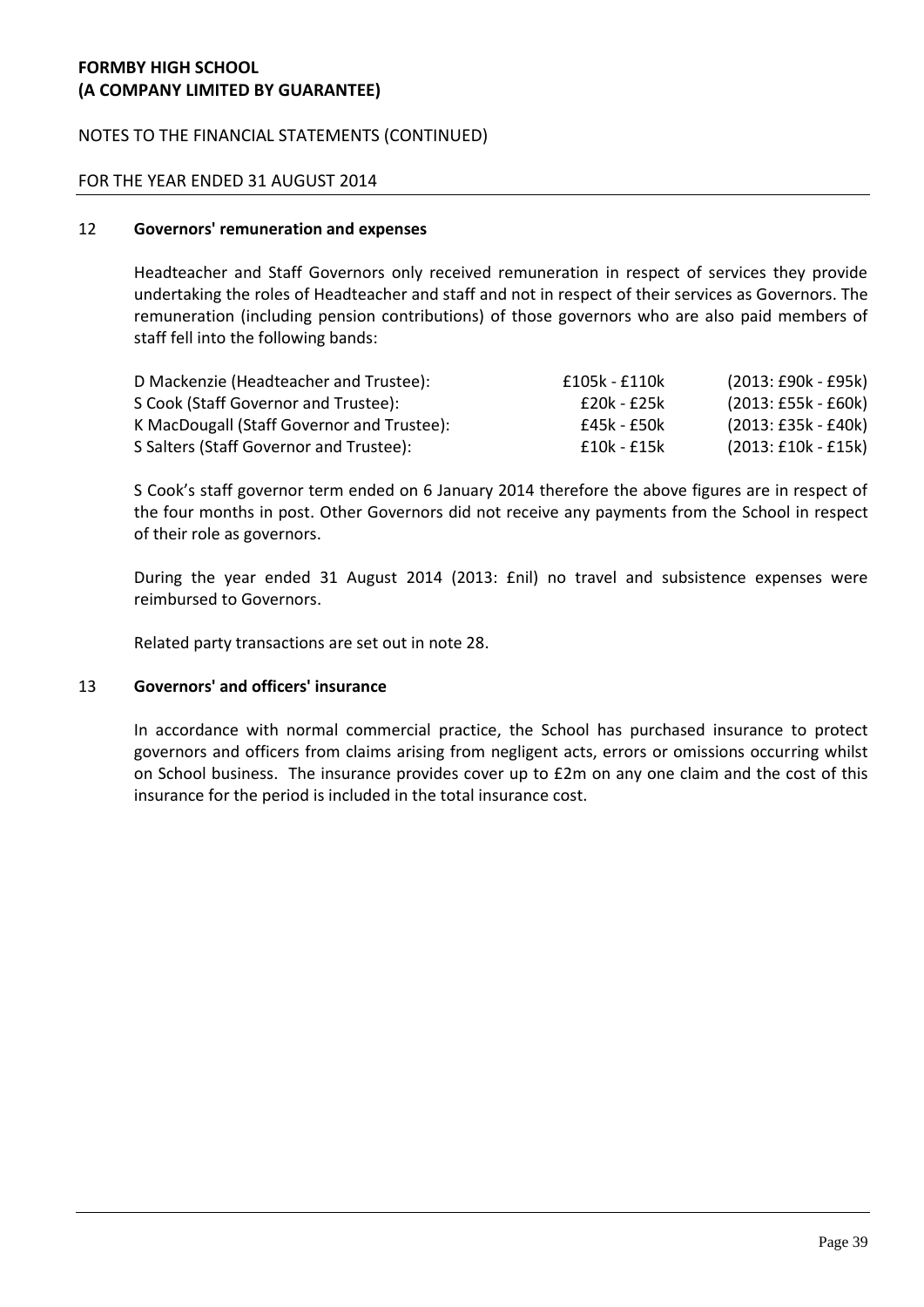**FORMBY HIGH SCHOOL**
**(A COMPANY LIMITED BY GUARANTEE)**

NOTES TO THE FINANCIAL STATEMENTS (CONTINUED)

FOR THE YEAR ENDED 31 AUGUST 2014

## 12 Governors' remuneration and expenses

Headteacher and Staff Governors only received remuneration in respect of services they provide undertaking the roles of Headteacher and staff and not in respect of their services as Governors. The remuneration (including pension contributions) of those governors who are also paid members of staff fell into the following bands:

| | | |
|---|---|---|
| D Mackenzie (Headteacher and Trustee): | £105k - £110k | (2013: £90k - £95k) |
| S Cook (Staff Governor and Trustee): | £20k - £25k | (2013: £55k - £60k) |
| K MacDougall (Staff Governor and Trustee): | £45k - £50k | (2013: £35k - £40k) |
| S Salters (Staff Governor and Trustee): | £10k - £15k | (2013: £10k - £15k) |

S Cook's staff governor term ended on 6 January 2014 therefore the above figures are in respect of the four months in post. Other Governors did not receive any payments from the School in respect of their role as governors.

During the year ended 31 August 2014 (2013: £nil) no travel and subsistence expenses were reimbursed to Governors.

Related party transactions are set out in note 28.

## 13 Governors' and officers' insurance

In accordance with normal commercial practice, the School has purchased insurance to protect governors and officers from claims arising from negligent acts, errors or omissions occurring whilst on School business. The insurance provides cover up to £2m on any one claim and the cost of this insurance for the period is included in the total insurance cost.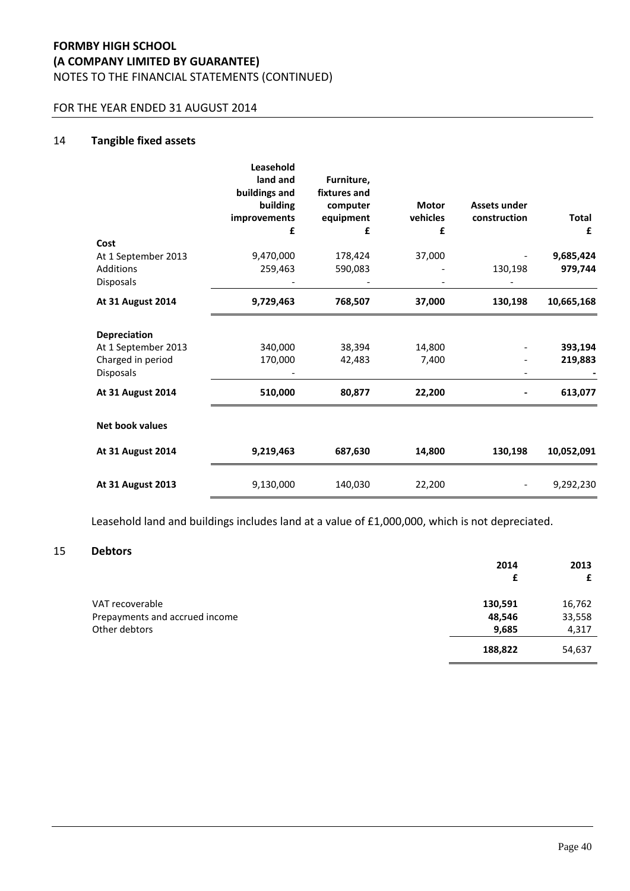# FORMBY HIGH SCHOOL
# (A COMPANY LIMITED BY GUARANTEE)
NOTES TO THE FINANCIAL STATEMENTS (CONTINUED)

FOR THE YEAR ENDED 31 AUGUST 2014

## 14 Tangible fixed assets

| | Leasehold land and buildings and building improvements £ | Furniture, fixtures and computer equipment £ | Motor vehicles £ | Assets under construction £ | Total £ |
|---|---|---|---|---|---|
| **Cost** | | | | | |
| At 1 September 2013 | 9,470,000 | 178,424 | 37,000 | - | **9,685,424** |
| Additions | 259,463 | 590,083 | - | 130,198 | **979,744** |
| Disposals | - | - | - | - | |
| **At 31 August 2014** | **9,729,463** | **768,507** | **37,000** | **130,198** | **10,665,168** |
| **Depreciation** | | | | | |
| At 1 September 2013 | 340,000 | 38,394 | 14,800 | - | **393,194** |
| Charged in period | 170,000 | 42,483 | 7,400 | - | **219,883** |
| Disposals | - | | | - | **-** |
| **At 31 August 2014** | **510,000** | **80,877** | **22,200** | **-** | **613,077** |
| **Net book values** | | | | | |
| **At 31 August 2014** | **9,219,463** | **687,630** | **14,800** | **130,198** | **10,052,091** |
| **At 31 August 2013** | 9,130,000 | 140,030 | 22,200 | - | 9,292,230 |

Leasehold land and buildings includes land at a value of £1,000,000, which is not depreciated.

## 15 Debtors

| | 2014 £ | 2013 £ |
|---|---|---|
| VAT recoverable | **130,591** | 16,762 |
| Prepayments and accrued income | **48,546** | 33,558 |
| Other debtors | **9,685** | 4,317 |
| | **188,822** | 54,637 |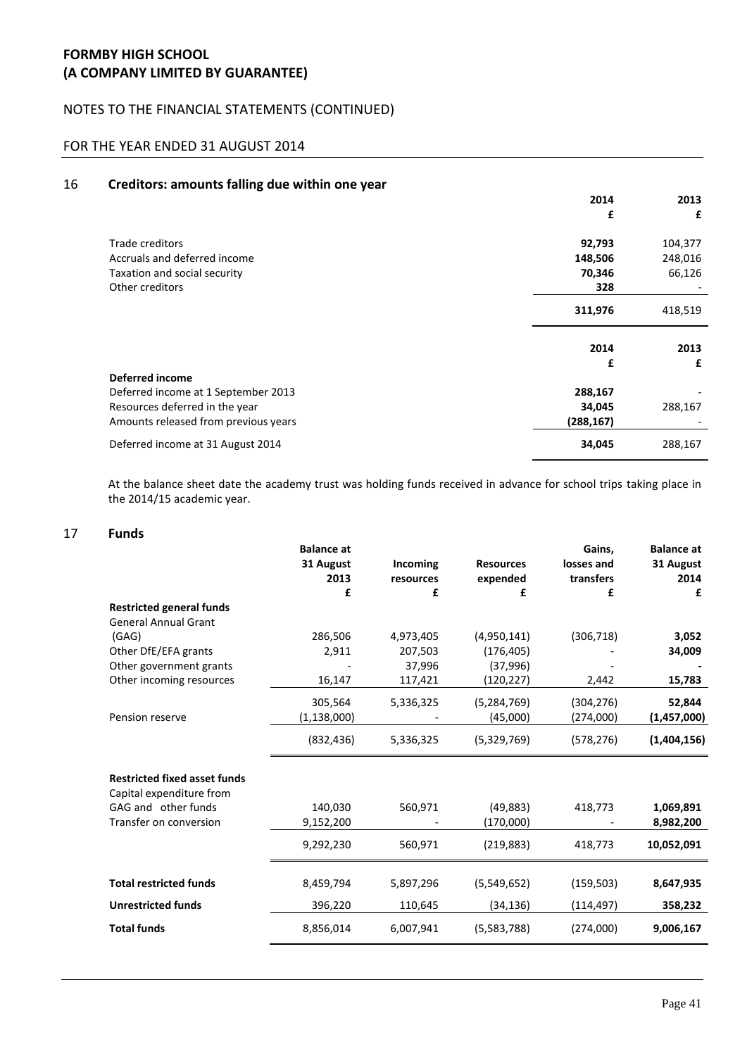# FORMBY HIGH SCHOOL
# (A COMPANY LIMITED BY GUARANTEE)

NOTES TO THE FINANCIAL STATEMENTS (CONTINUED)

FOR THE YEAR ENDED 31 AUGUST 2014

## 16 Creditors: amounts falling due within one year

| | 2014 £ | 2013 £ |
|---|---|---|
| Trade creditors | **92,793** | 104,377 |
| Accruals and deferred income | **148,506** | 248,016 |
| Taxation and social security | **70,346** | 66,126 |
| Other creditors | **328** | - |
| | **311,976** | 418,519 |

| | 2014 £ | 2013 £ |
|---|---|---|
| **Deferred income** | | |
| Deferred income at 1 September 2013 | **288,167** | - |
| Resources deferred in the year | **34,045** | 288,167 |
| Amounts released from previous years | **(288,167)** | - |
| Deferred income at 31 August 2014 | **34,045** | 288,167 |

At the balance sheet date the academy trust was holding funds received in advance for school trips taking place in the 2014/15 academic year.

## 17 Funds

| | Balance at 31 August 2013 £ | Incoming resources £ | Resources expended £ | Gains, losses and transfers £ | Balance at 31 August 2014 £ |
|---|---|---|---|---|---|
| **Restricted general funds** | | | | | |
| General Annual Grant (GAG) | 286,506 | 4,973,405 | (4,950,141) | (306,718) | **3,052** |
| Other DfE/EFA grants | 2,911 | 207,503 | (176,405) | - | **34,009** |
| Other government grants | - | 37,996 | (37,996) | - | **-** |
| Other incoming resources | 16,147 | 117,421 | (120,227) | 2,442 | **15,783** |
| | 305,564 | 5,336,325 | (5,284,769) | (304,276) | **52,844** |
| Pension reserve | (1,138,000) | - | (45,000) | (274,000) | **(1,457,000)** |
| | (832,436) | 5,336,325 | (5,329,769) | (578,276) | **(1,404,156)** |
| **Restricted fixed asset funds** | | | | | |
| Capital expenditure from GAG and other funds | 140,030 | 560,971 | (49,883) | 418,773 | **1,069,891** |
| Transfer on conversion | 9,152,200 | - | (170,000) | - | **8,982,200** |
| | 9,292,230 | 560,971 | (219,883) | 418,773 | **10,052,091** |
| **Total restricted funds** | 8,459,794 | 5,897,296 | (5,549,652) | (159,503) | **8,647,935** |
| **Unrestricted funds** | 396,220 | 110,645 | (34,136) | (114,497) | **358,232** |
| **Total funds** | 8,856,014 | 6,007,941 | (5,583,788) | (274,000) | **9,006,167** |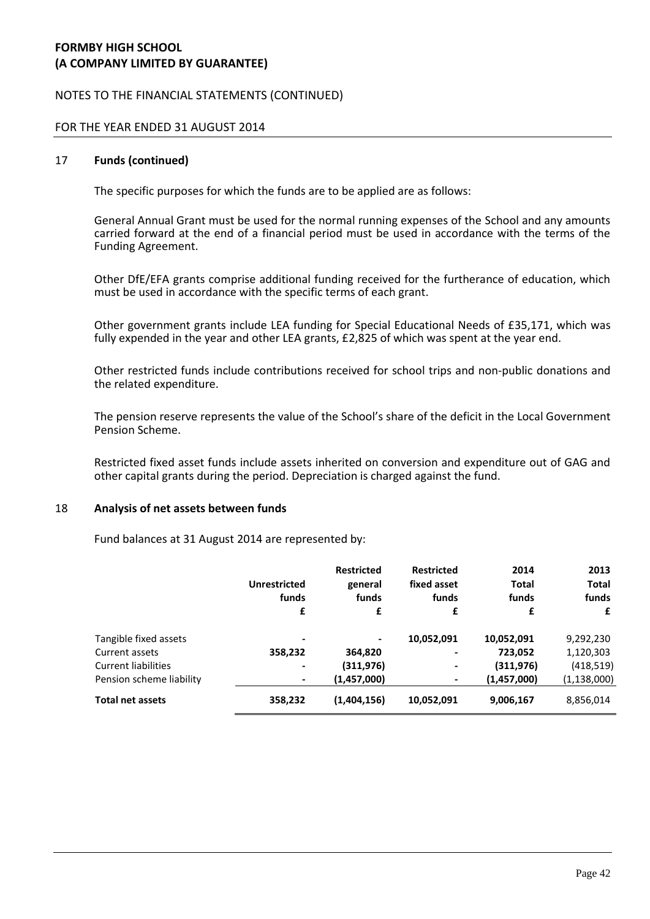**FORMBY HIGH SCHOOL**
**(A COMPANY LIMITED BY GUARANTEE)**

NOTES TO THE FINANCIAL STATEMENTS (CONTINUED)

FOR THE YEAR ENDED 31 AUGUST 2014

## 17 Funds (continued)

The specific purposes for which the funds are to be applied are as follows:

General Annual Grant must be used for the normal running expenses of the School and any amounts carried forward at the end of a financial period must be used in accordance with the terms of the Funding Agreement.

Other DfE/EFA grants comprise additional funding received for the furtherance of education, which must be used in accordance with the specific terms of each grant.

Other government grants include LEA funding for Special Educational Needs of £35,171, which was fully expended in the year and other LEA grants, £2,825 of which was spent at the year end.

Other restricted funds include contributions received for school trips and non-public donations and the related expenditure.

The pension reserve represents the value of the School's share of the deficit in the Local Government Pension Scheme.

Restricted fixed asset funds include assets inherited on conversion and expenditure out of GAG and other capital grants during the period. Depreciation is charged against the fund.

## 18 Analysis of net assets between funds

Fund balances at 31 August 2014 are represented by:

| | Unrestricted funds | Restricted general funds | Restricted fixed asset funds | 2014 Total funds | 2013 Total funds |
|---|---|---|---|---|---|
| | £ | £ | £ | £ | £ |
| Tangible fixed assets | - | - | 10,052,091 | 10,052,091 | 9,292,230 |
| Current assets | 358,232 | 364,820 | - | 723,052 | 1,120,303 |
| Current liabilities | - | (311,976) | - | (311,976) | (418,519) |
| Pension scheme liability | - | (1,457,000) | - | (1,457,000) | (1,138,000) |
| **Total net assets** | **358,232** | **(1,404,156)** | **10,052,091** | **9,006,167** | 8,856,014 |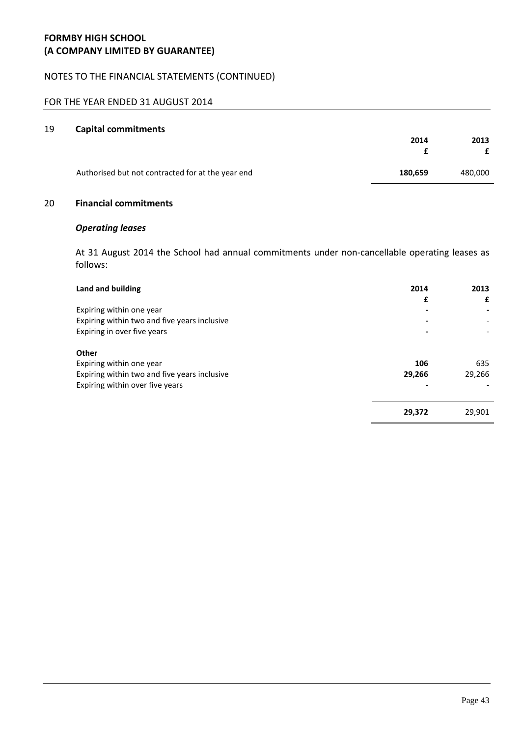**FORMBY HIGH SCHOOL**
**(A COMPANY LIMITED BY GUARANTEE)**

NOTES TO THE FINANCIAL STATEMENTS (CONTINUED)

FOR THE YEAR ENDED 31 AUGUST 2014

## 19 Capital commitments

| | 2014 £ | 2013 £ |
|---|---|---|
| Authorised but not contracted for at the year end | **180,659** | 480,000 |

## 20 Financial commitments

***Operating leases***

At 31 August 2014 the School had annual commitments under non-cancellable operating leases as follows:

| **Land and building** | 2014 £ | 2013 £ |
|---|---|---|
| Expiring within one year | - | - |
| Expiring within two and five years inclusive | - | - |
| Expiring in over five years | - | - |
| **Other** | | |
| Expiring within one year | **106** | 635 |
| Expiring within two and five years inclusive | **29,266** | 29,266 |
| Expiring within over five years | - | - |
| | **29,372** | 29,901 |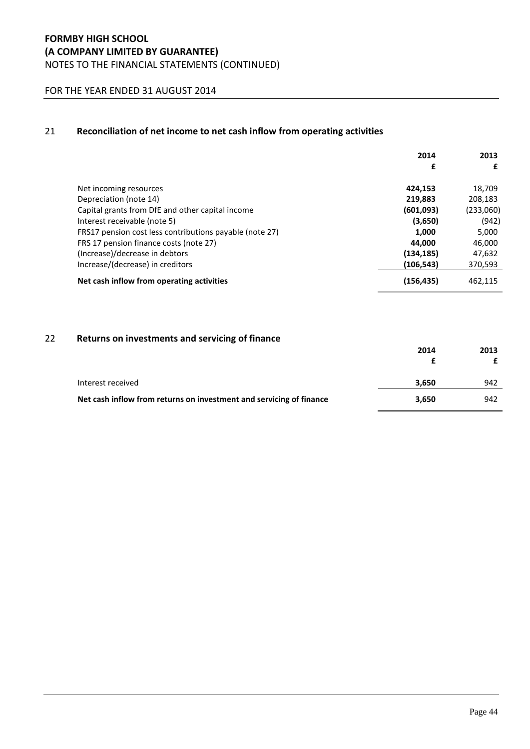# FORMBY HIGH SCHOOL
# (A COMPANY LIMITED BY GUARANTEE)
NOTES TO THE FINANCIAL STATEMENTS (CONTINUED)

FOR THE YEAR ENDED 31 AUGUST 2014

## 21 Reconciliation of net income to net cash inflow from operating activities

| | 2014<br>£ | 2013<br>£ |
|---|---|---|
| Net incoming resources | **424,153** | 18,709 |
| Depreciation (note 14) | **219,883** | 208,183 |
| Capital grants from DfE and other capital income | **(601,093)** | (233,060) |
| Interest receivable (note 5) | **(3,650)** | (942) |
| FRS17 pension cost less contributions payable (note 27) | **1,000** | 5,000 |
| FRS 17 pension finance costs (note 27) | **44,000** | 46,000 |
| (Increase)/decrease in debtors | **(134,185)** | 47,632 |
| Increase/(decrease) in creditors | **(106,543)** | 370,593 |
| **Net cash inflow from operating activities** | **(156,435)** | 462,115 |

## 22 Returns on investments and servicing of finance

| | 2014<br>£ | 2013<br>£ |
|---|---|---|
| Interest received | **3,650** | 942 |
| **Net cash inflow from returns on investment and servicing of finance** | **3,650** | 942 |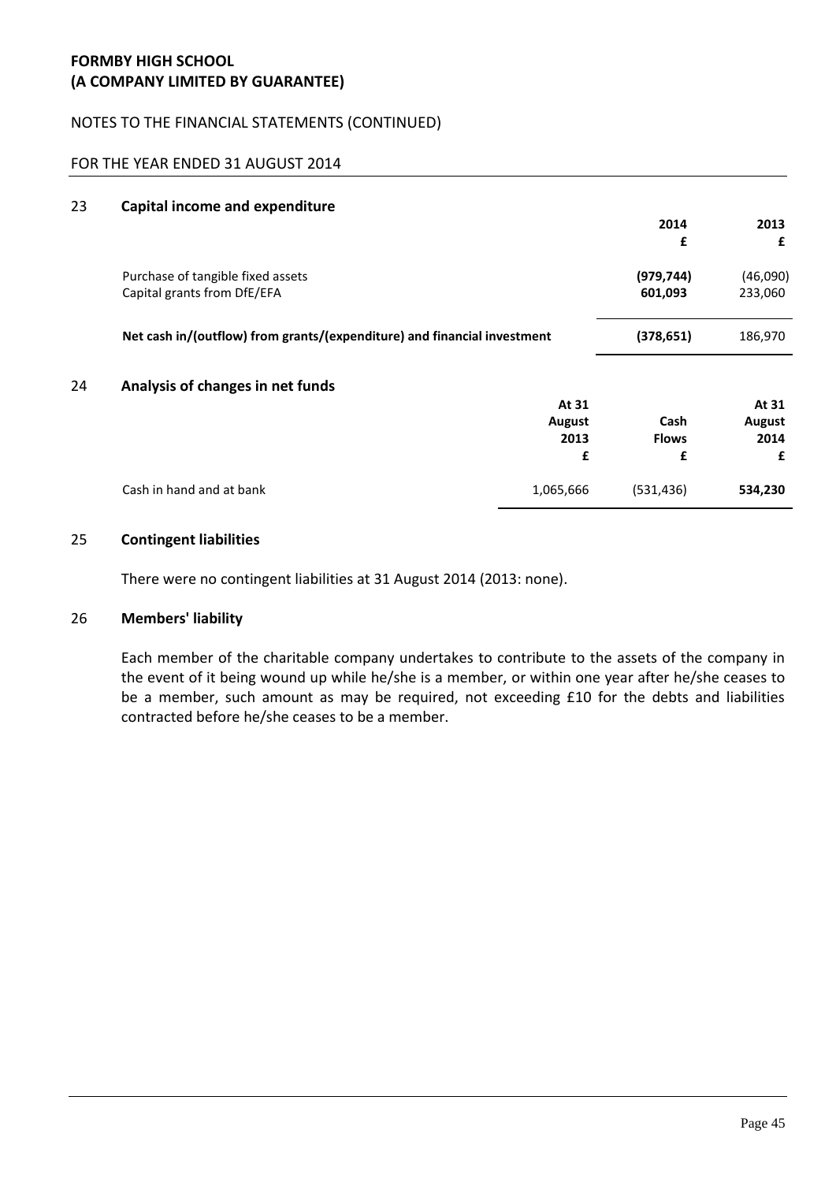**FORMBY HIGH SCHOOL**
**(A COMPANY LIMITED BY GUARANTEE)**

NOTES TO THE FINANCIAL STATEMENTS (CONTINUED)

FOR THE YEAR ENDED 31 AUGUST 2014

## 23 Capital income and expenditure

| | 2014<br>£ | 2013<br>£ |
|---|---|---|
| Purchase of tangible fixed assets | **(979,744)** | (46,090) |
| Capital grants from DfE/EFA | **601,093** | 233,060 |
| **Net cash in/(outflow) from grants/(expenditure) and financial investment** | **(378,651)** | 186,970 |

## 24 Analysis of changes in net funds

| | At 31 August 2013<br>£ | Cash Flows<br>£ | At 31 August 2014<br>£ |
|---|---|---|---|
| Cash in hand and at bank | 1,065,666 | (531,436) | **534,230** |

## 25 Contingent liabilities

There were no contingent liabilities at 31 August 2014 (2013: none).

## 26 Members' liability

Each member of the charitable company undertakes to contribute to the assets of the company in the event of it being wound up while he/she is a member, or within one year after he/she ceases to be a member, such amount as may be required, not exceeding £10 for the debts and liabilities contracted before he/she ceases to be a member.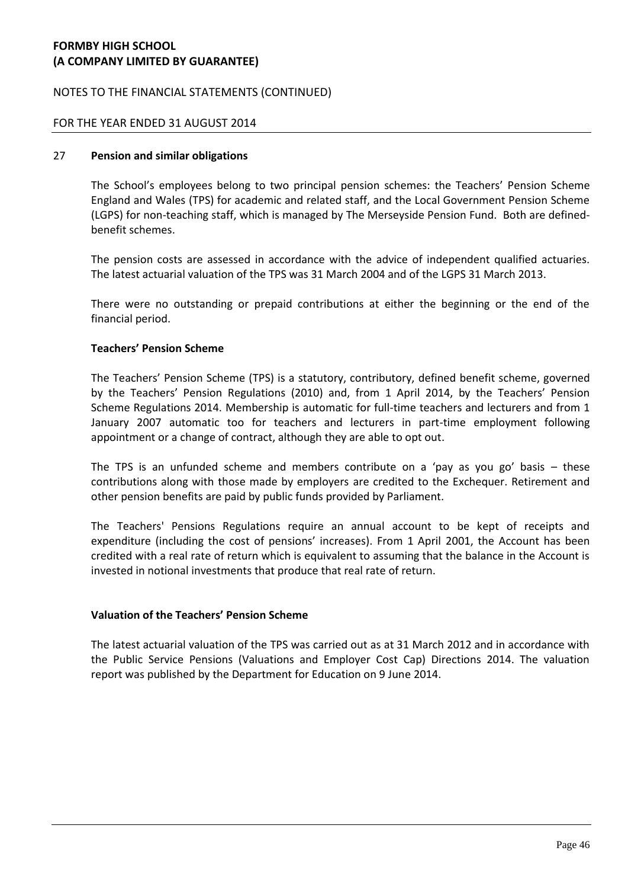## 27 Pension and similar obligations

The School's employees belong to two principal pension schemes: the Teachers' Pension Scheme England and Wales (TPS) for academic and related staff, and the Local Government Pension Scheme (LGPS) for non-teaching staff, which is managed by The Merseyside Pension Fund. Both are defined-benefit schemes.

The pension costs are assessed in accordance with the advice of independent qualified actuaries. The latest actuarial valuation of the TPS was 31 March 2004 and of the LGPS 31 March 2013.

There were no outstanding or prepaid contributions at either the beginning or the end of the financial period.

### Teachers' Pension Scheme

The Teachers' Pension Scheme (TPS) is a statutory, contributory, defined benefit scheme, governed by the Teachers' Pension Regulations (2010) and, from 1 April 2014, by the Teachers' Pension Scheme Regulations 2014. Membership is automatic for full-time teachers and lecturers and from 1 January 2007 automatic too for teachers and lecturers in part-time employment following appointment or a change of contract, although they are able to opt out.

The TPS is an unfunded scheme and members contribute on a 'pay as you go' basis – these contributions along with those made by employers are credited to the Exchequer. Retirement and other pension benefits are paid by public funds provided by Parliament.

The Teachers' Pensions Regulations require an annual account to be kept of receipts and expenditure (including the cost of pensions' increases). From 1 April 2001, the Account has been credited with a real rate of return which is equivalent to assuming that the balance in the Account is invested in notional investments that produce that real rate of return.

### Valuation of the Teachers' Pension Scheme

The latest actuarial valuation of the TPS was carried out as at 31 March 2012 and in accordance with the Public Service Pensions (Valuations and Employer Cost Cap) Directions 2014. The valuation report was published by the Department for Education on 9 June 2014.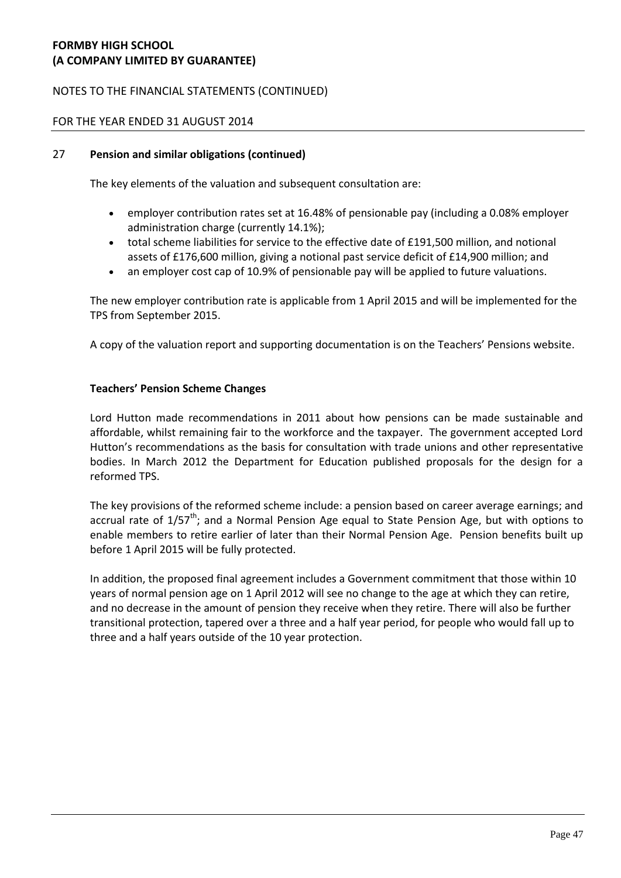## 27 Pension and similar obligations (continued)

The key elements of the valuation and subsequent consultation are:

- employer contribution rates set at 16.48% of pensionable pay (including a 0.08% employer administration charge (currently 14.1%);
- total scheme liabilities for service to the effective date of £191,500 million, and notional assets of £176,600 million, giving a notional past service deficit of £14,900 million; and
- an employer cost cap of 10.9% of pensionable pay will be applied to future valuations.

The new employer contribution rate is applicable from 1 April 2015 and will be implemented for the TPS from September 2015.

A copy of the valuation report and supporting documentation is on the Teachers' Pensions website.

### Teachers' Pension Scheme Changes

Lord Hutton made recommendations in 2011 about how pensions can be made sustainable and affordable, whilst remaining fair to the workforce and the taxpayer. The government accepted Lord Hutton's recommendations as the basis for consultation with trade unions and other representative bodies. In March 2012 the Department for Education published proposals for the design for a reformed TPS.

The key provisions of the reformed scheme include: a pension based on career average earnings; and accrual rate of 1/57th; and a Normal Pension Age equal to State Pension Age, but with options to enable members to retire earlier of later than their Normal Pension Age. Pension benefits built up before 1 April 2015 will be fully protected.

In addition, the proposed final agreement includes a Government commitment that those within 10 years of normal pension age on 1 April 2012 will see no change to the age at which they can retire, and no decrease in the amount of pension they receive when they retire. There will also be further transitional protection, tapered over a three and a half year period, for people who would fall up to three and a half years outside of the 10 year protection.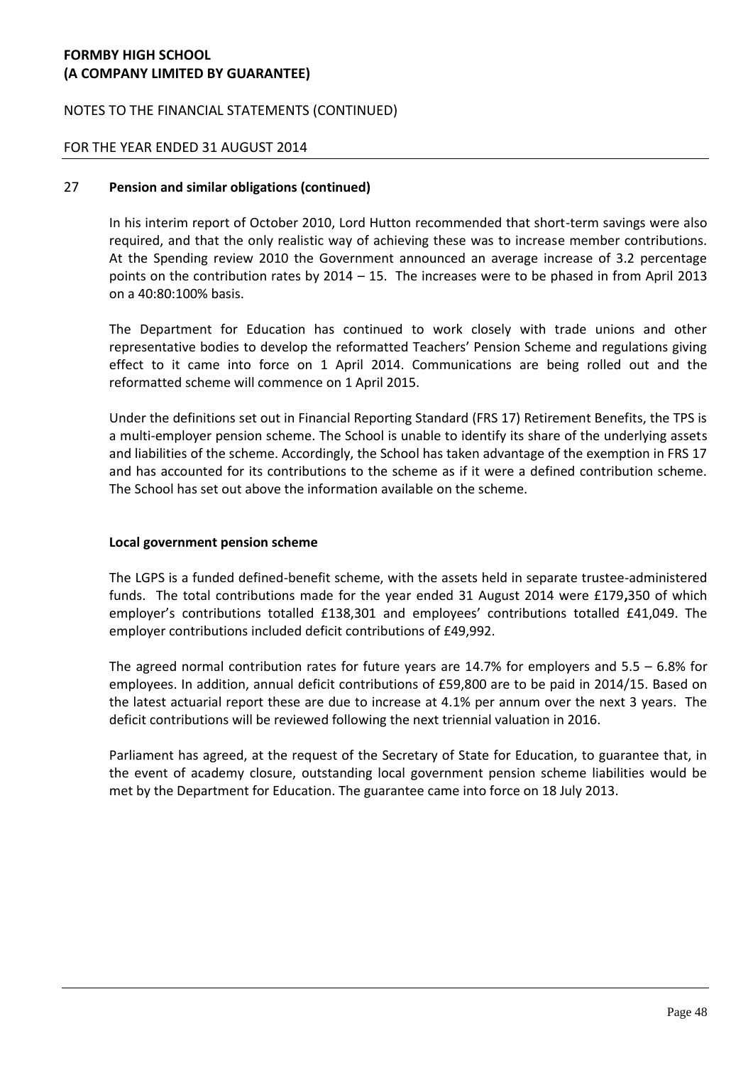## 27 Pension and similar obligations (continued)

In his interim report of October 2010, Lord Hutton recommended that short-term savings were also required, and that the only realistic way of achieving these was to increase member contributions. At the Spending review 2010 the Government announced an average increase of 3.2 percentage points on the contribution rates by 2014 – 15. The increases were to be phased in from April 2013 on a 40:80:100% basis.

The Department for Education has continued to work closely with trade unions and other representative bodies to develop the reformatted Teachers' Pension Scheme and regulations giving effect to it came into force on 1 April 2014. Communications are being rolled out and the reformatted scheme will commence on 1 April 2015.

Under the definitions set out in Financial Reporting Standard (FRS 17) Retirement Benefits, the TPS is a multi-employer pension scheme. The School is unable to identify its share of the underlying assets and liabilities of the scheme. Accordingly, the School has taken advantage of the exemption in FRS 17 and has accounted for its contributions to the scheme as if it were a defined contribution scheme. The School has set out above the information available on the scheme.

### Local government pension scheme

The LGPS is a funded defined-benefit scheme, with the assets held in separate trustee-administered funds. The total contributions made for the year ended 31 August 2014 were £179,350 of which employer's contributions totalled £138,301 and employees' contributions totalled £41,049. The employer contributions included deficit contributions of £49,992.

The agreed normal contribution rates for future years are 14.7% for employers and 5.5 – 6.8% for employees. In addition, annual deficit contributions of £59,800 are to be paid in 2014/15. Based on the latest actuarial report these are due to increase at 4.1% per annum over the next 3 years. The deficit contributions will be reviewed following the next triennial valuation in 2016.

Parliament has agreed, at the request of the Secretary of State for Education, to guarantee that, in the event of academy closure, outstanding local government pension scheme liabilities would be met by the Department for Education. The guarantee came into force on 18 July 2013.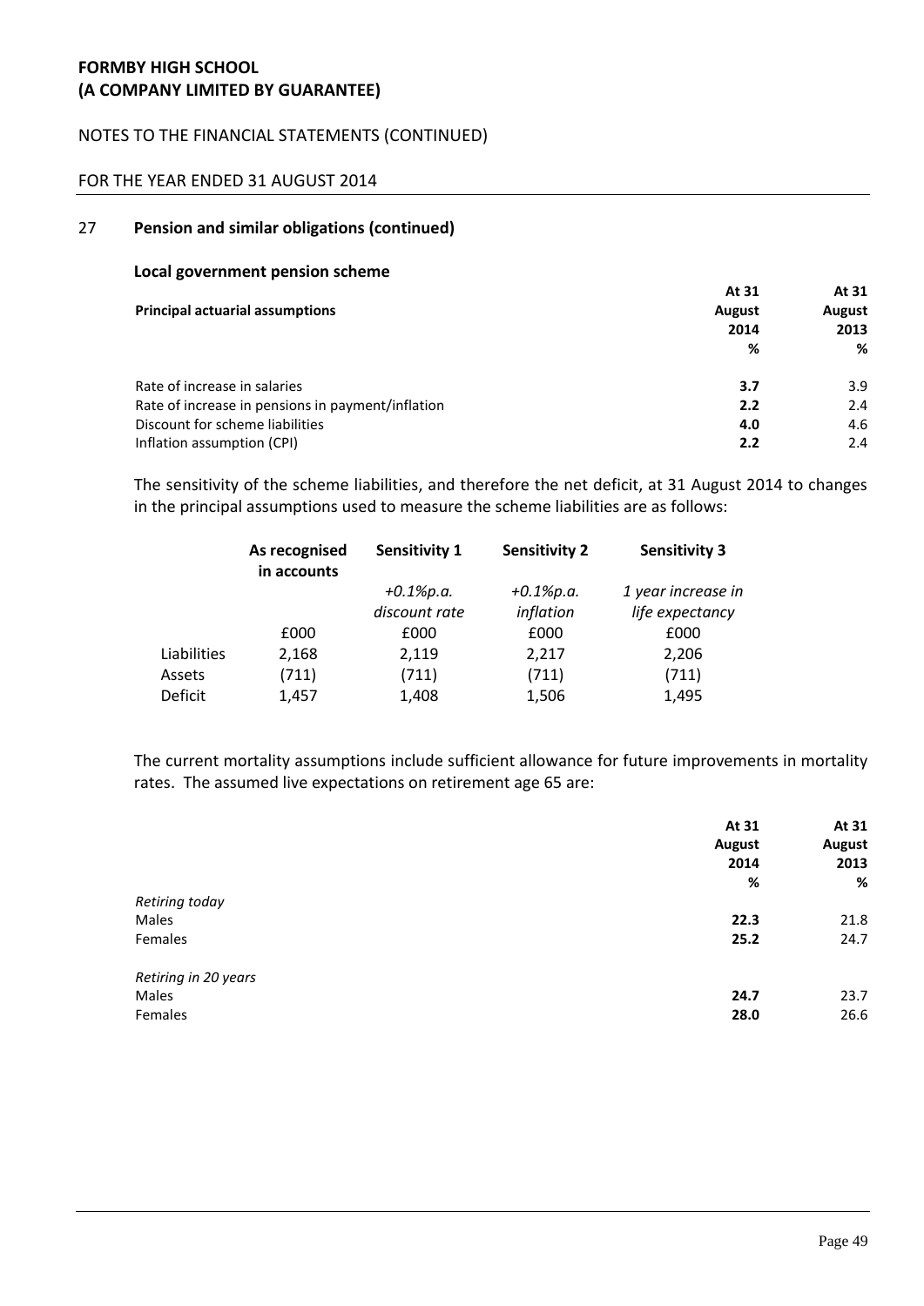# FORMBY HIGH SCHOOL
# (A COMPANY LIMITED BY GUARANTEE)

NOTES TO THE FINANCIAL STATEMENTS (CONTINUED)

FOR THE YEAR ENDED 31 AUGUST 2014

## 27 Pension and similar obligations (continued)

### Local government pension scheme

| Principal actuarial assumptions | At 31 August 2014 % | At 31 August 2013 % |
|---|---|---|
| Rate of increase in salaries | **3.7** | 3.9 |
| Rate of increase in pensions in payment/inflation | **2.2** | 2.4 |
| Discount for scheme liabilities | **4.0** | 4.6 |
| Inflation assumption (CPI) | **2.2** | 2.4 |

The sensitivity of the scheme liabilities, and therefore the net deficit, at 31 August 2014 to changes in the principal assumptions used to measure the scheme liabilities are as follows:

| | **As recognised in accounts** | **Sensitivity 1** | **Sensitivity 2** | **Sensitivity 3** |
|---|---|---|---|---|
| | | *+0.1%p.a. discount rate* | *+0.1%p.a. inflation* | *1 year increase in life expectancy* |
| | £000 | £000 | £000 | £000 |
| Liabilities | 2,168 | 2,119 | 2,217 | 2,206 |
| Assets | (711) | (711) | (711) | (711) |
| Deficit | 1,457 | 1,408 | 1,506 | 1,495 |

The current mortality assumptions include sufficient allowance for future improvements in mortality rates. The assumed live expectations on retirement age 65 are:

| | At 31 August 2014 % | At 31 August 2013 % |
|---|---|---|
| *Retiring today* | | |
| Males | **22.3** | 21.8 |
| Females | **25.2** | 24.7 |
| *Retiring in 20 years* | | |
| Males | **24.7** | 23.7 |
| Females | **28.0** | 26.6 |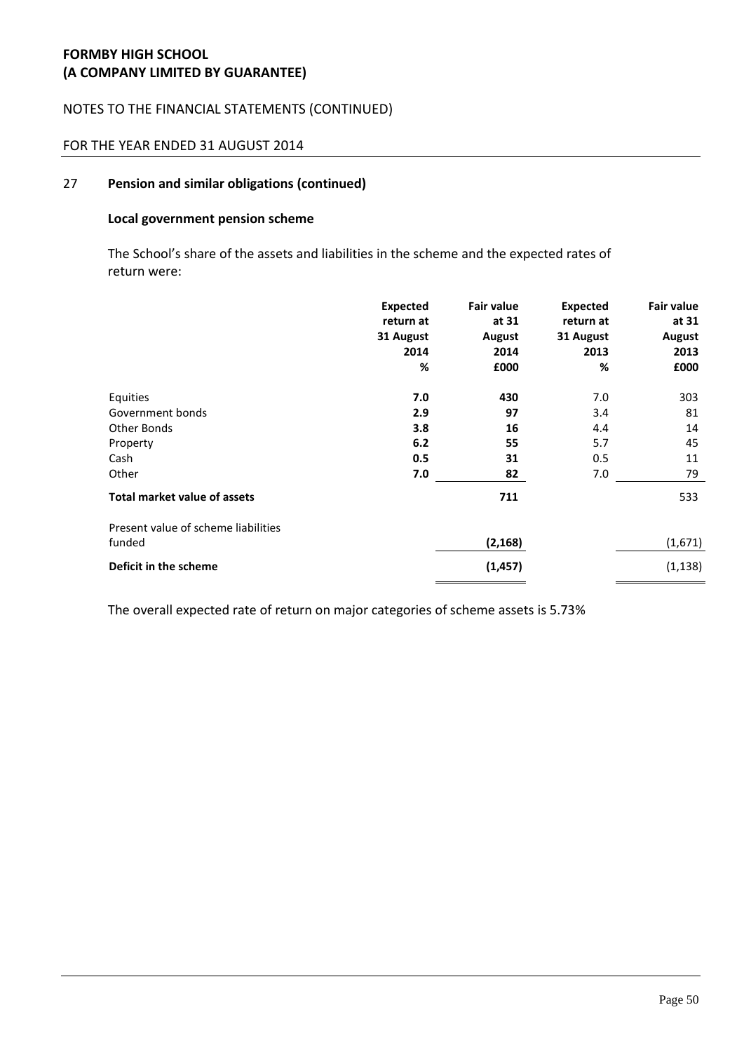**FORMBY HIGH SCHOOL**
**(A COMPANY LIMITED BY GUARANTEE)**

NOTES TO THE FINANCIAL STATEMENTS (CONTINUED)

FOR THE YEAR ENDED 31 AUGUST 2014

## 27 Pension and similar obligations (continued)

### Local government pension scheme

The School's share of the assets and liabilities in the scheme and the expected rates of return were:

| | Expected return at 31 August 2014 % | Fair value at 31 August 2014 £000 | Expected return at 31 August 2013 % | Fair value at 31 August 2013 £000 |
|---|---|---|---|---|
| Equities | **7.0** | **430** | 7.0 | 303 |
| Government bonds | **2.9** | **97** | 3.4 | 81 |
| Other Bonds | **3.8** | **16** | 4.4 | 14 |
| Property | **6.2** | **55** | 5.7 | 45 |
| Cash | **0.5** | **31** | 0.5 | 11 |
| Other | **7.0** | **82** | 7.0 | 79 |
| **Total market value of assets** | | **711** | | 533 |
| Present value of scheme liabilities funded | | **(2,168)** | | (1,671) |
| **Deficit in the scheme** | | **(1,457)** | | (1,138) |

The overall expected rate of return on major categories of scheme assets is 5.73%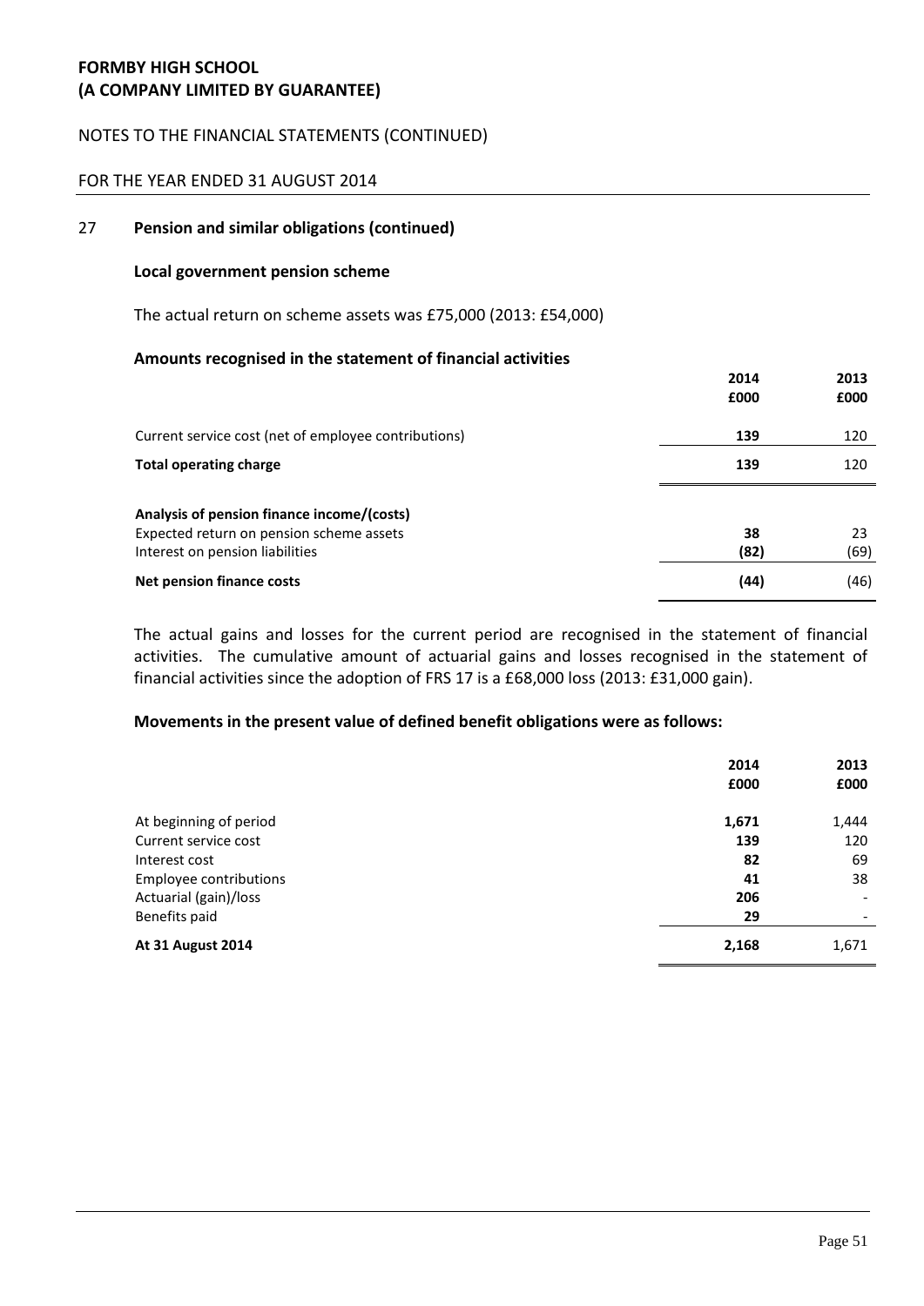## 27 Pension and similar obligations (continued)

### Local government pension scheme

The actual return on scheme assets was £75,000 (2013: £54,000)

### Amounts recognised in the statement of financial activities

| | 2014 £000 | 2013 £000 |
|---|---|---|
| Current service cost (net of employee contributions) | **139** | 120 |
| **Total operating charge** | **139** | 120 |
| **Analysis of pension finance income/(costs)** | | |
| Expected return on pension scheme assets | **38** | 23 |
| Interest on pension liabilities | **(82)** | (69) |
| **Net pension finance costs** | **(44)** | (46) |

The actual gains and losses for the current period are recognised in the statement of financial activities. The cumulative amount of actuarial gains and losses recognised in the statement of financial activities since the adoption of FRS 17 is a £68,000 loss (2013: £31,000 gain).

### Movements in the present value of defined benefit obligations were as follows:

| | 2014 £000 | 2013 £000 |
|---|---|---|
| At beginning of period | **1,671** | 1,444 |
| Current service cost | **139** | 120 |
| Interest cost | **82** | 69 |
| Employee contributions | **41** | 38 |
| Actuarial (gain)/loss | **206** | - |
| Benefits paid | **29** | - |
| **At 31 August 2014** | **2,168** | 1,671 |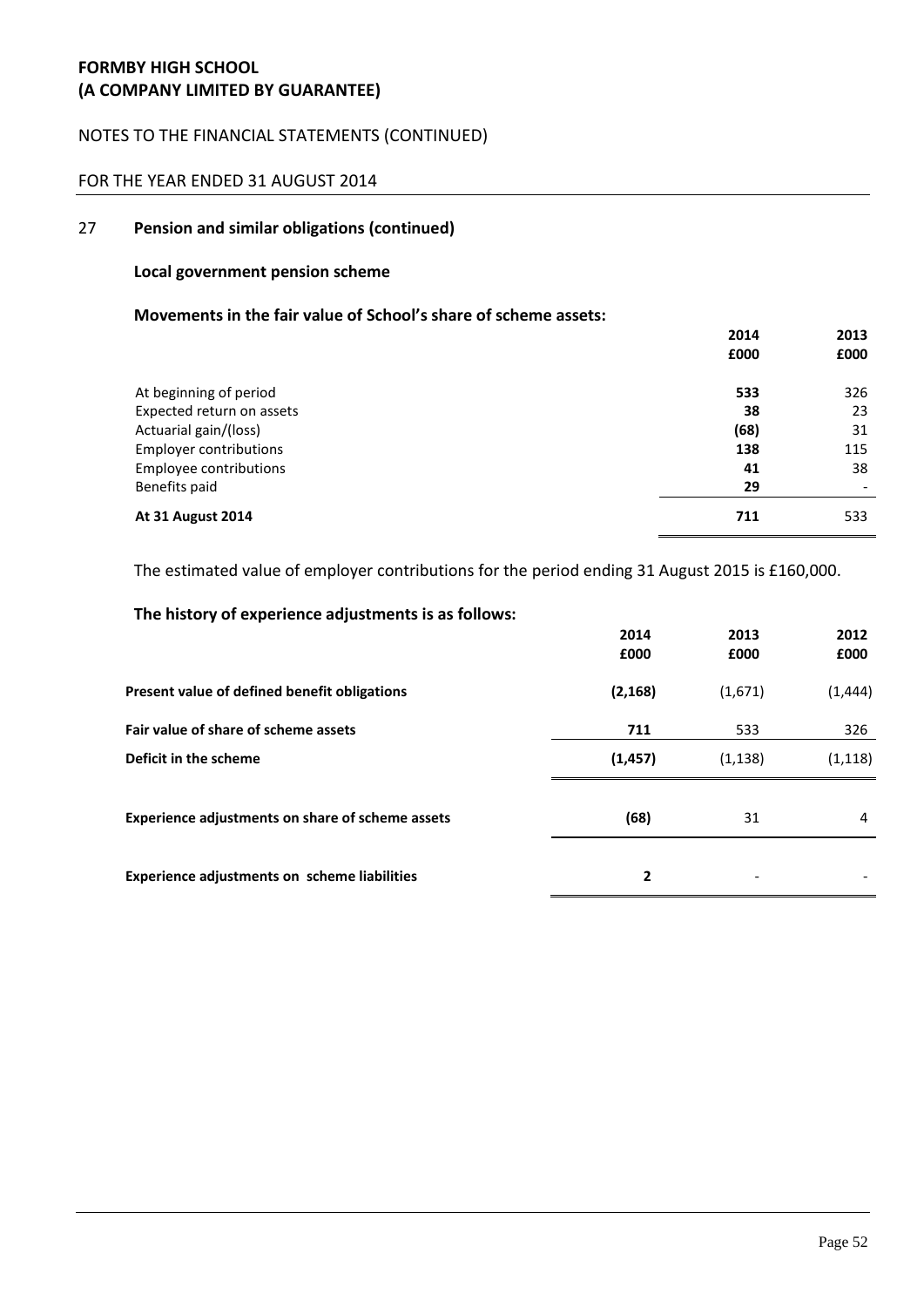## 27 Pension and similar obligations (continued)

### Local government pension scheme

**Movements in the fair value of School's share of scheme assets:**

| | 2014 £000 | 2013 £000 |
|---|---|---|
| At beginning of period | **533** | 326 |
| Expected return on assets | **38** | 23 |
| Actuarial gain/(loss) | **(68)** | 31 |
| Employer contributions | **138** | 115 |
| Employee contributions | **41** | 38 |
| Benefits paid | **29** | - |
| **At 31 August 2014** | **711** | 533 |

The estimated value of employer contributions for the period ending 31 August 2015 is £160,000.

**The history of experience adjustments is as follows:**

| | 2014 £000 | 2013 £000 | 2012 £000 |
|---|---|---|---|
| **Present value of defined benefit obligations** | **(2,168)** | (1,671) | (1,444) |
| **Fair value of share of scheme assets** | **711** | 533 | 326 |
| **Deficit in the scheme** | **(1,457)** | (1,138) | (1,118) |
| **Experience adjustments on share of scheme assets** | **(68)** | 31 | 4 |
| **Experience adjustments on scheme liabilities** | **2** | - | - |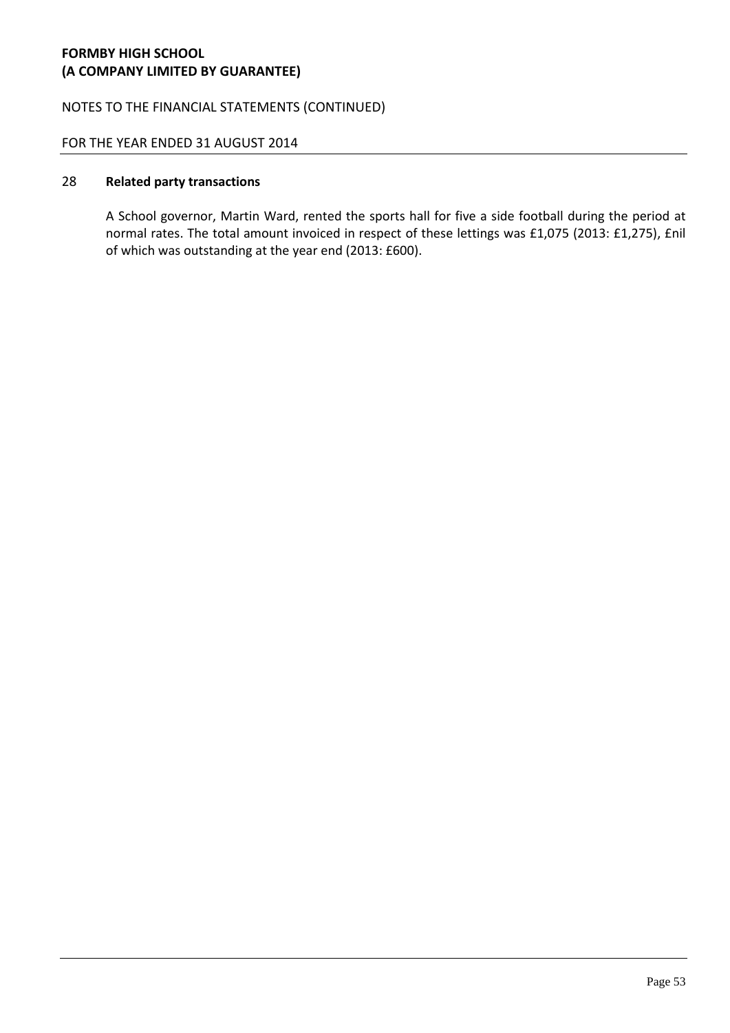## 28 Related party transactions

A School governor, Martin Ward, rented the sports hall for five a side football during the period at normal rates. The total amount invoiced in respect of these lettings was £1,075 (2013: £1,275), £nil of which was outstanding at the year end (2013: £600).